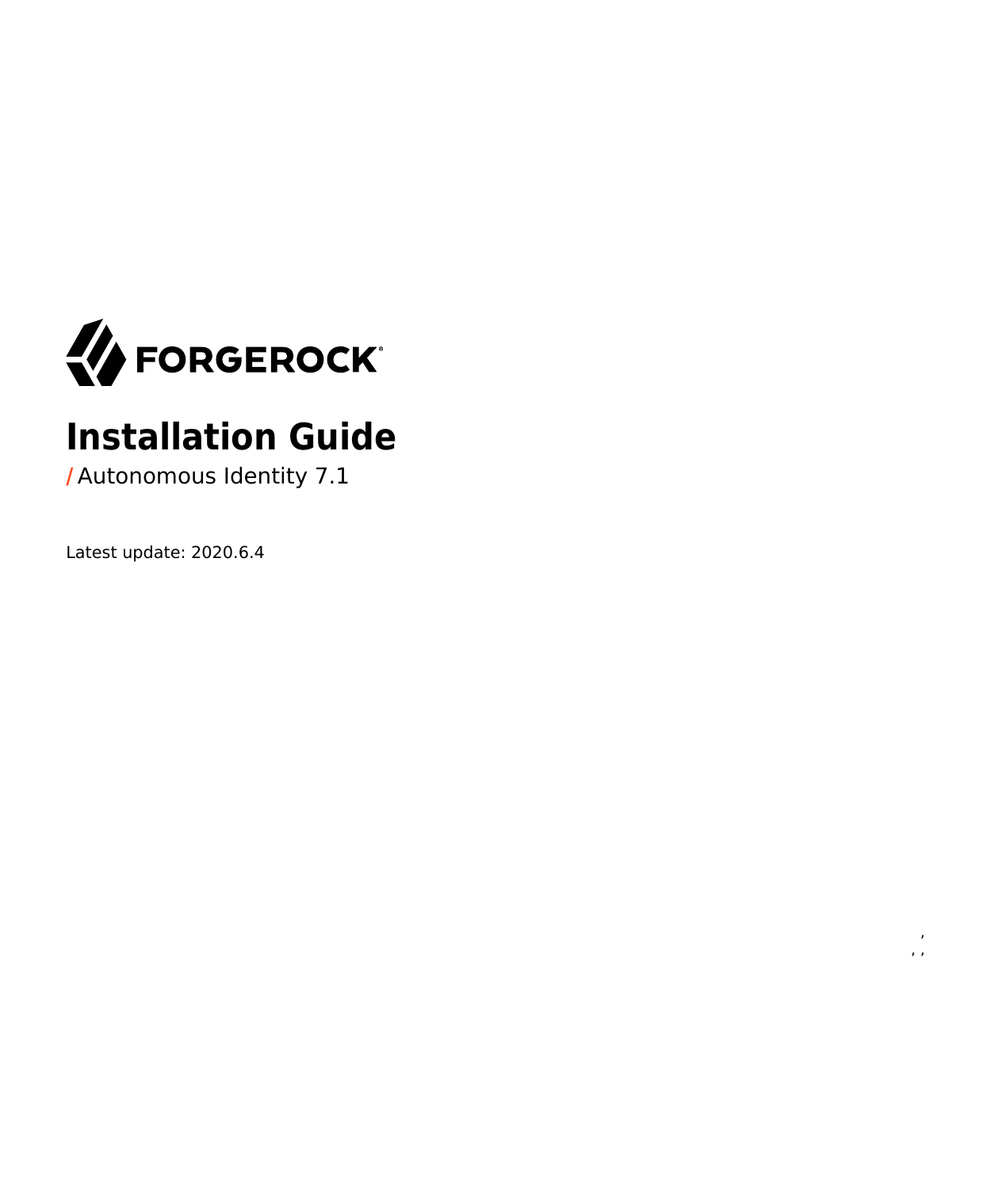FORGEROCK

# Installation Guide

/ Autonomous Identity 7.1

Latest update: 2020.6.4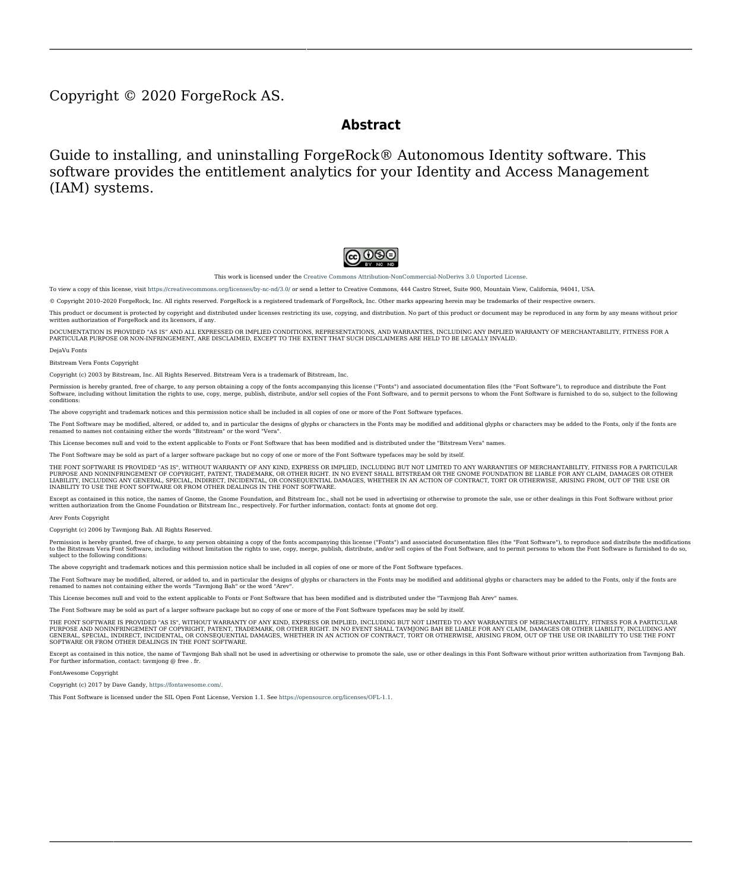Copyright © 2020 ForgeRock AS.

## Abstract

Guide to installing, and uninstalling ForgeRock® Autonomous Identity software. This software provides the entitlement analytics for your Identity and Access Management (IAM) systems.

This work is licensed under the Creative Commons Attribution-NonCommercial-NoDerivs 3.0 Unported License.

To view a copy of this license, visit https://creativecommons.org/licenses/by-nc-nd/3.0/ or send a letter to Creative Commons, 444 Castro Street, Suite 900, Mountain View, California, 94041, USA.

© Copyright 2010–2020 ForgeRock, Inc. All rights reserved. ForgeRock is a registered trademark of ForgeRock, Inc. Other marks appearing herein may be trademarks of their respective owners.

This product or document is protected by copyright and distributed under licenses restricting its use, copying, and distribution. No part of this product or document may be reproduced in any form by any means without prior written authorization of ForgeRock and its licensors, if any.

DOCUMENTATION IS PROVIDED "AS IS" AND ALL EXPRESSED OR IMPLIED CONDITIONS, REPRESENTATIONS, AND WARRANTIES, INCLUDING ANY IMPLIED WARRANTY OF MERCHANTABILITY, FITNESS FOR A PARTICULAR PURPOSE OR NON-INFRINGEMENT, ARE DISCLAIMED, EXCEPT TO THE EXTENT THAT SUCH DISCLAIMERS ARE HELD TO BE LEGALLY INVALID.

DejaVu Fonts

Bitstream Vera Fonts Copyright

Copyright (c) 2003 by Bitstream, Inc. All Rights Reserved. Bitstream Vera is a trademark of Bitstream, Inc.

Permission is hereby granted, free of charge, to any person obtaining a copy of the fonts accompanying this license ("Fonts") and associated documentation files (the "Font Software"), to reproduce and distribute the Font Software, including without limitation the rights to use, copy, merge, publish, distribute, and/or sell copies of the Font Software, and to permit persons to whom the Font Software is furnished to do so, subject to the following conditions:

The above copyright and trademark notices and this permission notice shall be included in all copies of one or more of the Font Software typefaces.

The Font Software may be modified, altered, or added to, and in particular the designs of glyphs or characters in the Fonts may be modified and additional glyphs or characters may be added to the Fonts, only if the fonts are renamed to names not containing either the words "Bitstream" or the word "Vera".

This License becomes null and void to the extent applicable to Fonts or Font Software that has been modified and is distributed under the "Bitstream Vera" names.

The Font Software may be sold as part of a larger software package but no copy of one or more of the Font Software typefaces may be sold by itself.

THE FONT SOFTWARE IS PROVIDED "AS IS", WITHOUT WARRANTY OF ANY KIND, EXPRESS OR IMPLIED, INCLUDING BUT NOT LIMITED TO ANY WARRANTIES OF MERCHANTABILITY, FITNESS FOR A PARTICULAR PURPOSE AND NONINFRINGEMENT OF COPYRIGHT, PATENT, TRADEMARK, OR OTHER RIGHT. IN NO EVENT SHALL BITSTREAM OR THE GNOME FOUNDATION BE LIABLE FOR ANY CLAIM, DAMAGES OR OTHER LIABILITY, INCLUDING ANY GENERAL, SPECIAL, INDIRECT, INCIDENTAL, OR CONSEQUENTIAL DAMAGES, WHETHER IN AN ACTION OF CONTRACT, TORT OR OTHERWISE, ARISING FROM, OUT OF THE USE OR INABILITY TO USE THE FONT SOFTWARE OR FROM OTHER DEALINGS IN THE FONT SOFTWARE.

Except as contained in this notice, the names of Gnome, the Gnome Foundation, and Bitstream Inc., shall not be used in advertising or otherwise to promote the sale, use or other dealings in this Font Software without prior written authorization from the Gnome Foundation or Bitstream Inc., respectively. For further information, contact: fonts at gnome dot org.

Arev Fonts Copyright

Copyright (c) 2006 by Tavmjong Bah. All Rights Reserved.

Permission is hereby granted, free of charge, to any person obtaining a copy of the fonts accompanying this license ("Fonts") and associated documentation files (the "Font Software"), to reproduce and distribute the modifications to the Bitstream Vera Font Software, including without limitation the rights to use, copy, merge, publish, distribute, and/or sell copies of the Font Software, and to permit persons to whom the Font Software is furnished to do so, subject to the following conditions:

The above copyright and trademark notices and this permission notice shall be included in all copies of one or more of the Font Software typefaces.

The Font Software may be modified, altered, or added to, and in particular the designs of glyphs or characters in the Fonts may be modified and additional glyphs or characters may be added to the Fonts, only if the fonts are renamed to names not containing either the words "Tavmjong Bah" or the word "Arev".

This License becomes null and void to the extent applicable to Fonts or Font Software that has been modified and is distributed under the "Tavmjong Bah Arev" names.

The Font Software may be sold as part of a larger software package but no copy of one or more of the Font Software typefaces may be sold by itself.

THE FONT SOFTWARE IS PROVIDED "AS IS", WITHOUT WARRANTY OF ANY KIND, EXPRESS OR IMPLIED, INCLUDING BUT NOT LIMITED TO ANY WARRANTIES OF MERCHANTABILITY, FITNESS FOR A PARTICULAR PURPOSE AND NONINFRINGEMENT OF COPYRIGHT, PATENT, TRADEMARK, OR OTHER RIGHT. IN NO EVENT SHALL TAVMJONG BAH BE LIABLE FOR ANY CLAIM, DAMAGES OR OTHER LIABILITY, INCLUDING ANY GENERAL, SPECIAL, INDIRECT, INCIDENTAL, OR CONSEQUENTIAL DAMAGES, WHETHER IN AN ACTION OF CONTRACT, TORT OR OTHERWISE, ARISING FROM, OUT OF THE USE OR INABILITY TO USE THE FONT SOFTWARE OR FROM OTHER DEALINGS IN THE FONT SOFTWARE.

Except as contained in this notice, the name of Tavmjong Bah shall not be used in advertising or otherwise to promote the sale, use or other dealings in this Font Software without prior written authorization from Tavmjong Bah. For further information, contact: tavmjong @ free . fr.

FontAwesome Copyright

Copyright (c) 2017 by Dave Gandy, https://fontawesome.com/.

This Font Software is licensed under the SIL Open Font License, Version 1.1. See https://opensource.org/licenses/OFL-1.1.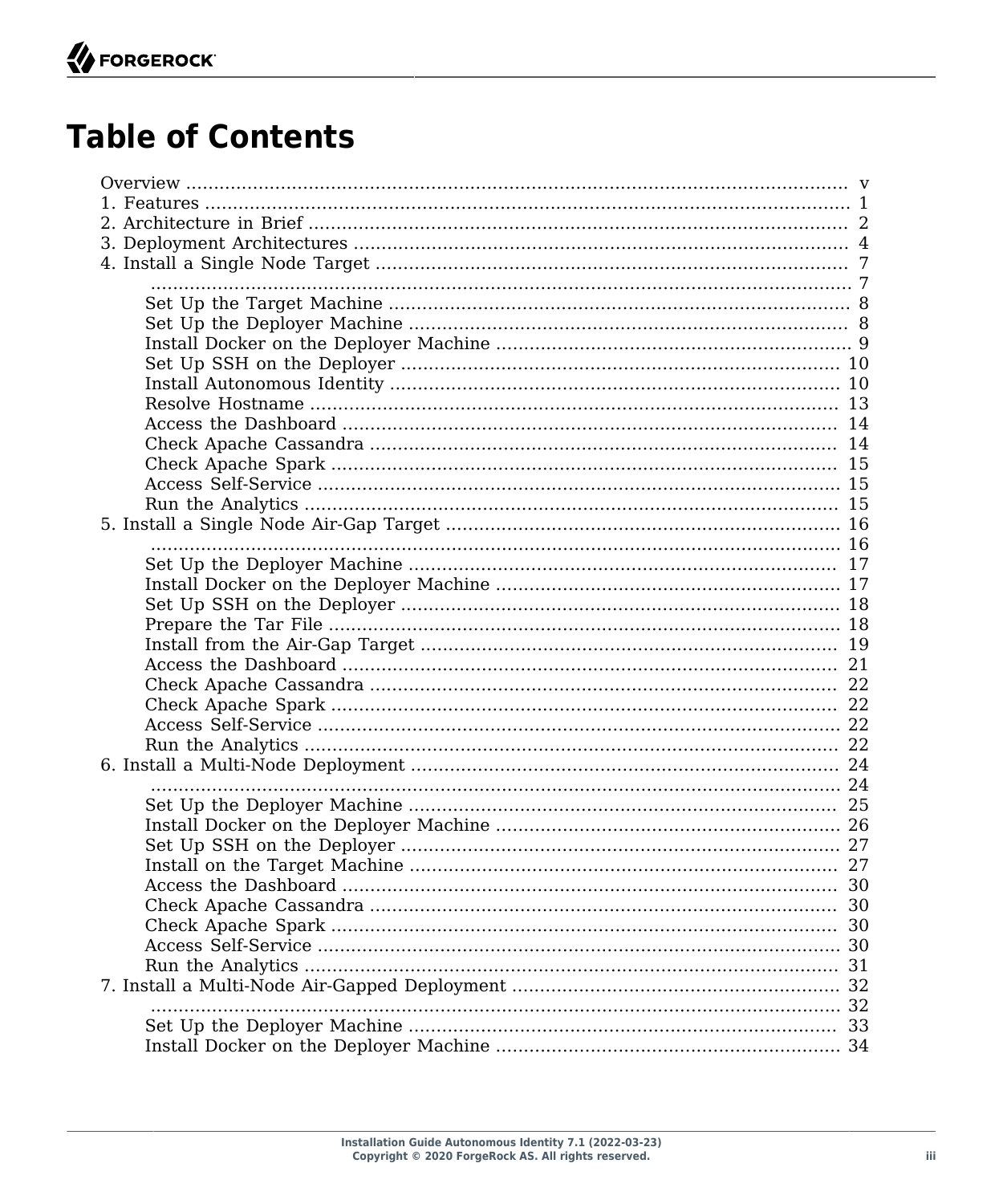# Table of Contents

- Overview ..... v
- 1. Features ..... 1
- 2. Architecture in Brief ..... 2
- 3. Deployment Architectures ..... 4
- 4. Install a Single Node Target ..... 7
    - ..... 7
    - Set Up the Target Machine ..... 8
    - Set Up the Deployer Machine ..... 8
    - Install Docker on the Deployer Machine ..... 9
    - Set Up SSH on the Deployer ..... 10
    - Install Autonomous Identity ..... 10
    - Resolve Hostname ..... 13
    - Access the Dashboard ..... 14
    - Check Apache Cassandra ..... 14
    - Check Apache Spark ..... 15
    - Access Self-Service ..... 15
    - Run the Analytics ..... 15
- 5. Install a Single Node Air-Gap Target ..... 16
    - ..... 16
    - Set Up the Deployer Machine ..... 17
    - Install Docker on the Deployer Machine ..... 17
    - Set Up SSH on the Deployer ..... 18
    - Prepare the Tar File ..... 18
    - Install from the Air-Gap Target ..... 19
    - Access the Dashboard ..... 21
    - Check Apache Cassandra ..... 22
    - Check Apache Spark ..... 22
    - Access Self-Service ..... 22
    - Run the Analytics ..... 22
- 6. Install a Multi-Node Deployment ..... 24
    - ..... 24
    - Set Up the Deployer Machine ..... 25
    - Install Docker on the Deployer Machine ..... 26
    - Set Up SSH on the Deployer ..... 27
    - Install on the Target Machine ..... 27
    - Access the Dashboard ..... 30
    - Check Apache Cassandra ..... 30
    - Check Apache Spark ..... 30
    - Access Self-Service ..... 30
    - Run the Analytics ..... 31
- 7. Install a Multi-Node Air-Gapped Deployment ..... 32
    - ..... 32
    - Set Up the Deployer Machine ..... 33
    - Install Docker on the Deployer Machine ..... 34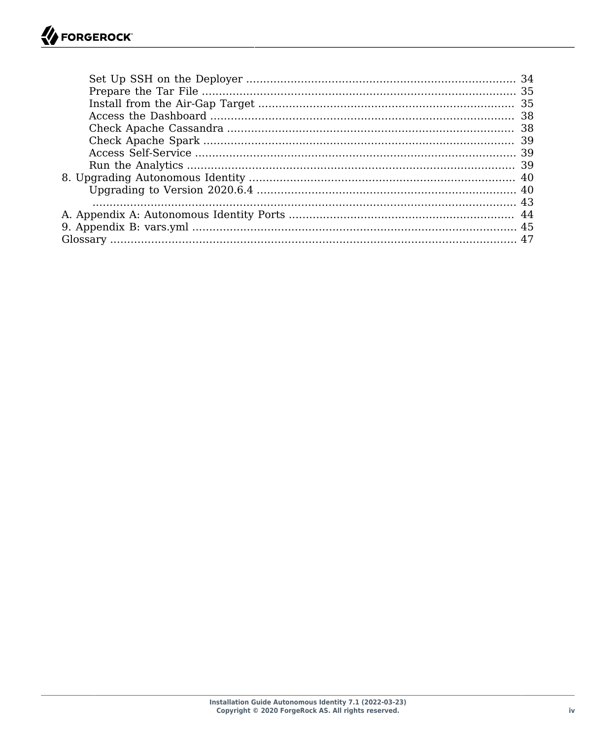- Set Up SSH on the Deployer ... 34
- Prepare the Tar File ... 35
- Install from the Air-Gap Target ... 35
- Access the Dashboard ... 38
- Check Apache Cassandra ... 38
- Check Apache Spark ... 39
- Access Self-Service ... 39
- Run the Analytics ... 39

8. Upgrading Autonomous Identity ... 40
   - Upgrading to Version 2020.6.4 ... 40
   - ... 43

A. Appendix A: Autonomous Identity Ports ... 44

9. Appendix B: vars.yml ... 45

Glossary ... 47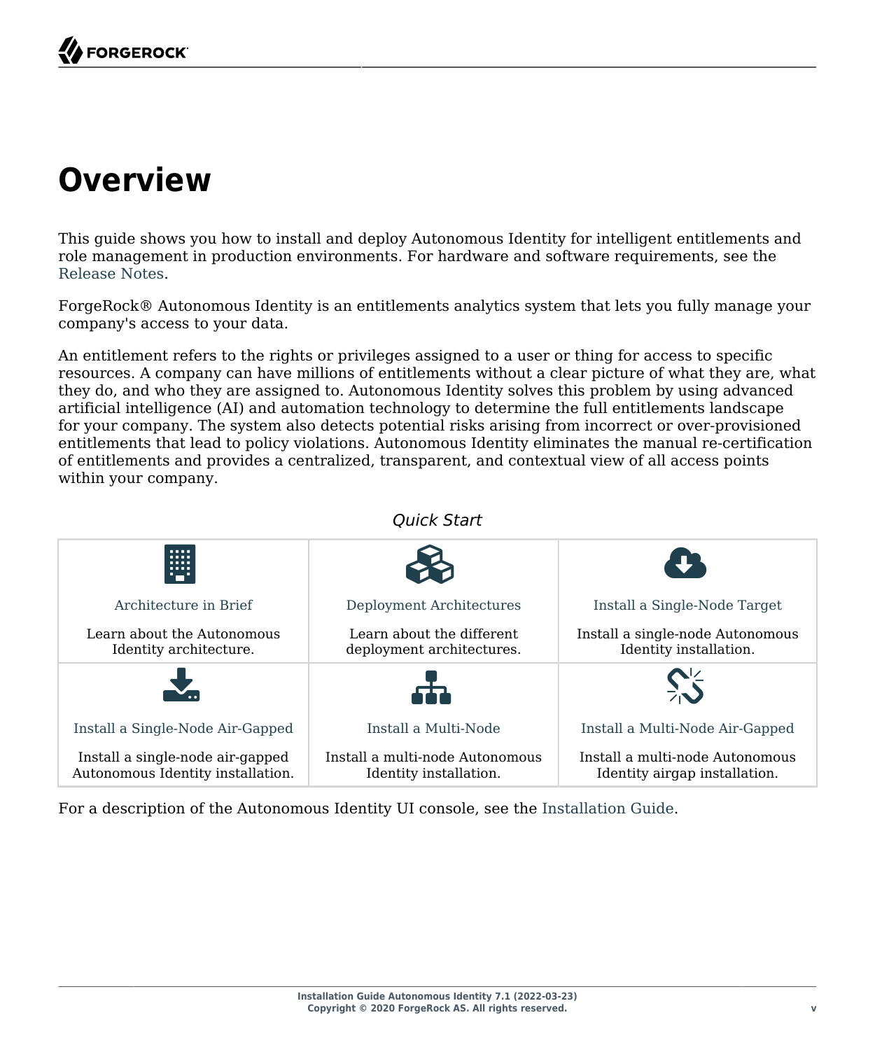# Overview

This guide shows you how to install and deploy Autonomous Identity for intelligent entitlements and role management in production environments. For hardware and software requirements, see the Release Notes.

ForgeRock® Autonomous Identity is an entitlements analytics system that lets you fully manage your company's access to your data.

An entitlement refers to the rights or privileges assigned to a user or thing for access to specific resources. A company can have millions of entitlements without a clear picture of what they are, what they do, and who they are assigned to. Autonomous Identity solves this problem by using advanced artificial intelligence (AI) and automation technology to determine the full entitlements landscape for your company. The system also detects potential risks arising from incorrect or over-provisioned entitlements that lead to policy violations. Autonomous Identity eliminates the manual re-certification of entitlements and provides a centralized, transparent, and contextual view of all access points within your company.

*Quick Start*

| Architecture in Brief | Deployment Architectures | Install a Single-Node Target |
| --- | --- | --- |
| Learn about the Autonomous Identity architecture. | Learn about the different deployment architectures. | Install a single-node Autonomous Identity installation. |
| Install a Single-Node Air-Gapped | Install a Multi-Node | Install a Multi-Node Air-Gapped |
| Install a single-node air-gapped Autonomous Identity installation. | Install a multi-node Autonomous Identity installation. | Install a multi-node Autonomous Identity airgap installation. |

For a description of the Autonomous Identity UI console, see the Installation Guide.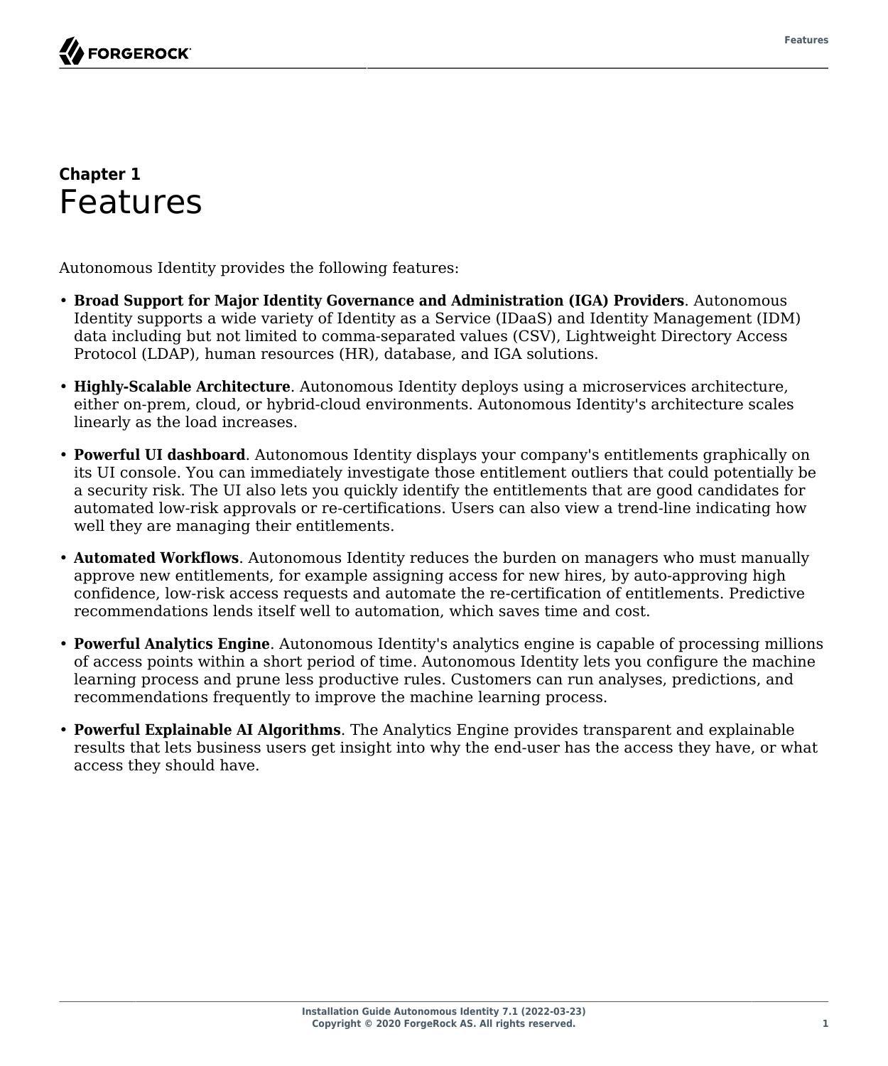# Chapter 1 Features

Autonomous Identity provides the following features:

- **Broad Support for Major Identity Governance and Administration (IGA) Providers**. Autonomous Identity supports a wide variety of Identity as a Service (IDaaS) and Identity Management (IDM) data including but not limited to comma-separated values (CSV), Lightweight Directory Access Protocol (LDAP), human resources (HR), database, and IGA solutions.
- **Highly-Scalable Architecture**. Autonomous Identity deploys using a microservices architecture, either on-prem, cloud, or hybrid-cloud environments. Autonomous Identity's architecture scales linearly as the load increases.
- **Powerful UI dashboard**. Autonomous Identity displays your company's entitlements graphically on its UI console. You can immediately investigate those entitlement outliers that could potentially be a security risk. The UI also lets you quickly identify the entitlements that are good candidates for automated low-risk approvals or re-certifications. Users can also view a trend-line indicating how well they are managing their entitlements.
- **Automated Workflows**. Autonomous Identity reduces the burden on managers who must manually approve new entitlements, for example assigning access for new hires, by auto-approving high confidence, low-risk access requests and automate the re-certification of entitlements. Predictive recommendations lends itself well to automation, which saves time and cost.
- **Powerful Analytics Engine**. Autonomous Identity's analytics engine is capable of processing millions of access points within a short period of time. Autonomous Identity lets you configure the machine learning process and prune less productive rules. Customers can run analyses, predictions, and recommendations frequently to improve the machine learning process.
- **Powerful Explainable AI Algorithms**. The Analytics Engine provides transparent and explainable results that lets business users get insight into why the end-user has the access they have, or what access they should have.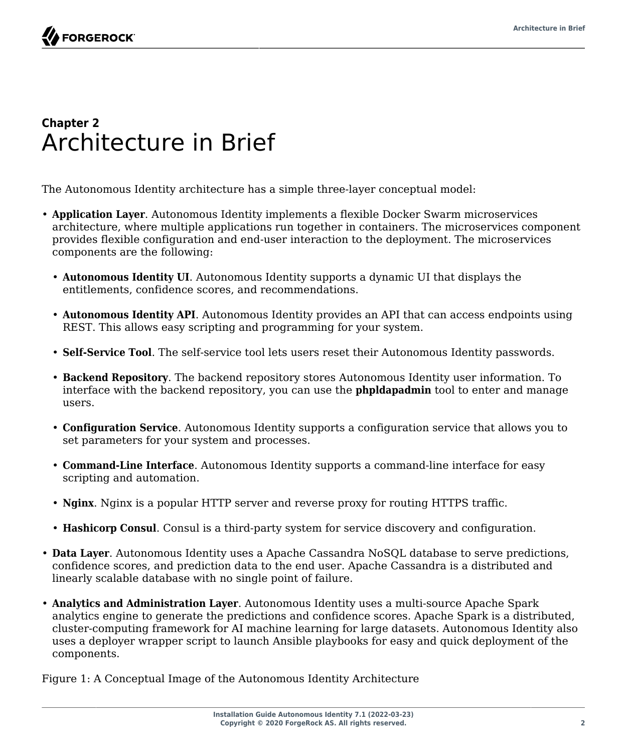# Chapter 2 Architecture in Brief

The Autonomous Identity architecture has a simple three-layer conceptual model:

- **Application Layer**. Autonomous Identity implements a flexible Docker Swarm microservices architecture, where multiple applications run together in containers. The microservices component provides flexible configuration and end-user interaction to the deployment. The microservices components are the following:
  - **Autonomous Identity UI**. Autonomous Identity supports a dynamic UI that displays the entitlements, confidence scores, and recommendations.
  - **Autonomous Identity API**. Autonomous Identity provides an API that can access endpoints using REST. This allows easy scripting and programming for your system.
  - **Self-Service Tool**. The self-service tool lets users reset their Autonomous Identity passwords.
  - **Backend Repository**. The backend repository stores Autonomous Identity user information. To interface with the backend repository, you can use the **phpldapadmin** tool to enter and manage users.
  - **Configuration Service**. Autonomous Identity supports a configuration service that allows you to set parameters for your system and processes.
  - **Command-Line Interface**. Autonomous Identity supports a command-line interface for easy scripting and automation.
  - **Nginx**. Nginx is a popular HTTP server and reverse proxy for routing HTTPS traffic.
  - **Hashicorp Consul**. Consul is a third-party system for service discovery and configuration.
- **Data Layer**. Autonomous Identity uses a Apache Cassandra NoSQL database to serve predictions, confidence scores, and prediction data to the end user. Apache Cassandra is a distributed and linearly scalable database with no single point of failure.
- **Analytics and Administration Layer**. Autonomous Identity uses a multi-source Apache Spark analytics engine to generate the predictions and confidence scores. Apache Spark is a distributed, cluster-computing framework for AI machine learning for large datasets. Autonomous Identity also uses a deployer wrapper script to launch Ansible playbooks for easy and quick deployment of the components.

Figure 1: A Conceptual Image of the Autonomous Identity Architecture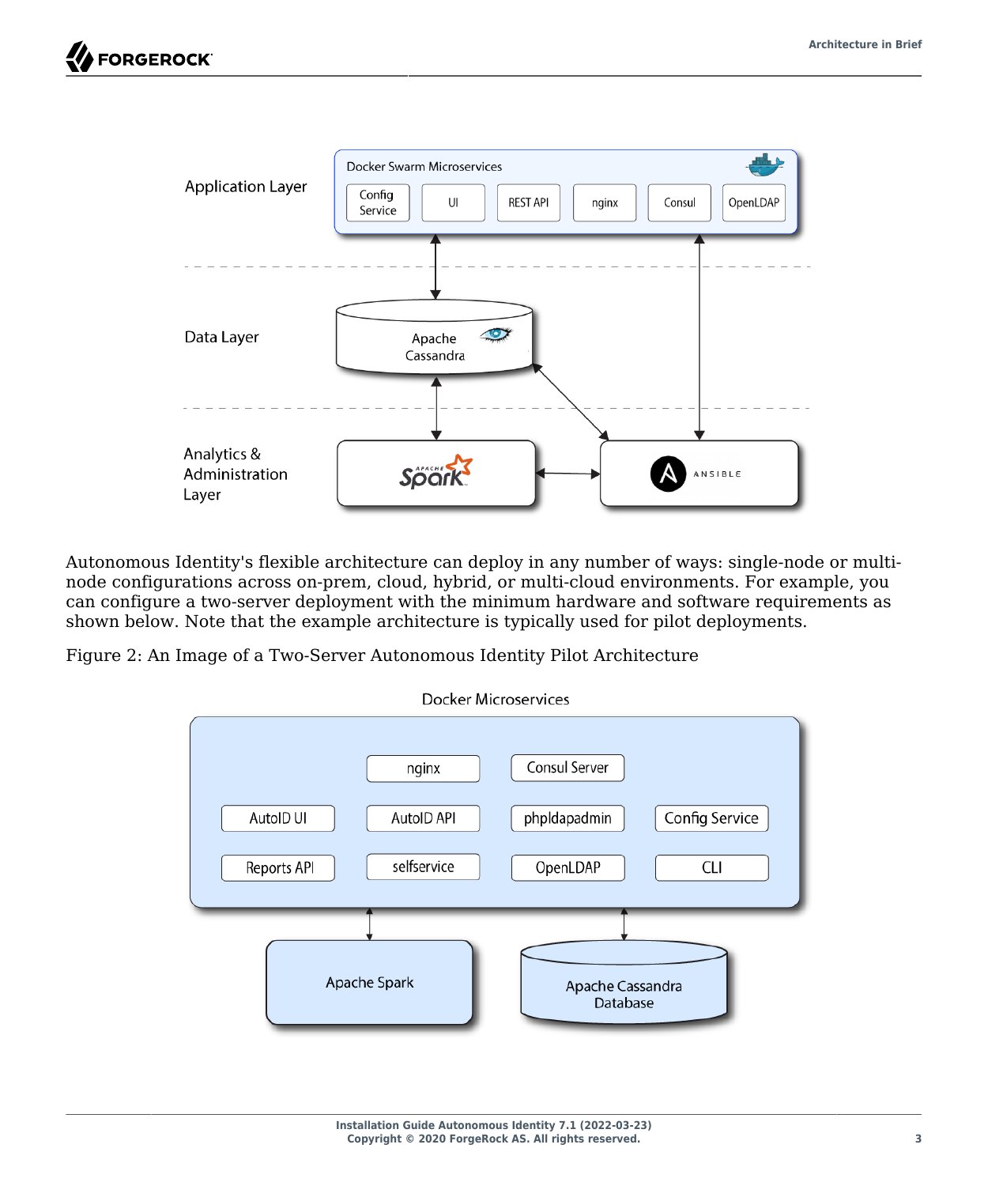Autonomous Identity's flexible architecture can deploy in any number of ways: single-node or multi-node configurations across on-prem, cloud, hybrid, or multi-cloud environments. For example, you can configure a two-server deployment with the minimum hardware and software requirements as shown below. Note that the example architecture is typically used for pilot deployments.

Figure 2: An Image of a Two-Server Autonomous Identity Pilot Architecture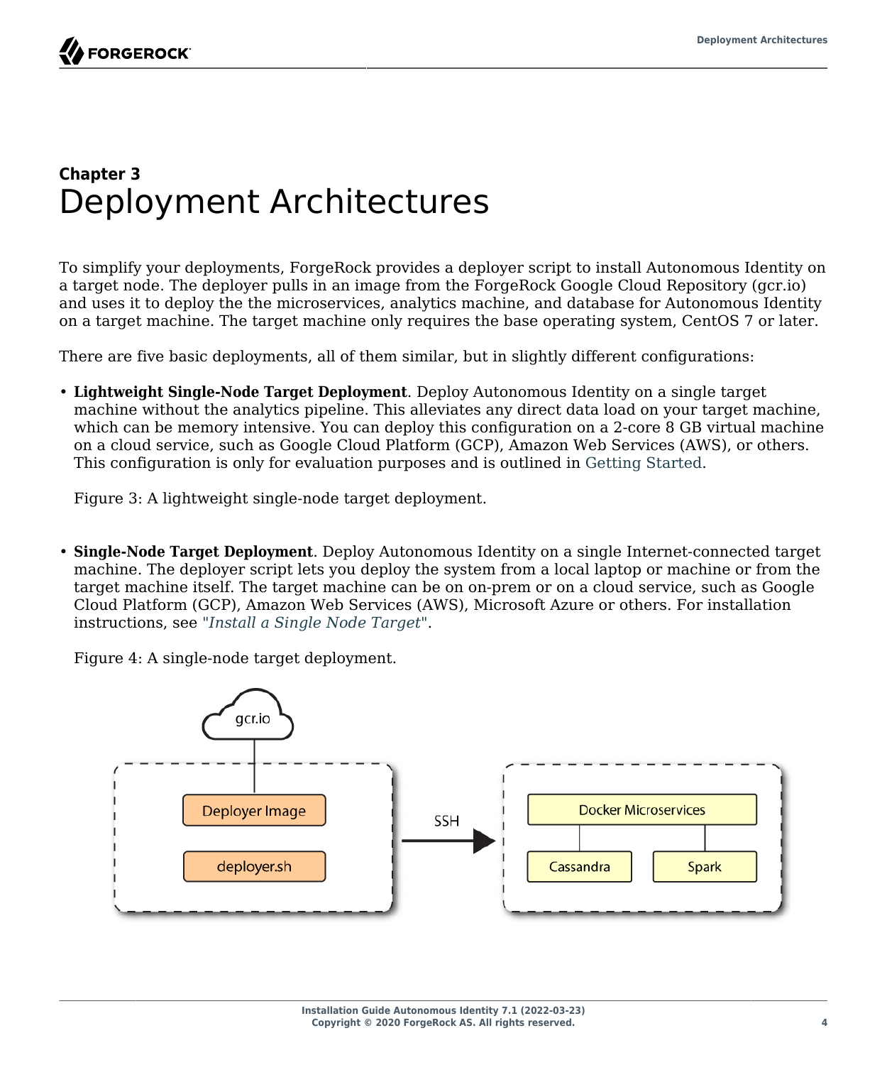## Chapter 3
# Deployment Architectures

To simplify your deployments, ForgeRock provides a deployer script to install Autonomous Identity on a target node. The deployer pulls in an image from the ForgeRock Google Cloud Repository (gcr.io) and uses it to deploy the the microservices, analytics machine, and database for Autonomous Identity on a target machine. The target machine only requires the base operating system, CentOS 7 or later.

There are five basic deployments, all of them similar, but in slightly different configurations:

- **Lightweight Single-Node Target Deployment**. Deploy Autonomous Identity on a single target machine without the analytics pipeline. This alleviates any direct data load on your target machine, which can be memory intensive. You can deploy this configuration on a 2-core 8 GB virtual machine on a cloud service, such as Google Cloud Platform (GCP), Amazon Web Services (AWS), or others. This configuration is only for evaluation purposes and is outlined in Getting Started.

  Figure 3: A lightweight single-node target deployment.

- **Single-Node Target Deployment**. Deploy Autonomous Identity on a single Internet-connected target machine. The deployer script lets you deploy the system from a local laptop or machine or from the target machine itself. The target machine can be on on-prem or on a cloud service, such as Google Cloud Platform (GCP), Amazon Web Services (AWS), Microsoft Azure or others. For installation instructions, see "*Install a Single Node Target*".

  Figure 4: A single-node target deployment.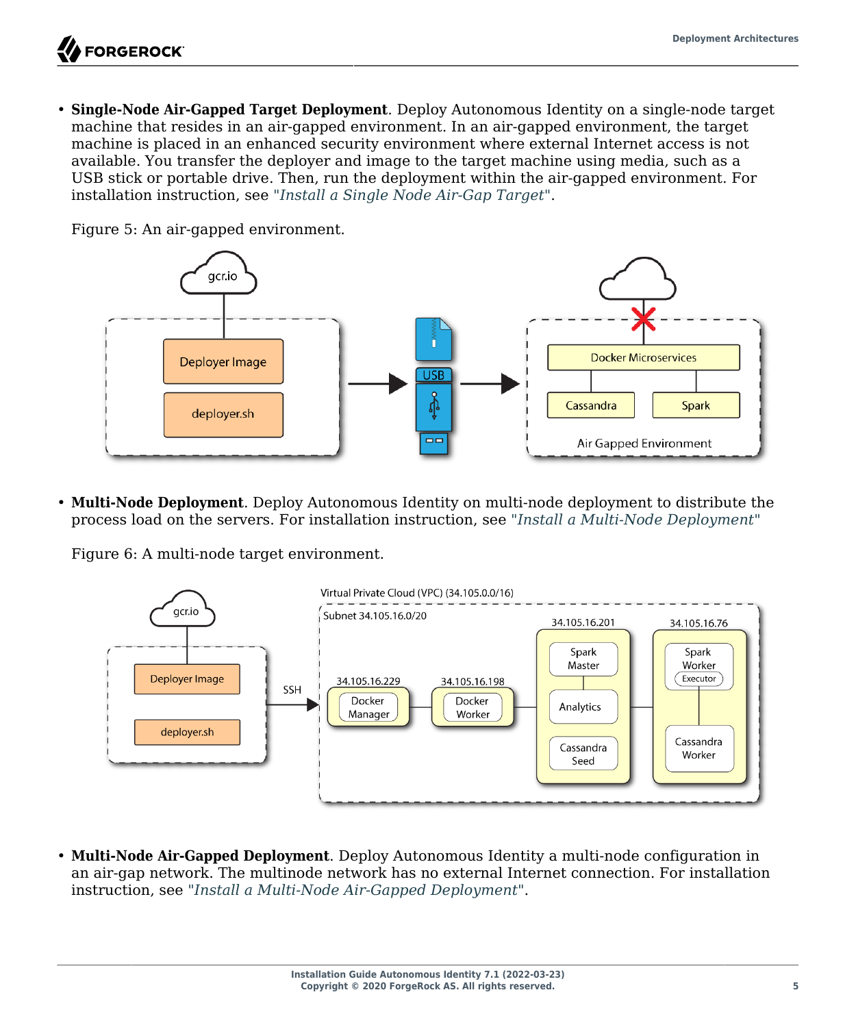- **Single-Node Air-Gapped Target Deployment**. Deploy Autonomous Identity on a single-node target machine that resides in an air-gapped environment. In an air-gapped environment, the target machine is placed in an enhanced security environment where external Internet access is not available. You transfer the deployer and image to the target machine using media, such as a USB stick or portable drive. Then, run the deployment within the air-gapped environment. For installation instruction, see "*Install a Single Node Air-Gap Target*".

  Figure 5: An air-gapped environment.

- **Multi-Node Deployment**. Deploy Autonomous Identity on multi-node deployment to distribute the process load on the servers. For installation instruction, see "*Install a Multi-Node Deployment*"

  Figure 6: A multi-node target environment.

- **Multi-Node Air-Gapped Deployment**. Deploy Autonomous Identity a multi-node configuration in an air-gap network. The multinode network has no external Internet connection. For installation instruction, see "*Install a Multi-Node Air-Gapped Deployment*".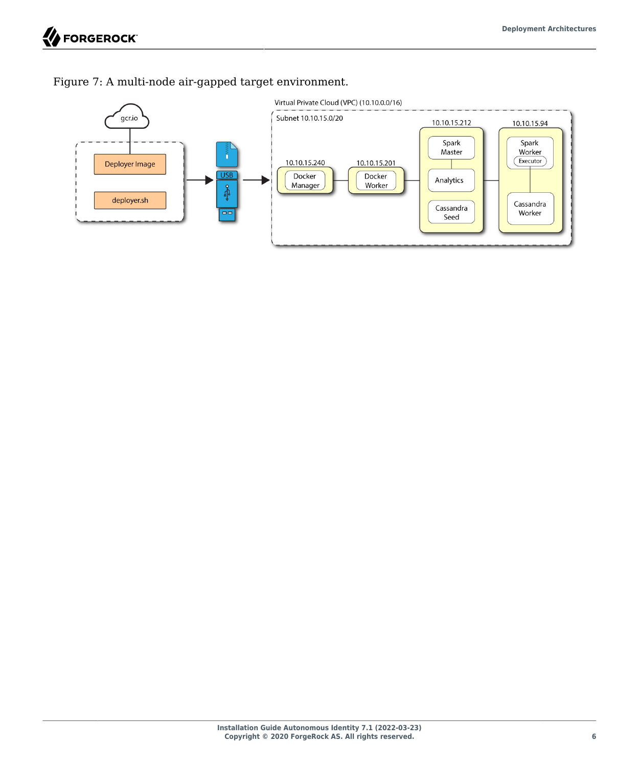Figure 7: A multi-node air-gapped target environment.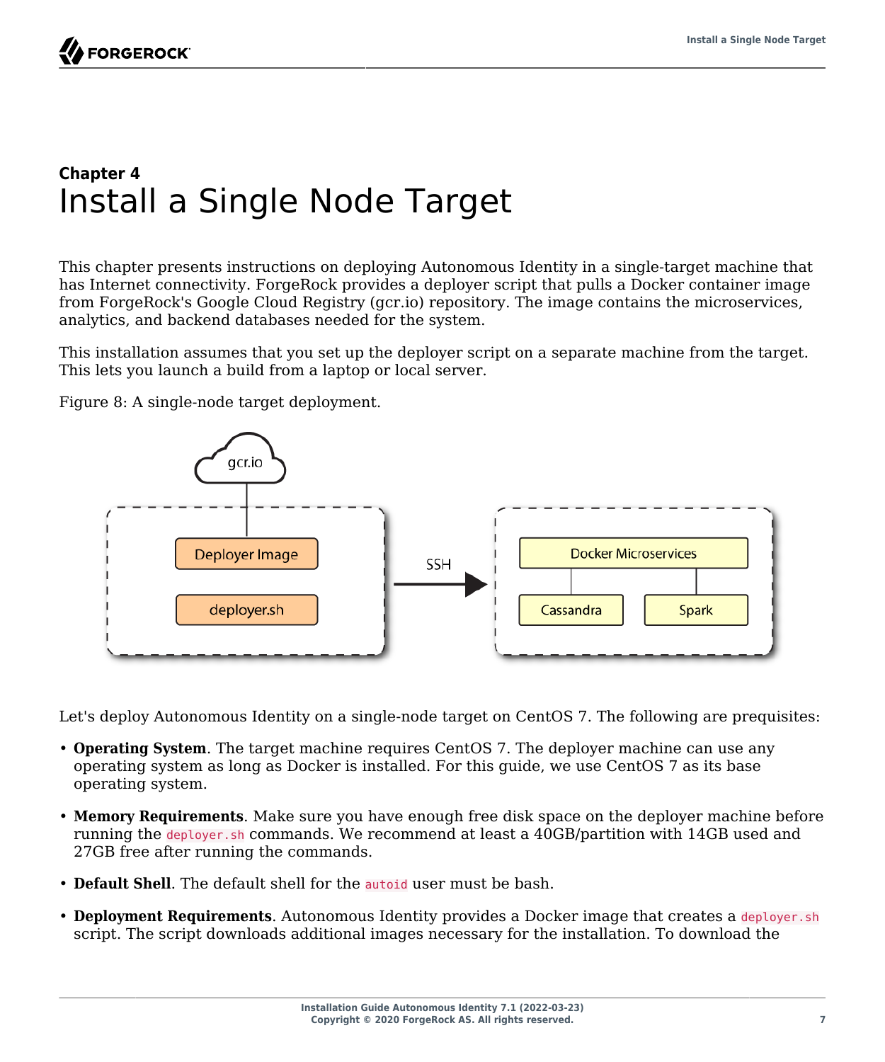# Chapter 4
# Install a Single Node Target

This chapter presents instructions on deploying Autonomous Identity in a single-target machine that has Internet connectivity. ForgeRock provides a deployer script that pulls a Docker container image from ForgeRock's Google Cloud Registry (gcr.io) repository. The image contains the microservices, analytics, and backend databases needed for the system.

This installation assumes that you set up the deployer script on a separate machine from the target. This lets you launch a build from a laptop or local server.

Figure 8: A single-node target deployment.

Let's deploy Autonomous Identity on a single-node target on CentOS 7. The following are prequisites:

- **Operating System**. The target machine requires CentOS 7. The deployer machine can use any operating system as long as Docker is installed. For this guide, we use CentOS 7 as its base operating system.
- **Memory Requirements**. Make sure you have enough free disk space on the deployer machine before running the `deployer.sh` commands. We recommend at least a 40GB/partition with 14GB used and 27GB free after running the commands.
- **Default Shell**. The default shell for the `autoid` user must be bash.
- **Deployment Requirements**. Autonomous Identity provides a Docker image that creates a `deployer.sh` script. The script downloads additional images necessary for the installation. To download the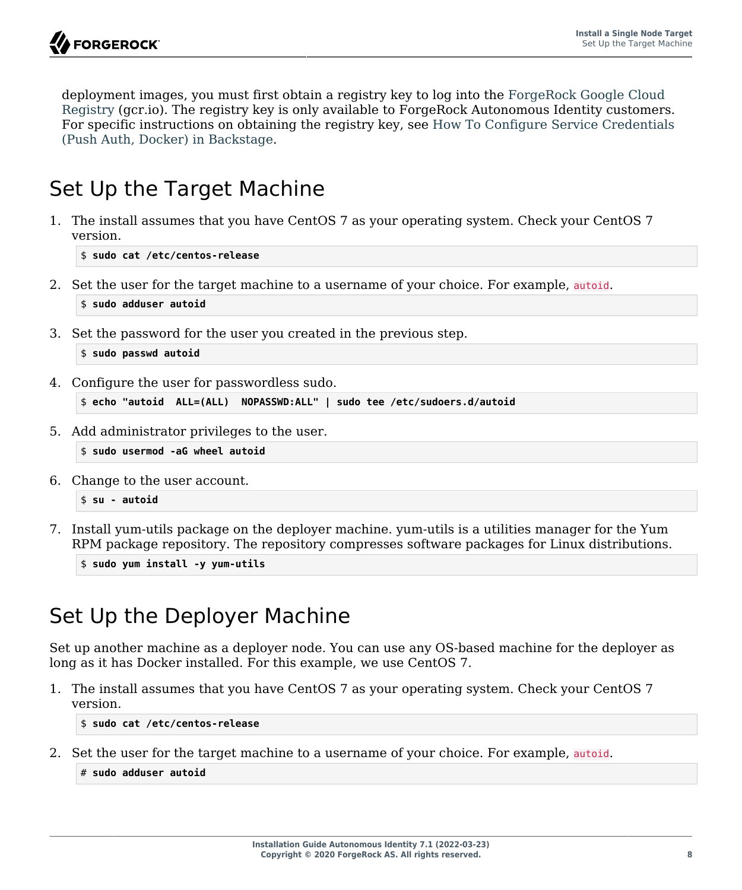deployment images, you must first obtain a registry key to log into the ForgeRock Google Cloud Registry (gcr.io). The registry key is only available to ForgeRock Autonomous Identity customers. For specific instructions on obtaining the registry key, see How To Configure Service Credentials (Push Auth, Docker) in Backstage.

## Set Up the Target Machine

1. The install assumes that you have CentOS 7 as your operating system. Check your CentOS 7 version.

   ```
   $ sudo cat /etc/centos-release
   ```

2. Set the user for the target machine to a username of your choice. For example, `autoid`.

   ```
   $ sudo adduser autoid
   ```

3. Set the password for the user you created in the previous step.

   ```
   $ sudo passwd autoid
   ```

4. Configure the user for passwordless sudo.

   ```
   $ echo "autoid  ALL=(ALL)  NOPASSWD:ALL" | sudo tee /etc/sudoers.d/autoid
   ```

5. Add administrator privileges to the user.

   ```
   $ sudo usermod -aG wheel autoid
   ```

6. Change to the user account.

   ```
   $ su - autoid
   ```

7. Install yum-utils package on the deployer machine. yum-utils is a utilities manager for the Yum RPM package repository. The repository compresses software packages for Linux distributions.

   ```
   $ sudo yum install -y yum-utils
   ```

## Set Up the Deployer Machine

Set up another machine as a deployer node. You can use any OS-based machine for the deployer as long as it has Docker installed. For this example, we use CentOS 7.

1. The install assumes that you have CentOS 7 as your operating system. Check your CentOS 7 version.

   ```
   $ sudo cat /etc/centos-release
   ```

2. Set the user for the target machine to a username of your choice. For example, `autoid`.

   ```
   # sudo adduser autoid
   ```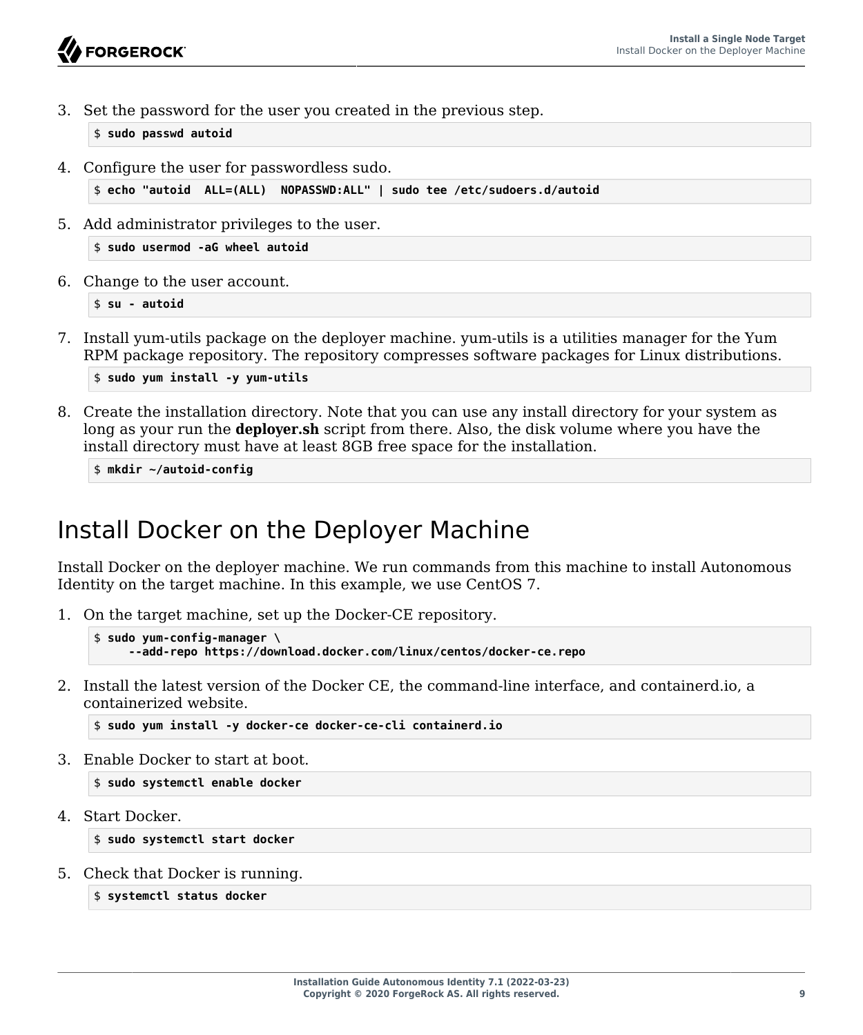3. Set the password for the user you created in the previous step.

   ```
   $ sudo passwd autoid
   ```

4. Configure the user for passwordless sudo.

   ```
   $ echo "autoid  ALL=(ALL)  NOPASSWD:ALL" | sudo tee /etc/sudoers.d/autoid
   ```

5. Add administrator privileges to the user.

   ```
   $ sudo usermod -aG wheel autoid
   ```

6. Change to the user account.

   ```
   $ su - autoid
   ```

7. Install yum-utils package on the deployer machine. yum-utils is a utilities manager for the Yum RPM package repository. The repository compresses software packages for Linux distributions.

   ```
   $ sudo yum install -y yum-utils
   ```

8. Create the installation directory. Note that you can use any install directory for your system as long as your run the **deployer.sh** script from there. Also, the disk volume where you have the install directory must have at least 8GB free space for the installation.

   ```
   $ mkdir ~/autoid-config
   ```

# Install Docker on the Deployer Machine

Install Docker on the deployer machine. We run commands from this machine to install Autonomous Identity on the target machine. In this example, we use CentOS 7.

1. On the target machine, set up the Docker-CE repository.

   ```
   $ sudo yum-config-manager \
        --add-repo https://download.docker.com/linux/centos/docker-ce.repo
   ```

2. Install the latest version of the Docker CE, the command-line interface, and containerd.io, a containerized website.

   ```
   $ sudo yum install -y docker-ce docker-ce-cli containerd.io
   ```

3. Enable Docker to start at boot.

   ```
   $ sudo systemctl enable docker
   ```

4. Start Docker.

   ```
   $ sudo systemctl start docker
   ```

5. Check that Docker is running.

   ```
   $ systemctl status docker
   ```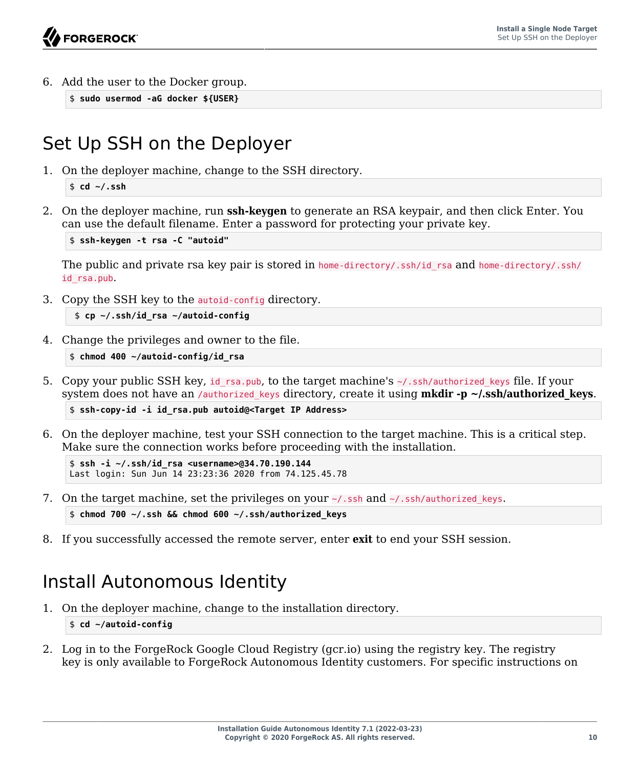6. Add the user to the Docker group.

```
$ sudo usermod -aG docker ${USER}
```

## Set Up SSH on the Deployer

1. On the deployer machine, change to the SSH directory.

   ```
   $ cd ~/.ssh
   ```

2. On the deployer machine, run **ssh-keygen** to generate an RSA keypair, and then click Enter. You can use the default filename. Enter a password for protecting your private key.

   ```
   $ ssh-keygen -t rsa -C "autoid"
   ```

   The public and private rsa key pair is stored in `home-directory/.ssh/id_rsa` and `home-directory/.ssh/id_rsa.pub`.

3. Copy the SSH key to the `autoid-config` directory.

   ```
   $ cp ~/.ssh/id_rsa ~/autoid-config
   ```

4. Change the privileges and owner to the file.

   ```
   $ chmod 400 ~/autoid-config/id_rsa
   ```

5. Copy your public SSH key, `id_rsa.pub`, to the target machine's `~/.ssh/authorized_keys` file. If your system does not have an `/authorized_keys` directory, create it using **mkdir -p ~/.ssh/authorized_keys**.

   ```
   $ ssh-copy-id -i id_rsa.pub autoid@<Target IP Address>
   ```

6. On the deployer machine, test your SSH connection to the target machine. This is a critical step. Make sure the connection works before proceeding with the installation.

   ```
   $ ssh -i ~/.ssh/id_rsa <username>@34.70.190.144
   Last login: Sun Jun 14 23:23:36 2020 from 74.125.45.78
   ```

7. On the target machine, set the privileges on your `~/.ssh` and `~/.ssh/authorized_keys`.

   ```
   $ chmod 700 ~/.ssh && chmod 600 ~/.ssh/authorized_keys
   ```

8. If you successfully accessed the remote server, enter **exit** to end your SSH session.

## Install Autonomous Identity

1. On the deployer machine, change to the installation directory.

   ```
   $ cd ~/autoid-config
   ```

2. Log in to the ForgeRock Google Cloud Registry (gcr.io) using the registry key. The registry key is only available to ForgeRock Autonomous Identity customers. For specific instructions on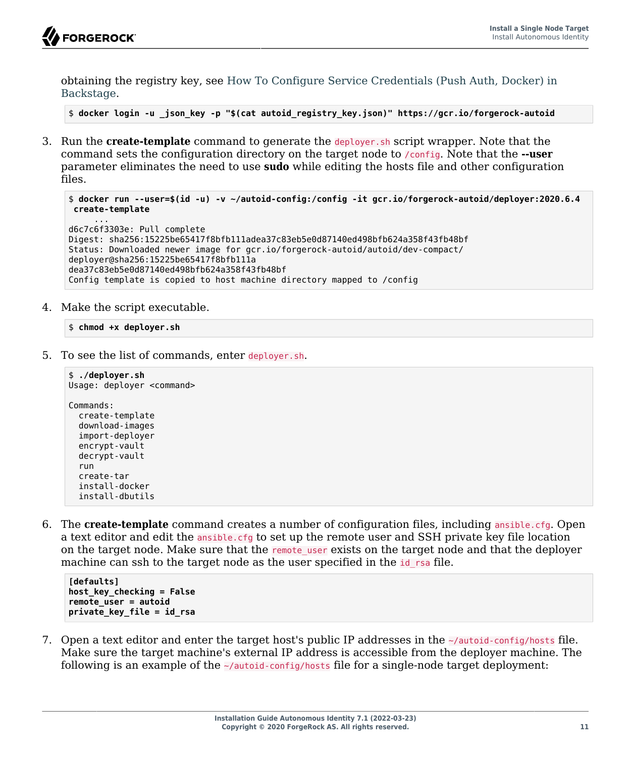obtaining the registry key, see How To Configure Service Credentials (Push Auth, Docker) in Backstage.

```
$ docker login -u _json_key -p "$(cat autoid_registry_key.json)" https://gcr.io/forgerock-autoid
```

3. Run the **create-template** command to generate the `deployer.sh` script wrapper. Note that the command sets the configuration directory on the target node to `/config`. Note that the **--user** parameter eliminates the need to use **sudo** while editing the hosts file and other configuration files.

```
$ docker run --user=$(id -u) -v ~/autoid-config:/config -it gcr.io/forgerock-autoid/deployer:2020.6.4
 create-template
     ...
d6c7c6f3303e: Pull complete
Digest: sha256:15225be65417f8bfb111adea37c83eb5e0d87140ed498bfb624a358f43fb48bf
Status: Downloaded newer image for gcr.io/forgerock-autoid/autoid/dev-compact/
deployer@sha256:15225be65417f8bfb111a
dea37c83eb5e0d87140ed498bfb624a358f43fb48bf
Config template is copied to host machine directory mapped to /config
```

4. Make the script executable.

```
$ chmod +x deployer.sh
```

5. To see the list of commands, enter `deployer.sh`.

```
$ ./deployer.sh
Usage: deployer <command>

Commands:
  create-template
  download-images
  import-deployer
  encrypt-vault
  decrypt-vault
  run
  create-tar
  install-docker
  install-dbutils
```

6. The **create-template** command creates a number of configuration files, including `ansible.cfg`. Open a text editor and edit the `ansible.cfg` to set up the remote user and SSH private key file location on the target node. Make sure that the `remote_user` exists on the target node and that the deployer machine can ssh to the target node as the user specified in the `id_rsa` file.

```
[defaults]
host_key_checking = False
remote_user = autoid
private_key_file = id_rsa
```

7. Open a text editor and enter the target host's public IP addresses in the `~/autoid-config/hosts` file. Make sure the target machine's external IP address is accessible from the deployer machine. The following is an example of the `~/autoid-config/hosts` file for a single-node target deployment: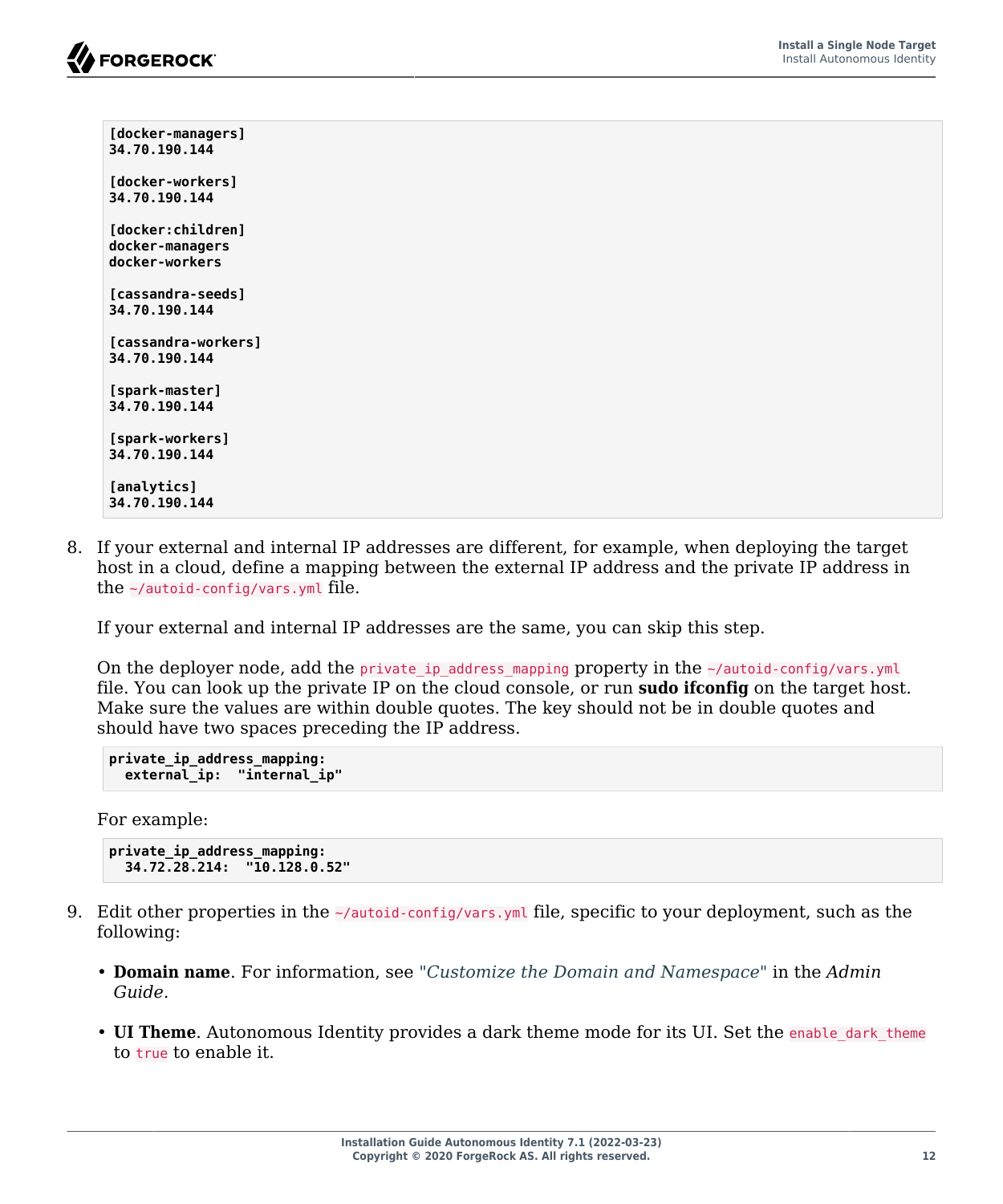```
[docker-managers]
34.70.190.144

[docker-workers]
34.70.190.144

[docker:children]
docker-managers
docker-workers

[cassandra-seeds]
34.70.190.144

[cassandra-workers]
34.70.190.144

[spark-master]
34.70.190.144

[spark-workers]
34.70.190.144

[analytics]
34.70.190.144
```

8. If your external and internal IP addresses are different, for example, when deploying the target host in a cloud, define a mapping between the external IP address and the private IP address in the `~/autoid-config/vars.yml` file.

   If your external and internal IP addresses are the same, you can skip this step.

   On the deployer node, add the `private_ip_address_mapping` property in the `~/autoid-config/vars.yml` file. You can look up the private IP on the cloud console, or run **sudo ifconfig** on the target host. Make sure the values are within double quotes. The key should not be in double quotes and should have two spaces preceding the IP address.

   ```
   private_ip_address_mapping:
     external_ip:  "internal_ip"
   ```

   For example:

   ```
   private_ip_address_mapping:
     34.72.28.214:  "10.128.0.52"
   ```

9. Edit other properties in the `~/autoid-config/vars.yml` file, specific to your deployment, such as the following:

   - **Domain name**. For information, see "*Customize the Domain and Namespace*" in the *Admin Guide*.
   - **UI Theme**. Autonomous Identity provides a dark theme mode for its UI. Set the `enable_dark_theme` to `true` to enable it.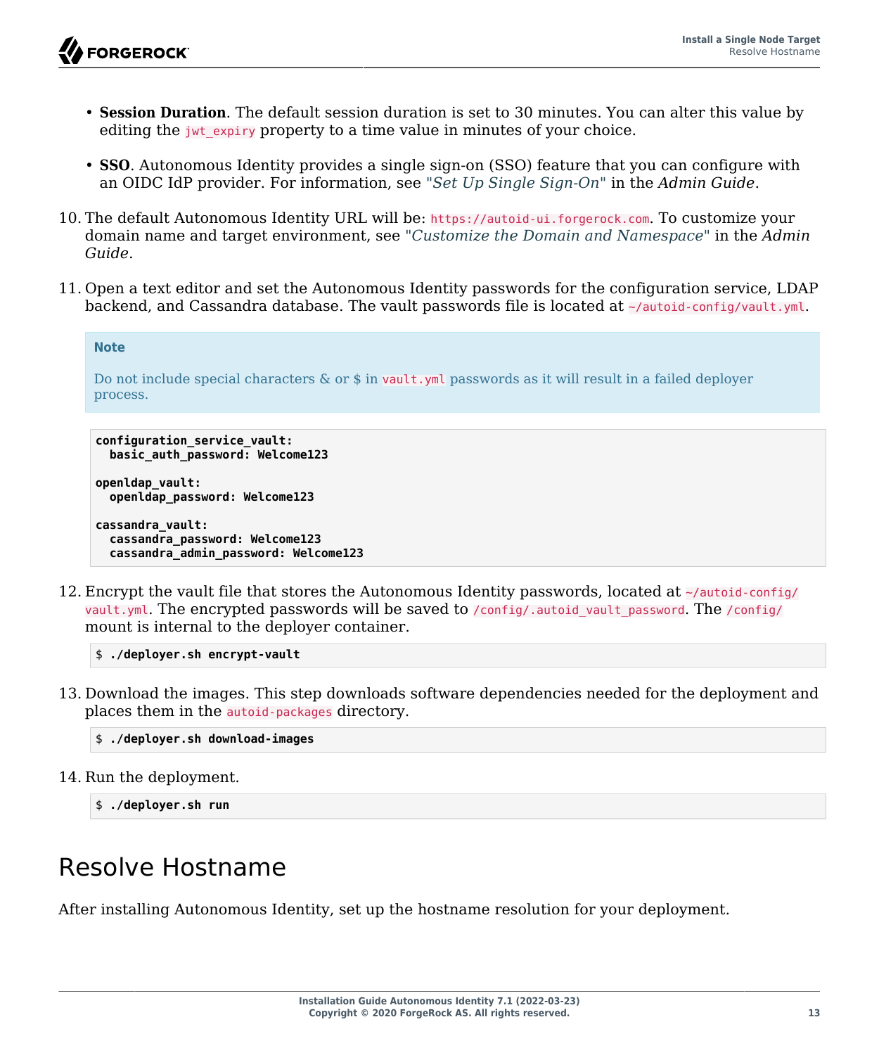- **Session Duration**. The default session duration is set to 30 minutes. You can alter this value by editing the `jwt_expiry` property to a time value in minutes of your choice.

- **SSO**. Autonomous Identity provides a single sign-on (SSO) feature that you can configure with an OIDC IdP provider. For information, see "*Set Up Single Sign-On*" in the *Admin Guide*.

10. The default Autonomous Identity URL will be: `https://autoid-ui.forgerock.com`. To customize your domain name and target environment, see "*Customize the Domain and Namespace*" in the *Admin Guide*.

11. Open a text editor and set the Autonomous Identity passwords for the configuration service, LDAP backend, and Cassandra database. The vault passwords file is located at `~/autoid-config/vault.yml`.

> **Note**
>
> Do not include special characters & or $ in `vault.yml` passwords as it will result in a failed deployer process.

```
configuration_service_vault:
  basic_auth_password: Welcome123

openldap_vault:
  openldap_password: Welcome123

cassandra_vault:
  cassandra_password: Welcome123
  cassandra_admin_password: Welcome123
```

12. Encrypt the vault file that stores the Autonomous Identity passwords, located at `~/autoid-config/vault.yml`. The encrypted passwords will be saved to `/config/.autoid_vault_password`. The `/config/` mount is internal to the deployer container.

```
$ ./deployer.sh encrypt-vault
```

13. Download the images. This step downloads software dependencies needed for the deployment and places them in the `autoid-packages` directory.

```
$ ./deployer.sh download-images
```

14. Run the deployment.

```
$ ./deployer.sh run
```

# Resolve Hostname

After installing Autonomous Identity, set up the hostname resolution for your deployment.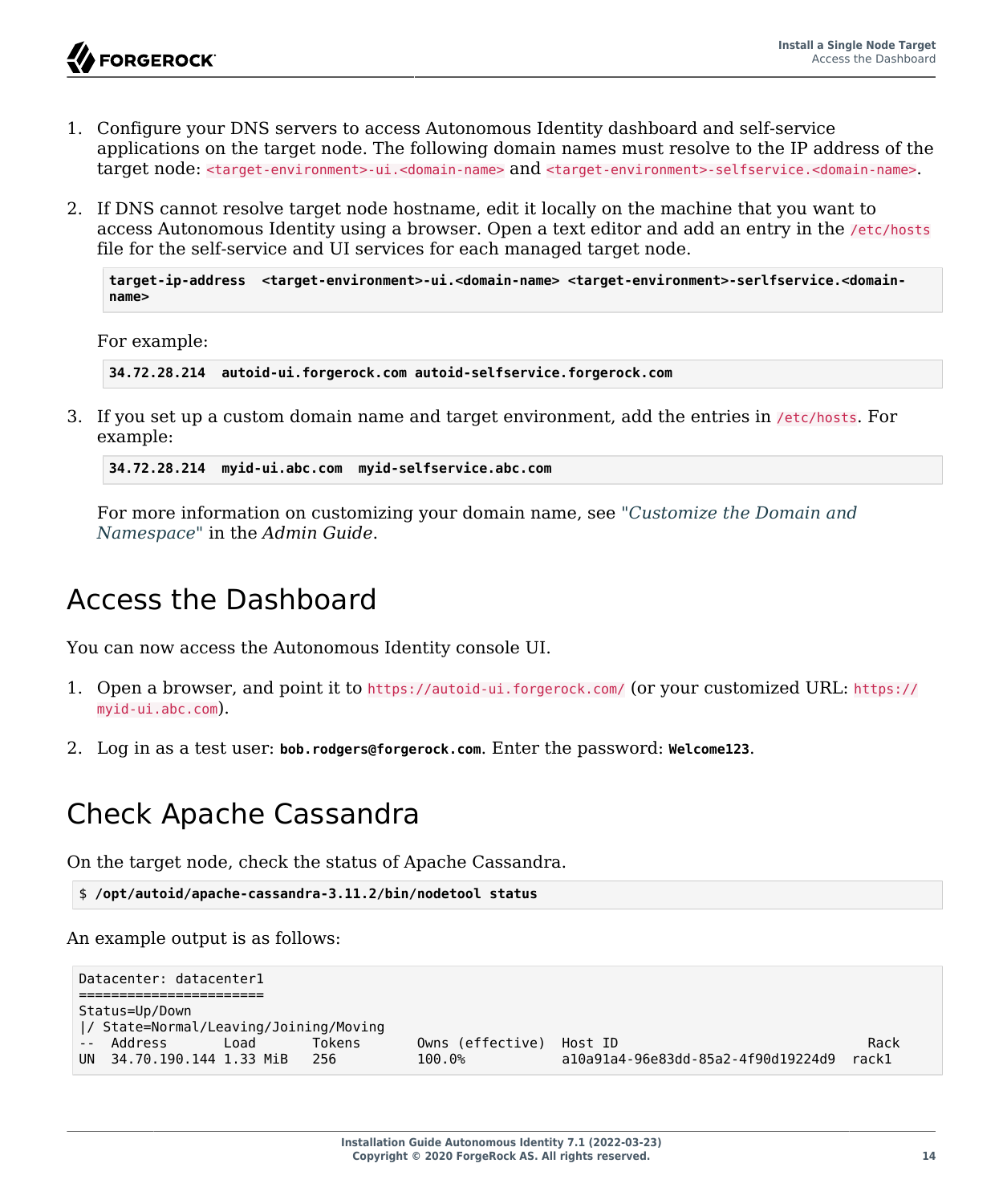1. Configure your DNS servers to access Autonomous Identity dashboard and self-service applications on the target node. The following domain names must resolve to the IP address of the target node: `<target-environment>-ui.<domain-name>` and `<target-environment>-selfservice.<domain-name>`.

2. If DNS cannot resolve target node hostname, edit it locally on the machine that you want to access Autonomous Identity using a browser. Open a text editor and add an entry in the `/etc/hosts` file for the self-service and UI services for each managed target node.

   ```
   target-ip-address  <target-environment>-ui.<domain-name> <target-environment>-serlfservice.<domain-name>
   ```

   For example:

   ```
   34.72.28.214  autoid-ui.forgerock.com autoid-selfservice.forgerock.com
   ```

3. If you set up a custom domain name and target environment, add the entries in `/etc/hosts`. For example:

   ```
   34.72.28.214  myid-ui.abc.com  myid-selfservice.abc.com
   ```

   For more information on customizing your domain name, see "*Customize the Domain and Namespace*" in the *Admin Guide*.

## Access the Dashboard

You can now access the Autonomous Identity console UI.

1. Open a browser, and point it to `https://autoid-ui.forgerock.com/` (or your customized URL: `https://myid-ui.abc.com`).

2. Log in as a test user: **bob.rodgers@forgerock.com**. Enter the password: **Welcome123**.

## Check Apache Cassandra

On the target node, check the status of Apache Cassandra.

```
$ /opt/autoid/apache-cassandra-3.11.2/bin/nodetool status
```

An example output is as follows:

```
Datacenter: datacenter1
=======================
Status=Up/Down
|/ State=Normal/Leaving/Joining/Moving
--  Address       Load       Tokens       Owns (effective)  Host ID                               Rack
UN  34.70.190.144 1.33 MiB   256          100.0%            a10a91a4-96e83dd-85a2-4f90d19224d9  rack1
```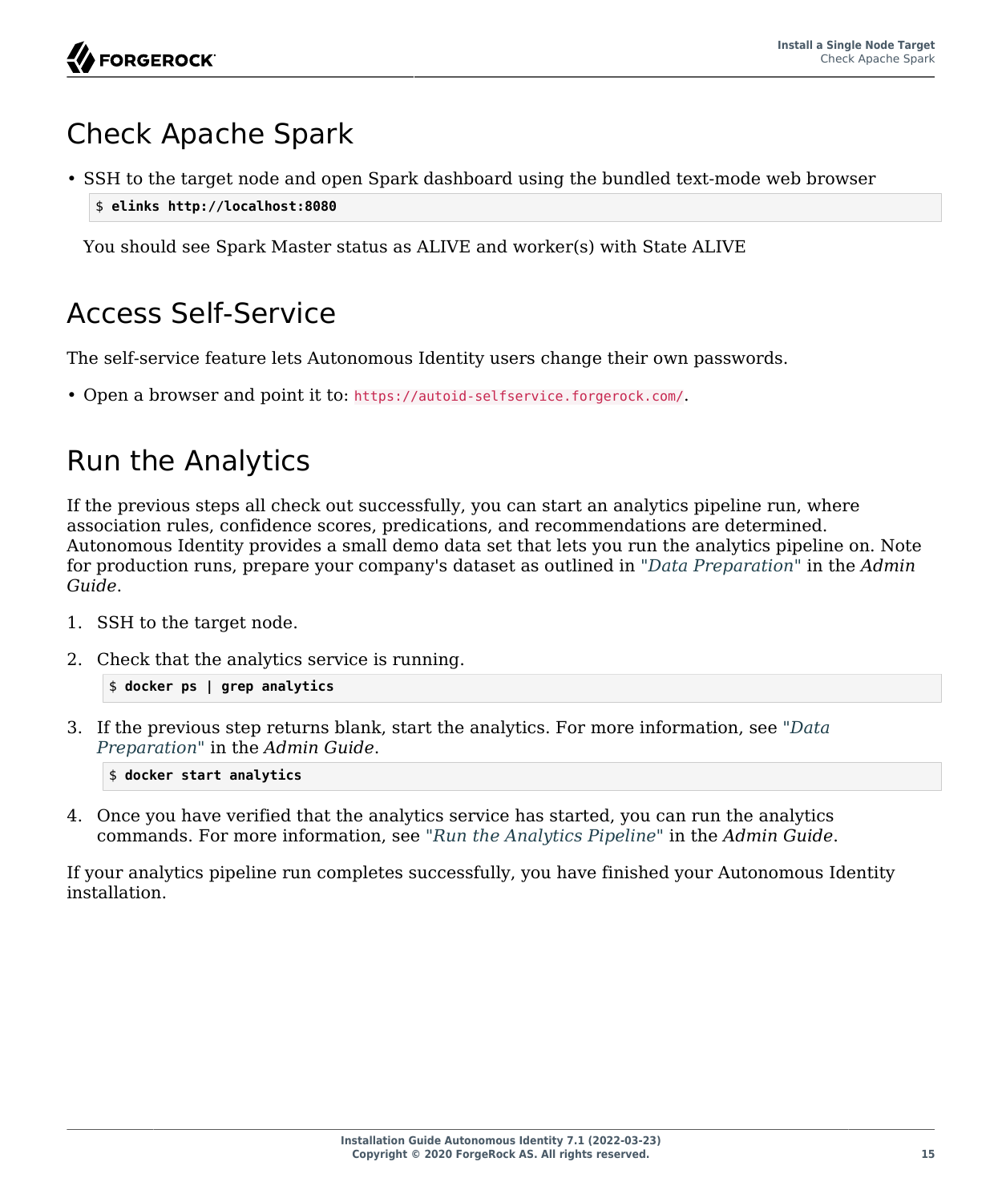# Check Apache Spark

- SSH to the target node and open Spark dashboard using the bundled text-mode web browser

```
$ elinks http://localhost:8080
```

You should see Spark Master status as ALIVE and worker(s) with State ALIVE

# Access Self-Service

The self-service feature lets Autonomous Identity users change their own passwords.

- Open a browser and point it to: `https://autoid-selfservice.forgerock.com/`.

# Run the Analytics

If the previous steps all check out successfully, you can start an analytics pipeline run, where association rules, confidence scores, predications, and recommendations are determined. Autonomous Identity provides a small demo data set that lets you run the analytics pipeline on. Note for production runs, prepare your company's dataset as outlined in "*Data Preparation*" in the *Admin Guide*.

1. SSH to the target node.

2. Check that the analytics service is running.

```
$ docker ps | grep analytics
```

3. If the previous step returns blank, start the analytics. For more information, see "*Data Preparation*" in the *Admin Guide*.

```
$ docker start analytics
```

4. Once you have verified that the analytics service has started, you can run the analytics commands. For more information, see "*Run the Analytics Pipeline*" in the *Admin Guide*.

If your analytics pipeline run completes successfully, you have finished your Autonomous Identity installation.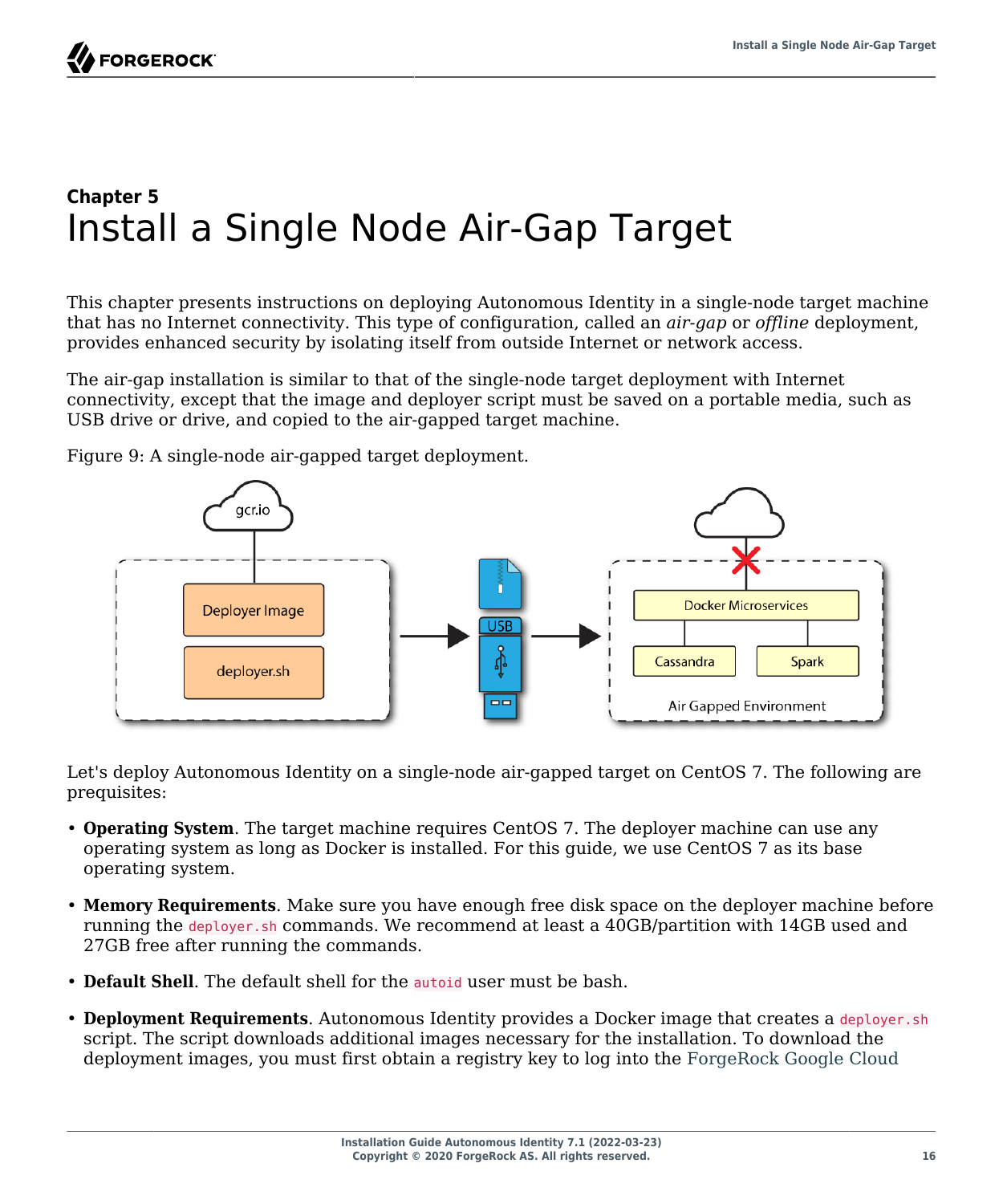# Chapter 5
# Install a Single Node Air-Gap Target

This chapter presents instructions on deploying Autonomous Identity in a single-node target machine that has no Internet connectivity. This type of configuration, called an *air-gap* or *offline* deployment, provides enhanced security by isolating itself from outside Internet or network access.

The air-gap installation is similar to that of the single-node target deployment with Internet connectivity, except that the image and deployer script must be saved on a portable media, such as USB drive or drive, and copied to the air-gapped target machine.

Figure 9: A single-node air-gapped target deployment.

Let's deploy Autonomous Identity on a single-node air-gapped target on CentOS 7. The following are prequisites:

- **Operating System**. The target machine requires CentOS 7. The deployer machine can use any operating system as long as Docker is installed. For this guide, we use CentOS 7 as its base operating system.
- **Memory Requirements**. Make sure you have enough free disk space on the deployer machine before running the `deployer.sh` commands. We recommend at least a 40GB/partition with 14GB used and 27GB free after running the commands.
- **Default Shell**. The default shell for the `autoid` user must be bash.
- **Deployment Requirements**. Autonomous Identity provides a Docker image that creates a `deployer.sh` script. The script downloads additional images necessary for the installation. To download the deployment images, you must first obtain a registry key to log into the ForgeRock Google Cloud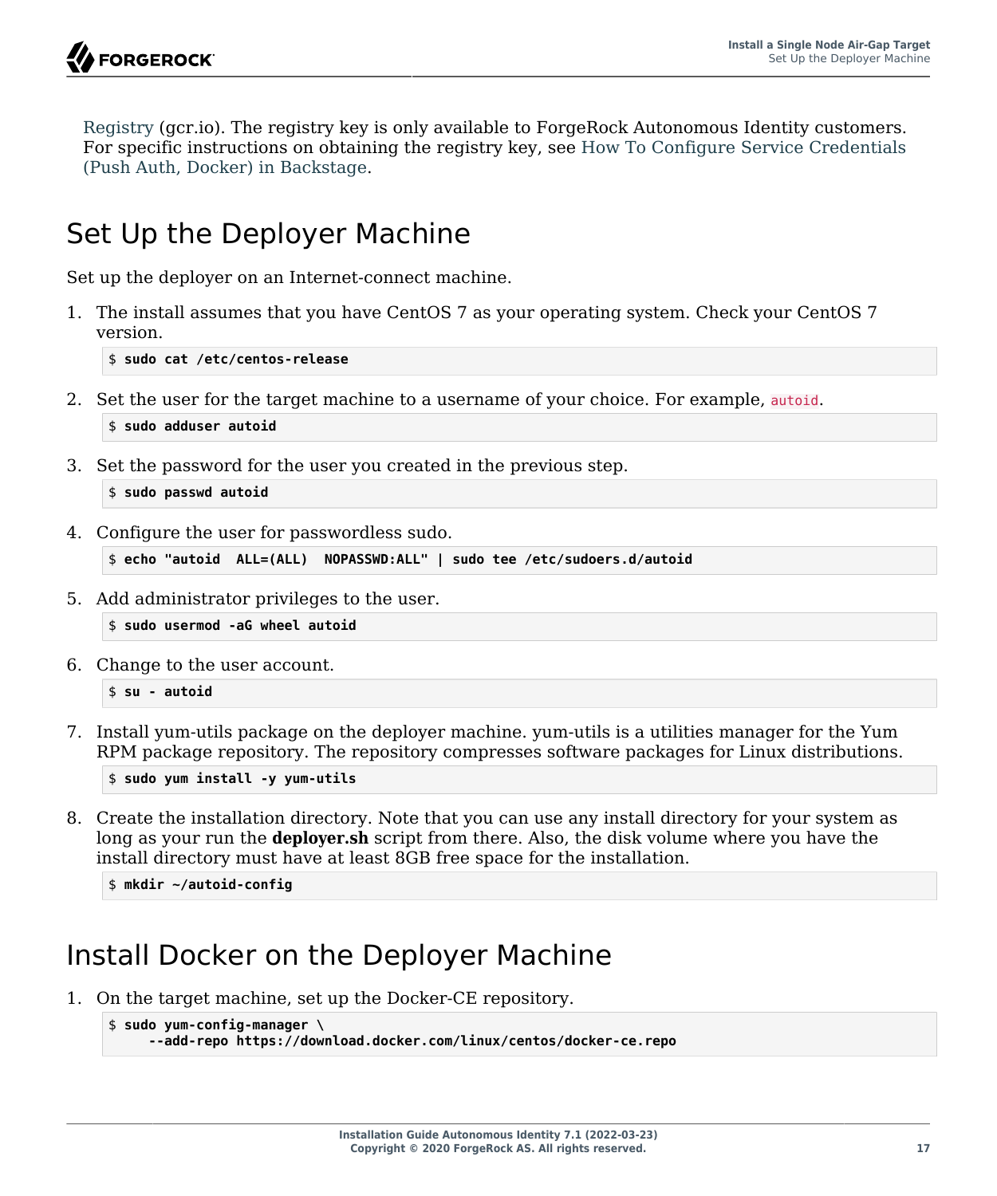Registry (gcr.io). The registry key is only available to ForgeRock Autonomous Identity customers. For specific instructions on obtaining the registry key, see How To Configure Service Credentials (Push Auth, Docker) in Backstage.

## Set Up the Deployer Machine

Set up the deployer on an Internet-connect machine.

1. The install assumes that you have CentOS 7 as your operating system. Check your CentOS 7 version.

   ```
   $ sudo cat /etc/centos-release
   ```

2. Set the user for the target machine to a username of your choice. For example, `autoid`.

   ```
   $ sudo adduser autoid
   ```

3. Set the password for the user you created in the previous step.

   ```
   $ sudo passwd autoid
   ```

4. Configure the user for passwordless sudo.

   ```
   $ echo "autoid  ALL=(ALL)  NOPASSWD:ALL" | sudo tee /etc/sudoers.d/autoid
   ```

5. Add administrator privileges to the user.

   ```
   $ sudo usermod -aG wheel autoid
   ```

6. Change to the user account.

   ```
   $ su - autoid
   ```

7. Install yum-utils package on the deployer machine. yum-utils is a utilities manager for the Yum RPM package repository. The repository compresses software packages for Linux distributions.

   ```
   $ sudo yum install -y yum-utils
   ```

8. Create the installation directory. Note that you can use any install directory for your system as long as your run the **deployer.sh** script from there. Also, the disk volume where you have the install directory must have at least 8GB free space for the installation.

   ```
   $ mkdir ~/autoid-config
   ```

## Install Docker on the Deployer Machine

1. On the target machine, set up the Docker-CE repository.

   ```
   $ sudo yum-config-manager \
       --add-repo https://download.docker.com/linux/centos/docker-ce.repo
   ```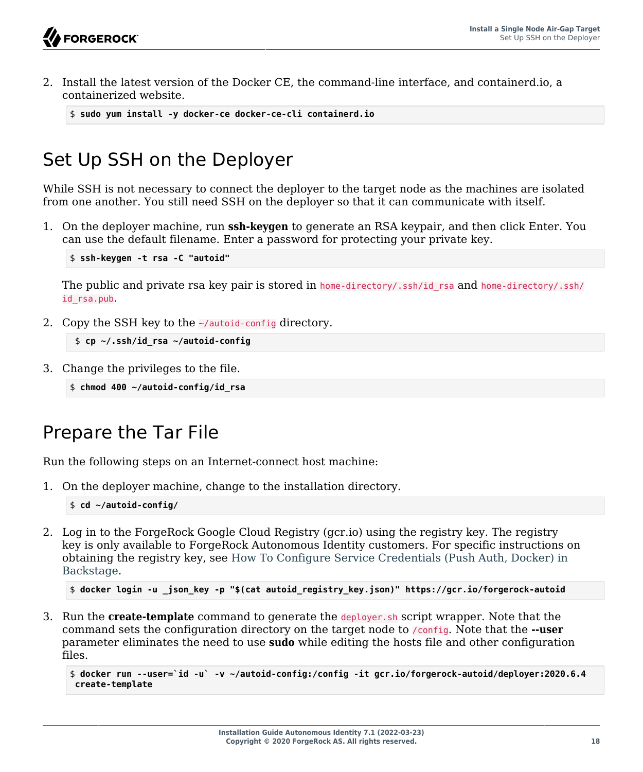2. Install the latest version of the Docker CE, the command-line interface, and containerd.io, a containerized website.

   ```
   $ sudo yum install -y docker-ce docker-ce-cli containerd.io
   ```

## Set Up SSH on the Deployer

While SSH is not necessary to connect the deployer to the target node as the machines are isolated from one another. You still need SSH on the deployer so that it can communicate with itself.

1. On the deployer machine, run **ssh-keygen** to generate an RSA keypair, and then click Enter. You can use the default filename. Enter a password for protecting your private key.

   ```
   $ ssh-keygen -t rsa -C "autoid"
   ```

   The public and private rsa key pair is stored in `home-directory/.ssh/id_rsa` and `home-directory/.ssh/id_rsa.pub`.

2. Copy the SSH key to the `~/autoid-config` directory.

   ```
   $ cp ~/.ssh/id_rsa ~/autoid-config
   ```

3. Change the privileges to the file.

   ```
   $ chmod 400 ~/autoid-config/id_rsa
   ```

## Prepare the Tar File

Run the following steps on an Internet-connect host machine:

1. On the deployer machine, change to the installation directory.

   ```
   $ cd ~/autoid-config/
   ```

2. Log in to the ForgeRock Google Cloud Registry (gcr.io) using the registry key. The registry key is only available to ForgeRock Autonomous Identity customers. For specific instructions on obtaining the registry key, see How To Configure Service Credentials (Push Auth, Docker) in Backstage.

   ```
   $ docker login -u _json_key -p "$(cat autoid_registry_key.json)" https://gcr.io/forgerock-autoid
   ```

3. Run the **create-template** command to generate the `deployer.sh` script wrapper. Note that the command sets the configuration directory on the target node to `/config`. Note that the **--user** parameter eliminates the need to use **sudo** while editing the hosts file and other configuration files.

   ```
   $ docker run --user=`id -u` -v ~/autoid-config:/config -it gcr.io/forgerock-autoid/deployer:2020.6.4
    create-template
   ```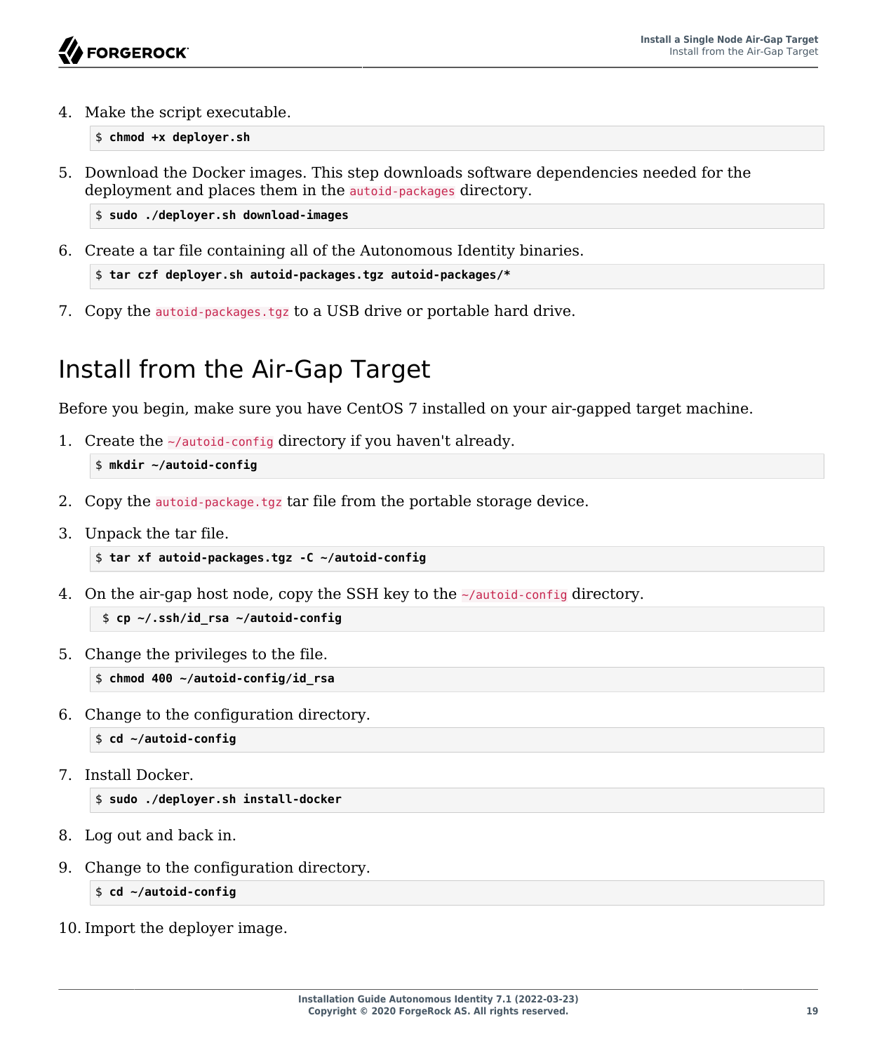4. Make the script executable.

```
$ chmod +x deployer.sh
```

5. Download the Docker images. This step downloads software dependencies needed for the deployment and places them in the `autoid-packages` directory.

```
$ sudo ./deployer.sh download-images
```

6. Create a tar file containing all of the Autonomous Identity binaries.

```
$ tar czf deployer.sh autoid-packages.tgz autoid-packages/*
```

7. Copy the `autoid-packages.tgz` to a USB drive or portable hard drive.

## Install from the Air-Gap Target

Before you begin, make sure you have CentOS 7 installed on your air-gapped target machine.

1. Create the `~/autoid-config` directory if you haven't already.

```
$ mkdir ~/autoid-config
```

2. Copy the `autoid-package.tgz` tar file from the portable storage device.

3. Unpack the tar file.

```
$ tar xf autoid-packages.tgz -C ~/autoid-config
```

4. On the air-gap host node, copy the SSH key to the `~/autoid-config` directory.

```
$ cp ~/.ssh/id_rsa ~/autoid-config
```

5. Change the privileges to the file.

```
$ chmod 400 ~/autoid-config/id_rsa
```

6. Change to the configuration directory.

```
$ cd ~/autoid-config
```

7. Install Docker.

```
$ sudo ./deployer.sh install-docker
```

8. Log out and back in.

9. Change to the configuration directory.

```
$ cd ~/autoid-config
```

10. Import the deployer image.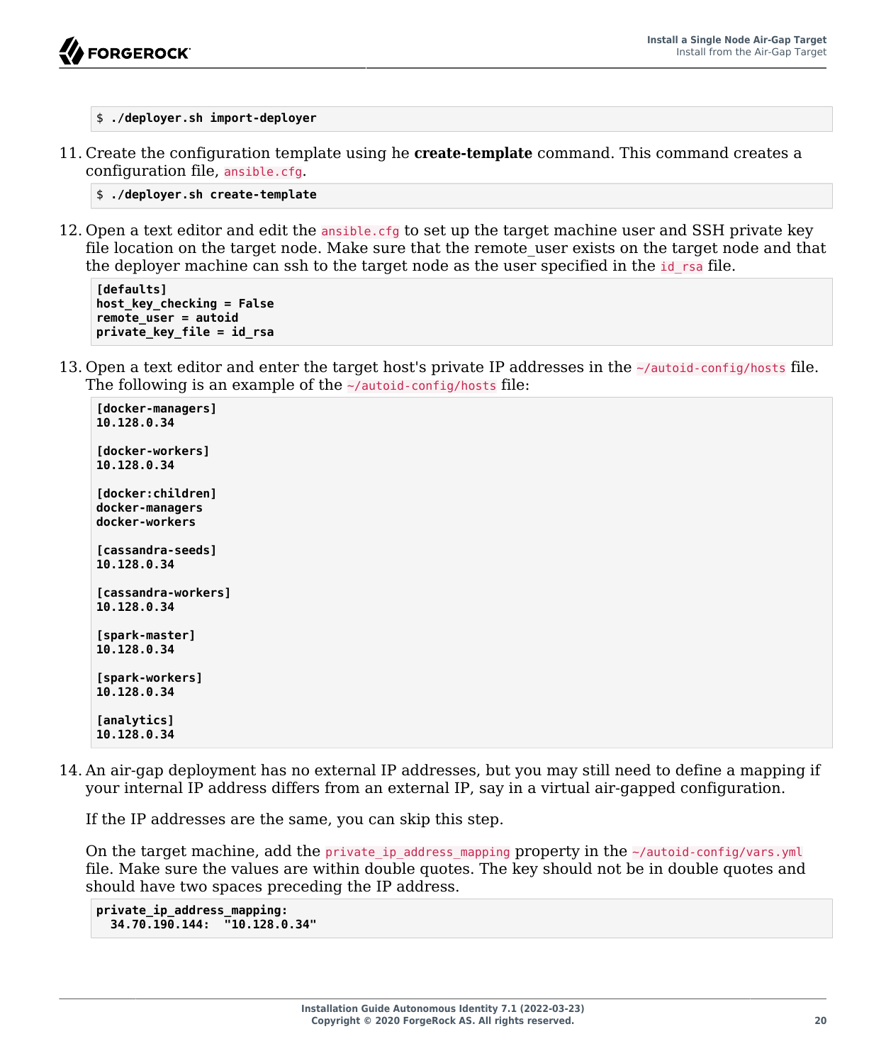```
$ ./deployer.sh import-deployer
```

11. Create the configuration template using he **create-template** command. This command creates a configuration file, `ansible.cfg`.

    ```
    $ ./deployer.sh create-template
    ```

12. Open a text editor and edit the `ansible.cfg` to set up the target machine user and SSH private key file location on the target node. Make sure that the remote_user exists on the target node and that the deployer machine can ssh to the target node as the user specified in the `id_rsa` file.

    ```
    [defaults]
    host_key_checking = False
    remote_user = autoid
    private_key_file = id_rsa
    ```

13. Open a text editor and enter the target host's private IP addresses in the `~/autoid-config/hosts` file. The following is an example of the `~/autoid-config/hosts` file:

    ```
    [docker-managers]
    10.128.0.34

    [docker-workers]
    10.128.0.34

    [docker:children]
    docker-managers
    docker-workers

    [cassandra-seeds]
    10.128.0.34

    [cassandra-workers]
    10.128.0.34

    [spark-master]
    10.128.0.34

    [spark-workers]
    10.128.0.34

    [analytics]
    10.128.0.34
    ```

14. An air-gap deployment has no external IP addresses, but you may still need to define a mapping if your internal IP address differs from an external IP, say in a virtual air-gapped configuration.

    If the IP addresses are the same, you can skip this step.

    On the target machine, add the `private_ip_address_mapping` property in the `~/autoid-config/vars.yml` file. Make sure the values are within double quotes. The key should not be in double quotes and should have two spaces preceding the IP address.

    ```
    private_ip_address_mapping:
      34.70.190.144:  "10.128.0.34"
    ```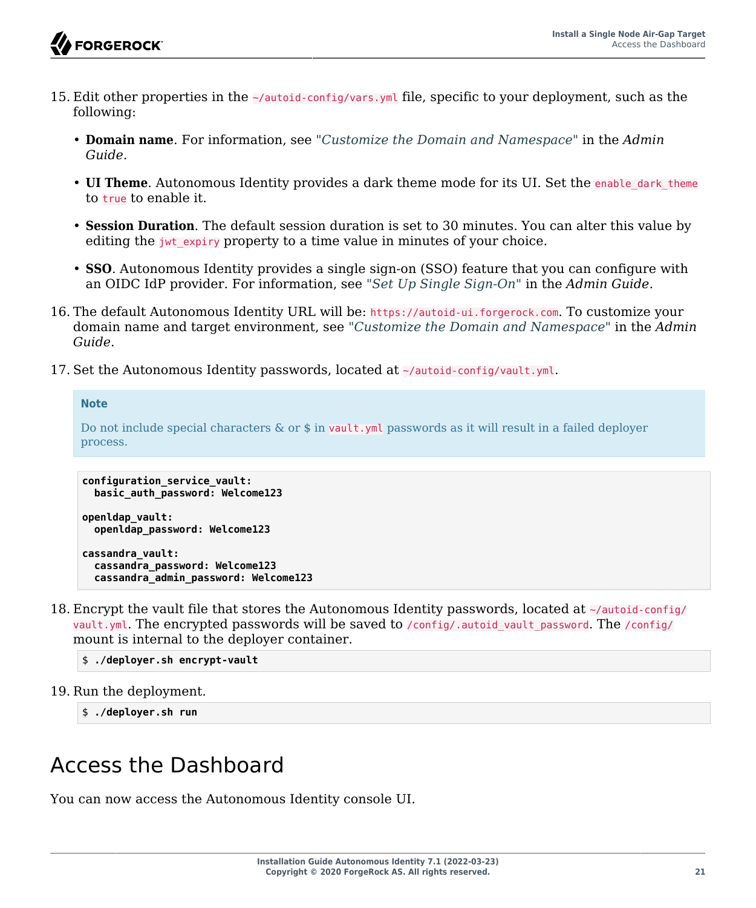15. Edit other properties in the `~/autoid-config/vars.yml` file, specific to your deployment, such as the following:

    - **Domain name**. For information, see "*Customize the Domain and Namespace*" in the *Admin Guide*.
    - **UI Theme**. Autonomous Identity provides a dark theme mode for its UI. Set the `enable_dark_theme` to `true` to enable it.
    - **Session Duration**. The default session duration is set to 30 minutes. You can alter this value by editing the `jwt_expiry` property to a time value in minutes of your choice.
    - **SSO**. Autonomous Identity provides a single sign-on (SSO) feature that you can configure with an OIDC IdP provider. For information, see "*Set Up Single Sign-On*" in the *Admin Guide*.

16. The default Autonomous Identity URL will be: `https://autoid-ui.forgerock.com`. To customize your domain name and target environment, see "*Customize the Domain and Namespace*" in the *Admin Guide*.

17. Set the Autonomous Identity passwords, located at `~/autoid-config/vault.yml`.

    > **Note**
    >
    > Do not include special characters & or $ in `vault.yml` passwords as it will result in a failed deployer process.

    ```
    configuration_service_vault:
      basic_auth_password: Welcome123

    openldap_vault:
      openldap_password: Welcome123

    cassandra_vault:
      cassandra_password: Welcome123
      cassandra_admin_password: Welcome123
    ```

18. Encrypt the vault file that stores the Autonomous Identity passwords, located at `~/autoid-config/vault.yml`. The encrypted passwords will be saved to `/config/.autoid_vault_password`. The `/config/` mount is internal to the deployer container.

    ```
    $ ./deployer.sh encrypt-vault
    ```

19. Run the deployment.

    ```
    $ ./deployer.sh run
    ```

# Access the Dashboard

You can now access the Autonomous Identity console UI.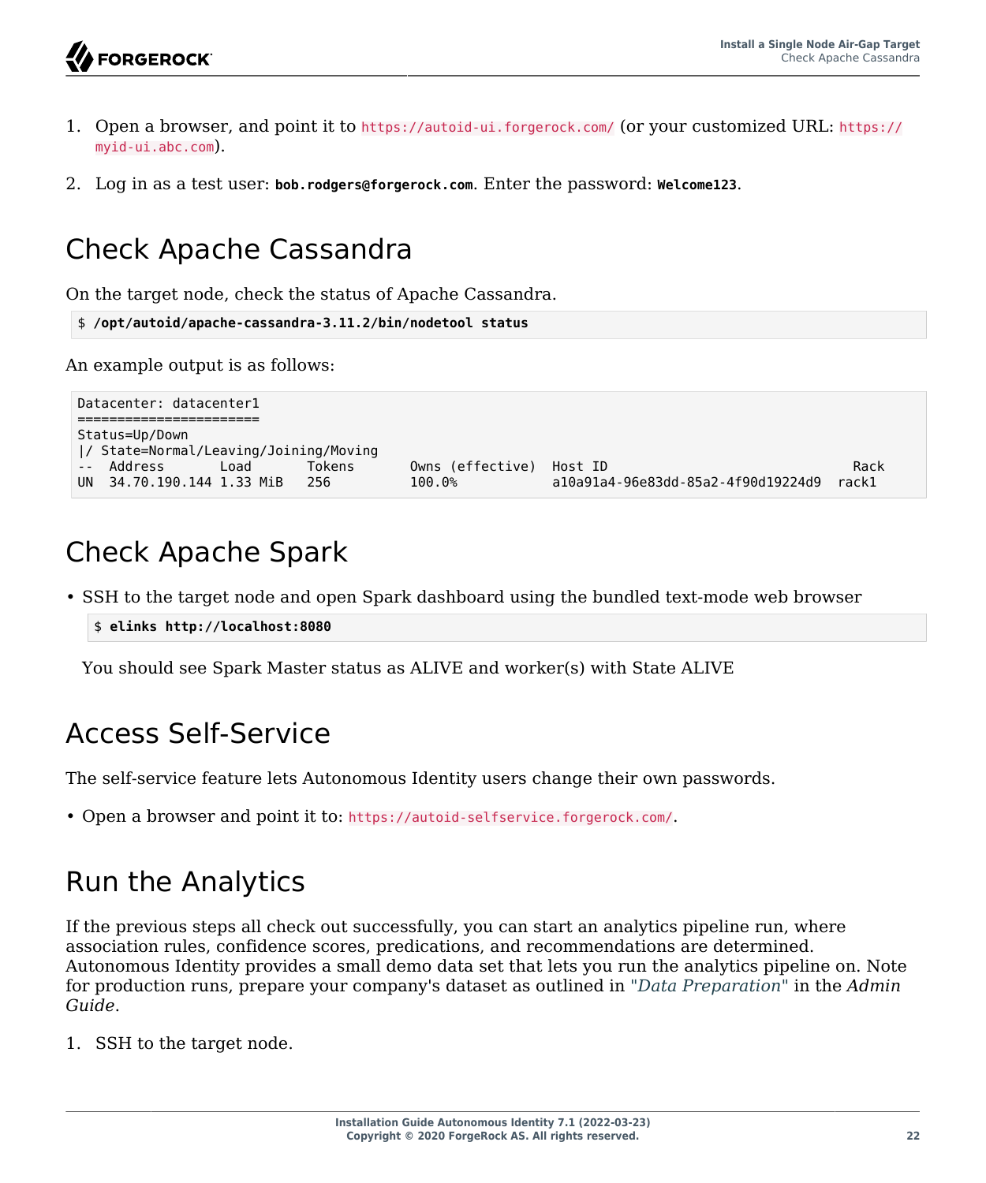1. Open a browser, and point it to `https://autoid-ui.forgerock.com/` (or your customized URL: `https://myid-ui.abc.com`).

2. Log in as a test user: **bob.rodgers@forgerock.com**. Enter the password: **Welcome123**.

## Check Apache Cassandra

On the target node, check the status of Apache Cassandra.

```
$ /opt/autoid/apache-cassandra-3.11.2/bin/nodetool status
```

An example output is as follows:

```
Datacenter: datacenter1
=======================
Status=Up/Down
|/ State=Normal/Leaving/Joining/Moving
--  Address       Load       Tokens       Owns (effective)  Host ID                               Rack
UN  34.70.190.144 1.33 MiB   256          100.0%            a10a91a4-96e83dd-85a2-4f90d19224d9  rack1
```

## Check Apache Spark

- SSH to the target node and open Spark dashboard using the bundled text-mode web browser

  ```
  $ elinks http://localhost:8080
  ```

  You should see Spark Master status as ALIVE and worker(s) with State ALIVE

## Access Self-Service

The self-service feature lets Autonomous Identity users change their own passwords.

- Open a browser and point it to: `https://autoid-selfservice.forgerock.com/`.

## Run the Analytics

If the previous steps all check out successfully, you can start an analytics pipeline run, where association rules, confidence scores, predications, and recommendations are determined. Autonomous Identity provides a small demo data set that lets you run the analytics pipeline on. Note for production runs, prepare your company's dataset as outlined in "*Data Preparation*" in the *Admin Guide*.

1. SSH to the target node.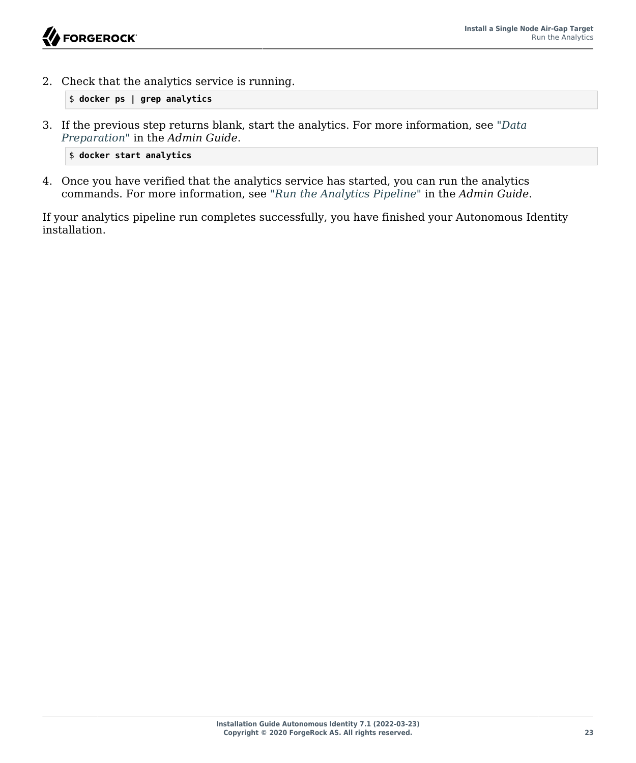2. Check that the analytics service is running.

```
$ docker ps | grep analytics
```

3. If the previous step returns blank, start the analytics. For more information, see "*Data Preparation*" in the *Admin Guide*.

```
$ docker start analytics
```

4. Once you have verified that the analytics service has started, you can run the analytics commands. For more information, see "*Run the Analytics Pipeline*" in the *Admin Guide*.

If your analytics pipeline run completes successfully, you have finished your Autonomous Identity installation.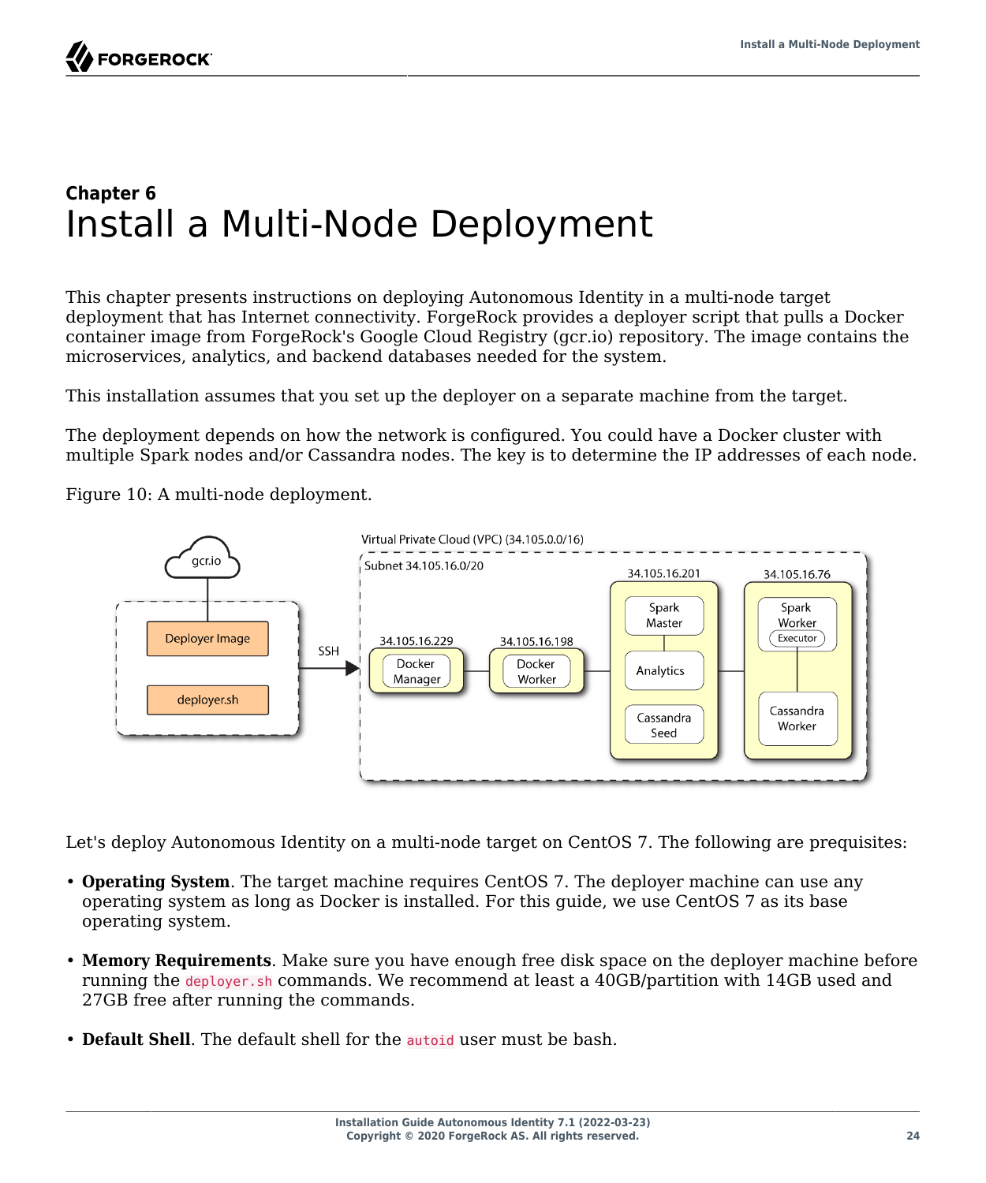## Chapter 6
# Install a Multi-Node Deployment

This chapter presents instructions on deploying Autonomous Identity in a multi-node target deployment that has Internet connectivity. ForgeRock provides a deployer script that pulls a Docker container image from ForgeRock's Google Cloud Registry (gcr.io) repository. The image contains the microservices, analytics, and backend databases needed for the system.

This installation assumes that you set up the deployer on a separate machine from the target.

The deployment depends on how the network is configured. You could have a Docker cluster with multiple Spark nodes and/or Cassandra nodes. The key is to determine the IP addresses of each node.

Figure 10: A multi-node deployment.

Let's deploy Autonomous Identity on a multi-node target on CentOS 7. The following are prequisites:

- **Operating System**. The target machine requires CentOS 7. The deployer machine can use any operating system as long as Docker is installed. For this guide, we use CentOS 7 as its base operating system.
- **Memory Requirements**. Make sure you have enough free disk space on the deployer machine before running the `deployer.sh` commands. We recommend at least a 40GB/partition with 14GB used and 27GB free after running the commands.
- **Default Shell**. The default shell for the `autoid` user must be bash.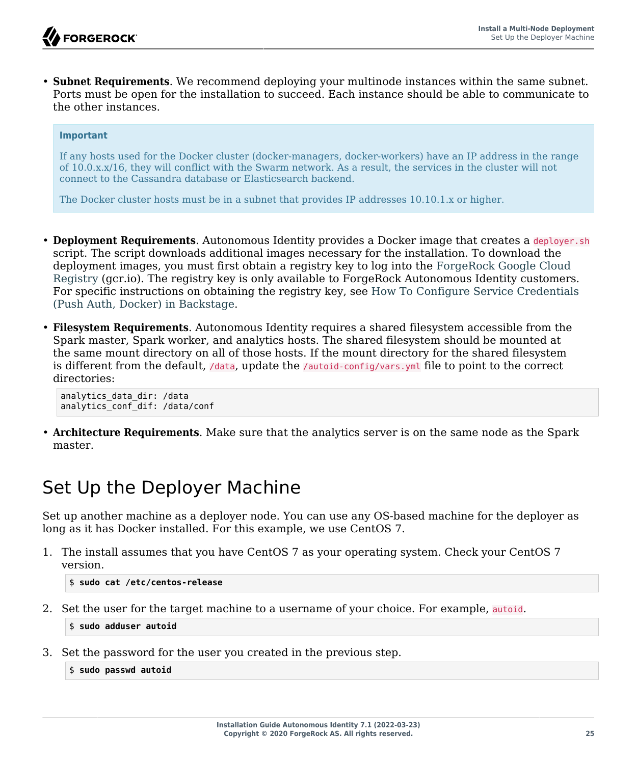- **Subnet Requirements**. We recommend deploying your multinode instances within the same subnet. Ports must be open for the installation to succeed. Each instance should be able to communicate to the other instances.

> **Important**
>
> If any hosts used for the Docker cluster (docker-managers, docker-workers) have an IP address in the range of 10.0.x.x/16, they will conflict with the Swarm network. As a result, the services in the cluster will not connect to the Cassandra database or Elasticsearch backend.
>
> The Docker cluster hosts must be in a subnet that provides IP addresses 10.10.1.x or higher.

- **Deployment Requirements**. Autonomous Identity provides a Docker image that creates a `deployer.sh` script. The script downloads additional images necessary for the installation. To download the deployment images, you must first obtain a registry key to log into the ForgeRock Google Cloud Registry (gcr.io). The registry key is only available to ForgeRock Autonomous Identity customers. For specific instructions on obtaining the registry key, see How To Configure Service Credentials (Push Auth, Docker) in Backstage.
- **Filesystem Requirements**. Autonomous Identity requires a shared filesystem accessible from the Spark master, Spark worker, and analytics hosts. The shared filesystem should be mounted at the same mount directory on all of those hosts. If the mount directory for the shared filesystem is different from the default, `/data`, update the `/autoid-config/vars.yml` file to point to the correct directories:

```
analytics_data_dir: /data
analytics_conf_dif: /data/conf
```

- **Architecture Requirements**. Make sure that the analytics server is on the same node as the Spark master.

# Set Up the Deployer Machine

Set up another machine as a deployer node. You can use any OS-based machine for the deployer as long as it has Docker installed. For this example, we use CentOS 7.

1. The install assumes that you have CentOS 7 as your operating system. Check your CentOS 7 version.

```
$ sudo cat /etc/centos-release
```

2. Set the user for the target machine to a username of your choice. For example, `autoid`.

```
$ sudo adduser autoid
```

3. Set the password for the user you created in the previous step.

```
$ sudo passwd autoid
```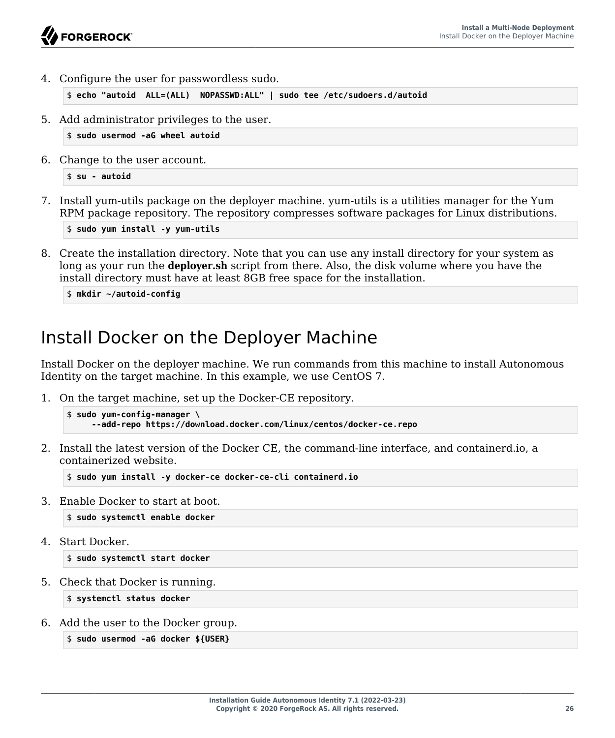4. Configure the user for passwordless sudo.

```
$ echo "autoid  ALL=(ALL)  NOPASSWD:ALL" | sudo tee /etc/sudoers.d/autoid
```

5. Add administrator privileges to the user.

```
$ sudo usermod -aG wheel autoid
```

6. Change to the user account.

```
$ su - autoid
```

7. Install yum-utils package on the deployer machine. yum-utils is a utilities manager for the Yum RPM package repository. The repository compresses software packages for Linux distributions.

```
$ sudo yum install -y yum-utils
```

8. Create the installation directory. Note that you can use any install directory for your system as long as your run the **deployer.sh** script from there. Also, the disk volume where you have the install directory must have at least 8GB free space for the installation.

```
$ mkdir ~/autoid-config
```

# Install Docker on the Deployer Machine

Install Docker on the deployer machine. We run commands from this machine to install Autonomous Identity on the target machine. In this example, we use CentOS 7.

1. On the target machine, set up the Docker-CE repository.

```
$ sudo yum-config-manager \
     --add-repo https://download.docker.com/linux/centos/docker-ce.repo
```

2. Install the latest version of the Docker CE, the command-line interface, and containerd.io, a containerized website.

```
$ sudo yum install -y docker-ce docker-ce-cli containerd.io
```

3. Enable Docker to start at boot.

```
$ sudo systemctl enable docker
```

4. Start Docker.

```
$ sudo systemctl start docker
```

5. Check that Docker is running.

```
$ systemctl status docker
```

6. Add the user to the Docker group.

```
$ sudo usermod -aG docker ${USER}
```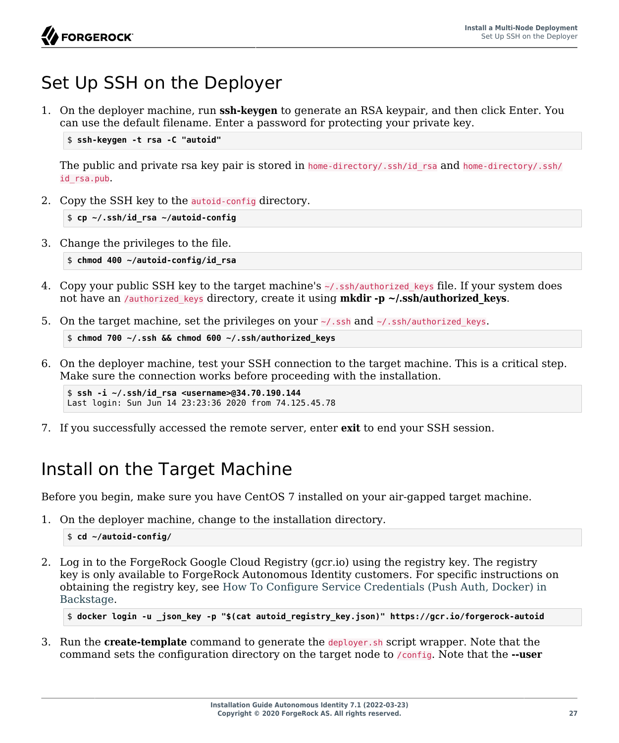## Set Up SSH on the Deployer

1. On the deployer machine, run **ssh-keygen** to generate an RSA keypair, and then click Enter. You can use the default filename. Enter a password for protecting your private key.

   ```
   $ ssh-keygen -t rsa -C "autoid"
   ```

   The public and private rsa key pair is stored in `home-directory/.ssh/id_rsa` and `home-directory/.ssh/id_rsa.pub`.

2. Copy the SSH key to the `autoid-config` directory.

   ```
   $ cp ~/.ssh/id_rsa ~/autoid-config
   ```

3. Change the privileges to the file.

   ```
   $ chmod 400 ~/autoid-config/id_rsa
   ```

4. Copy your public SSH key to the target machine's `~/.ssh/authorized_keys` file. If your system does not have an `/authorized_keys` directory, create it using **mkdir -p ~/.ssh/authorized_keys**.

5. On the target machine, set the privileges on your `~/.ssh` and `~/.ssh/authorized_keys`.

   ```
   $ chmod 700 ~/.ssh && chmod 600 ~/.ssh/authorized_keys
   ```

6. On the deployer machine, test your SSH connection to the target machine. This is a critical step. Make sure the connection works before proceeding with the installation.

   ```
   $ ssh -i ~/.ssh/id_rsa <username>@34.70.190.144
   Last login: Sun Jun 14 23:23:36 2020 from 74.125.45.78
   ```

7. If you successfully accessed the remote server, enter **exit** to end your SSH session.

## Install on the Target Machine

Before you begin, make sure you have CentOS 7 installed on your air-gapped target machine.

1. On the deployer machine, change to the installation directory.

   ```
   $ cd ~/autoid-config/
   ```

2. Log in to the ForgeRock Google Cloud Registry (gcr.io) using the registry key. The registry key is only available to ForgeRock Autonomous Identity customers. For specific instructions on obtaining the registry key, see How To Configure Service Credentials (Push Auth, Docker) in Backstage.

   ```
   $ docker login -u _json_key -p "$(cat autoid_registry_key.json)" https://gcr.io/forgerock-autoid
   ```

3. Run the **create-template** command to generate the `deployer.sh` script wrapper. Note that the command sets the configuration directory on the target node to `/config`. Note that the **--user**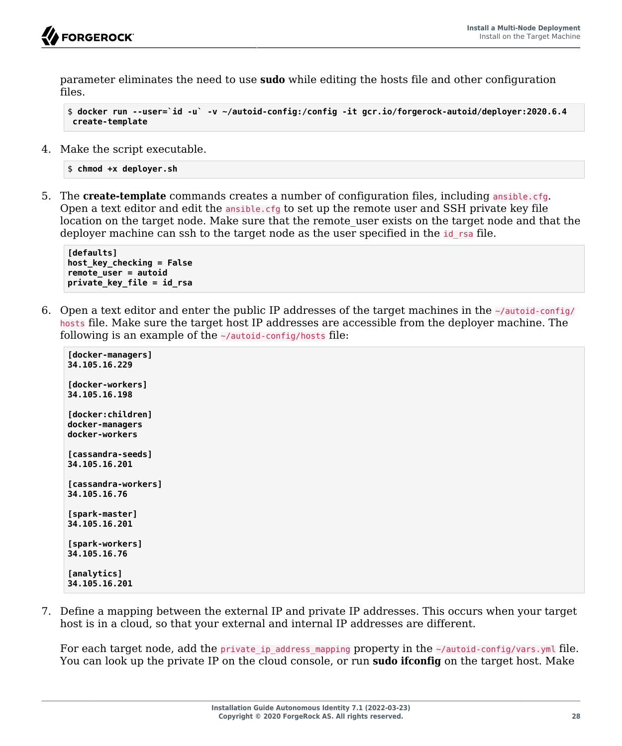parameter eliminates the need to use **sudo** while editing the hosts file and other configuration files.

```
$ docker run --user=`id -u` -v ~/autoid-config:/config -it gcr.io/forgerock-autoid/deployer:2020.6.4
 create-template
```

4. Make the script executable.

```
$ chmod +x deployer.sh
```

5. The **create-template** commands creates a number of configuration files, including `ansible.cfg`. Open a text editor and edit the `ansible.cfg` to set up the remote user and SSH private key file location on the target node. Make sure that the remote_user exists on the target node and that the deployer machine can ssh to the target node as the user specified in the `id_rsa` file.

```
[defaults]
host_key_checking = False
remote_user = autoid
private_key_file = id_rsa
```

6. Open a text editor and enter the public IP addresses of the target machines in the `~/autoid-config/hosts` file. Make sure the target host IP addresses are accessible from the deployer machine. The following is an example of the `~/autoid-config/hosts` file:

```
[docker-managers]
34.105.16.229

[docker-workers]
34.105.16.198

[docker:children]
docker-managers
docker-workers

[cassandra-seeds]
34.105.16.201

[cassandra-workers]
34.105.16.76

[spark-master]
34.105.16.201

[spark-workers]
34.105.16.76

[analytics]
34.105.16.201
```

7. Define a mapping between the external IP and private IP addresses. This occurs when your target host is in a cloud, so that your external and internal IP addresses are different.

   For each target node, add the `private_ip_address_mapping` property in the `~/autoid-config/vars.yml` file. You can look up the private IP on the cloud console, or run **sudo ifconfig** on the target host. Make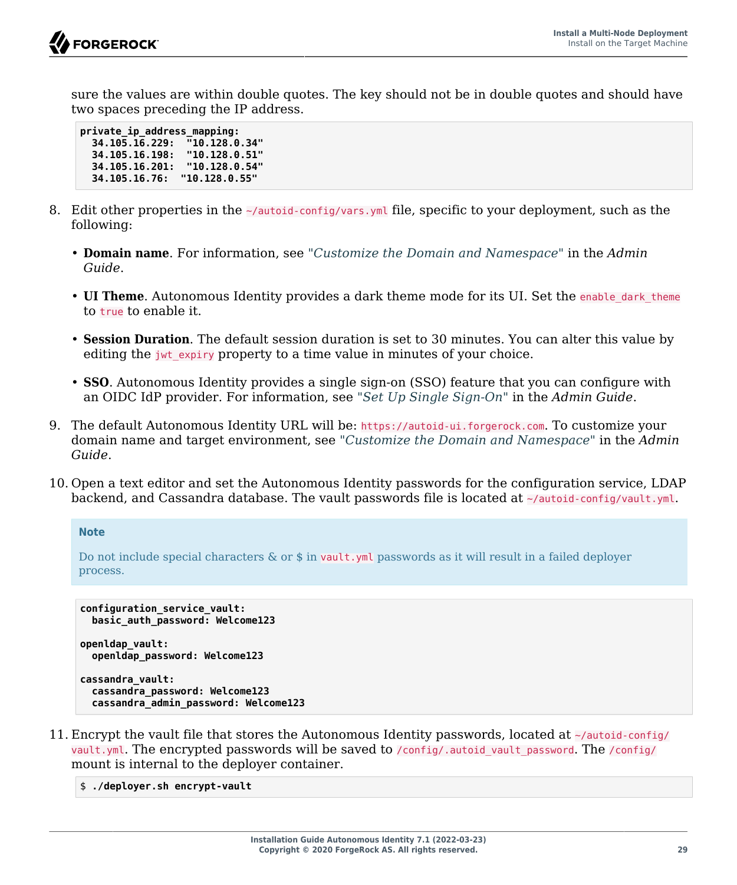sure the values are within double quotes. The key should not be in double quotes and should have two spaces preceding the IP address.

```
private_ip_address_mapping:
  34.105.16.229:  "10.128.0.34"
  34.105.16.198:  "10.128.0.51"
  34.105.16.201:  "10.128.0.54"
  34.105.16.76:  "10.128.0.55"
```

8. Edit other properties in the `~/autoid-config/vars.yml` file, specific to your deployment, such as the following:

   - **Domain name**. For information, see "*Customize the Domain and Namespace*" in the *Admin Guide*.
   - **UI Theme**. Autonomous Identity provides a dark theme mode for its UI. Set the `enable_dark_theme` to `true` to enable it.
   - **Session Duration**. The default session duration is set to 30 minutes. You can alter this value by editing the `jwt_expiry` property to a time value in minutes of your choice.
   - **SSO**. Autonomous Identity provides a single sign-on (SSO) feature that you can configure with an OIDC IdP provider. For information, see "*Set Up Single Sign-On*" in the *Admin Guide*.

9. The default Autonomous Identity URL will be: `https://autoid-ui.forgerock.com`. To customize your domain name and target environment, see "*Customize the Domain and Namespace*" in the *Admin Guide*.

10. Open a text editor and set the Autonomous Identity passwords for the configuration service, LDAP backend, and Cassandra database. The vault passwords file is located at `~/autoid-config/vault.yml`.

    > **Note**
    >
    > Do not include special characters & or $ in `vault.yml` passwords as it will result in a failed deployer process.

    ```
    configuration_service_vault:
      basic_auth_password: Welcome123

    openldap_vault:
      openldap_password: Welcome123

    cassandra_vault:
      cassandra_password: Welcome123
      cassandra_admin_password: Welcome123
    ```

11. Encrypt the vault file that stores the Autonomous Identity passwords, located at `~/autoid-config/vault.yml`. The encrypted passwords will be saved to `/config/.autoid_vault_password`. The `/config/` mount is internal to the deployer container.

    ```
    $ ./deployer.sh encrypt-vault
    ```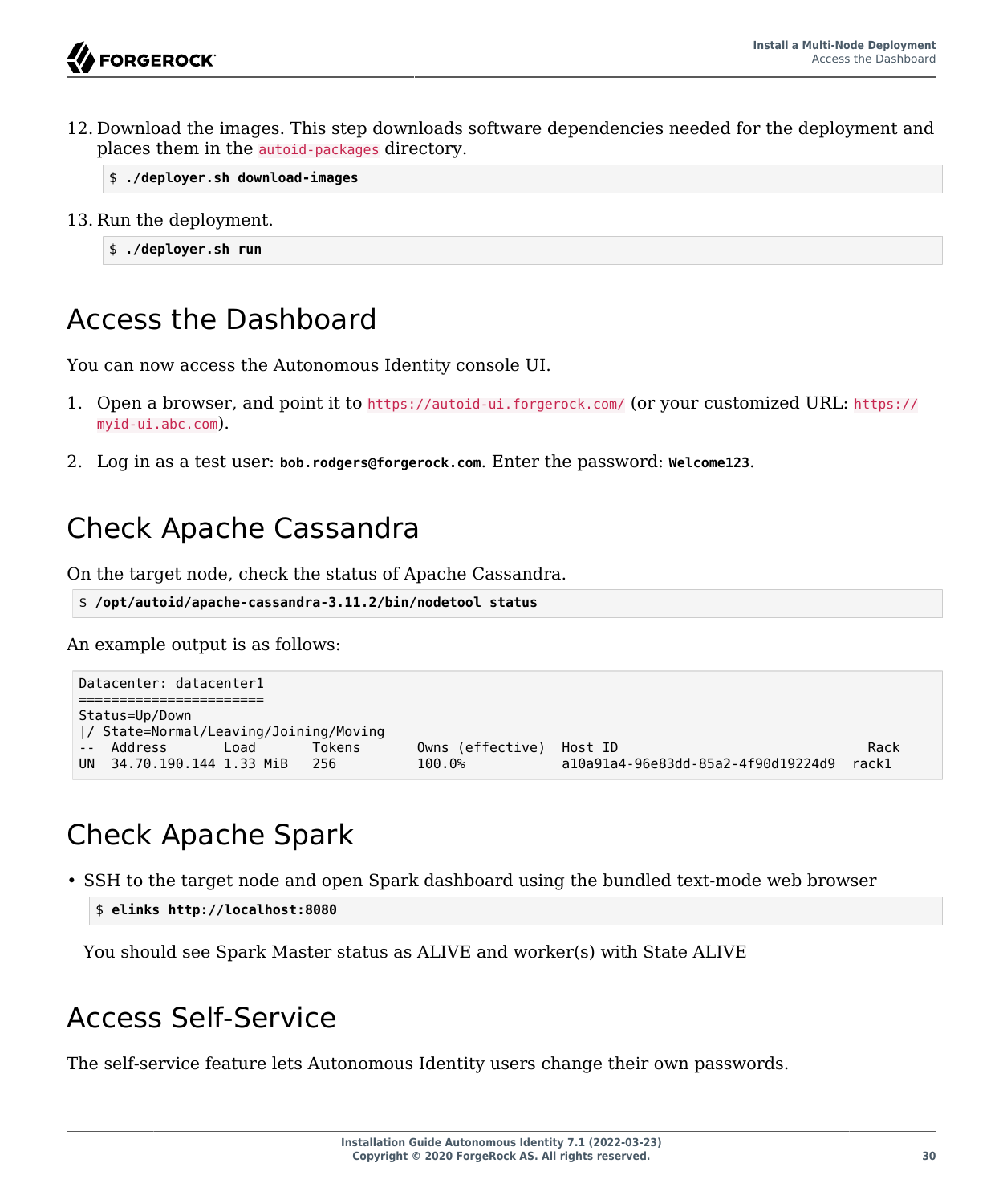12. Download the images. This step downloads software dependencies needed for the deployment and places them in the `autoid-packages` directory.

    ```
    $ ./deployer.sh download-images
    ```

13. Run the deployment.

    ```
    $ ./deployer.sh run
    ```

## Access the Dashboard

You can now access the Autonomous Identity console UI.

1. Open a browser, and point it to `https://autoid-ui.forgerock.com/` (or your customized URL: `https://myid-ui.abc.com`).

2. Log in as a test user: **bob.rodgers@forgerock.com**. Enter the password: **Welcome123**.

## Check Apache Cassandra

On the target node, check the status of Apache Cassandra.

```
$ /opt/autoid/apache-cassandra-3.11.2/bin/nodetool status
```

An example output is as follows:

```
Datacenter: datacenter1
=======================
Status=Up/Down
|/ State=Normal/Leaving/Joining/Moving
--  Address       Load       Tokens       Owns (effective)  Host ID                               Rack
UN  34.70.190.144 1.33 MiB   256          100.0%            a10a91a4-96e83dd-85a2-4f90d19224d9   rack1
```

## Check Apache Spark

- SSH to the target node and open Spark dashboard using the bundled text-mode web browser

  ```
  $ elinks http://localhost:8080
  ```

  You should see Spark Master status as ALIVE and worker(s) with State ALIVE

## Access Self-Service

The self-service feature lets Autonomous Identity users change their own passwords.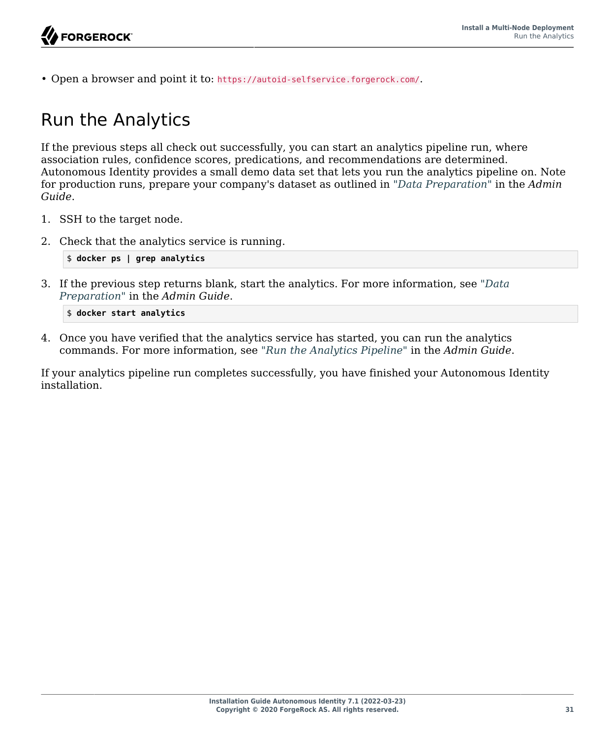- Open a browser and point it to: `https://autoid-selfservice.forgerock.com/`.

# Run the Analytics

If the previous steps all check out successfully, you can start an analytics pipeline run, where association rules, confidence scores, predications, and recommendations are determined. Autonomous Identity provides a small demo data set that lets you run the analytics pipeline on. Note for production runs, prepare your company's dataset as outlined in "*Data Preparation*" in the *Admin Guide*.

1. SSH to the target node.

2. Check that the analytics service is running.

```
$ docker ps | grep analytics
```

3. If the previous step returns blank, start the analytics. For more information, see "*Data Preparation*" in the *Admin Guide*.

```
$ docker start analytics
```

4. Once you have verified that the analytics service has started, you can run the analytics commands. For more information, see "*Run the Analytics Pipeline*" in the *Admin Guide*.

If your analytics pipeline run completes successfully, you have finished your Autonomous Identity installation.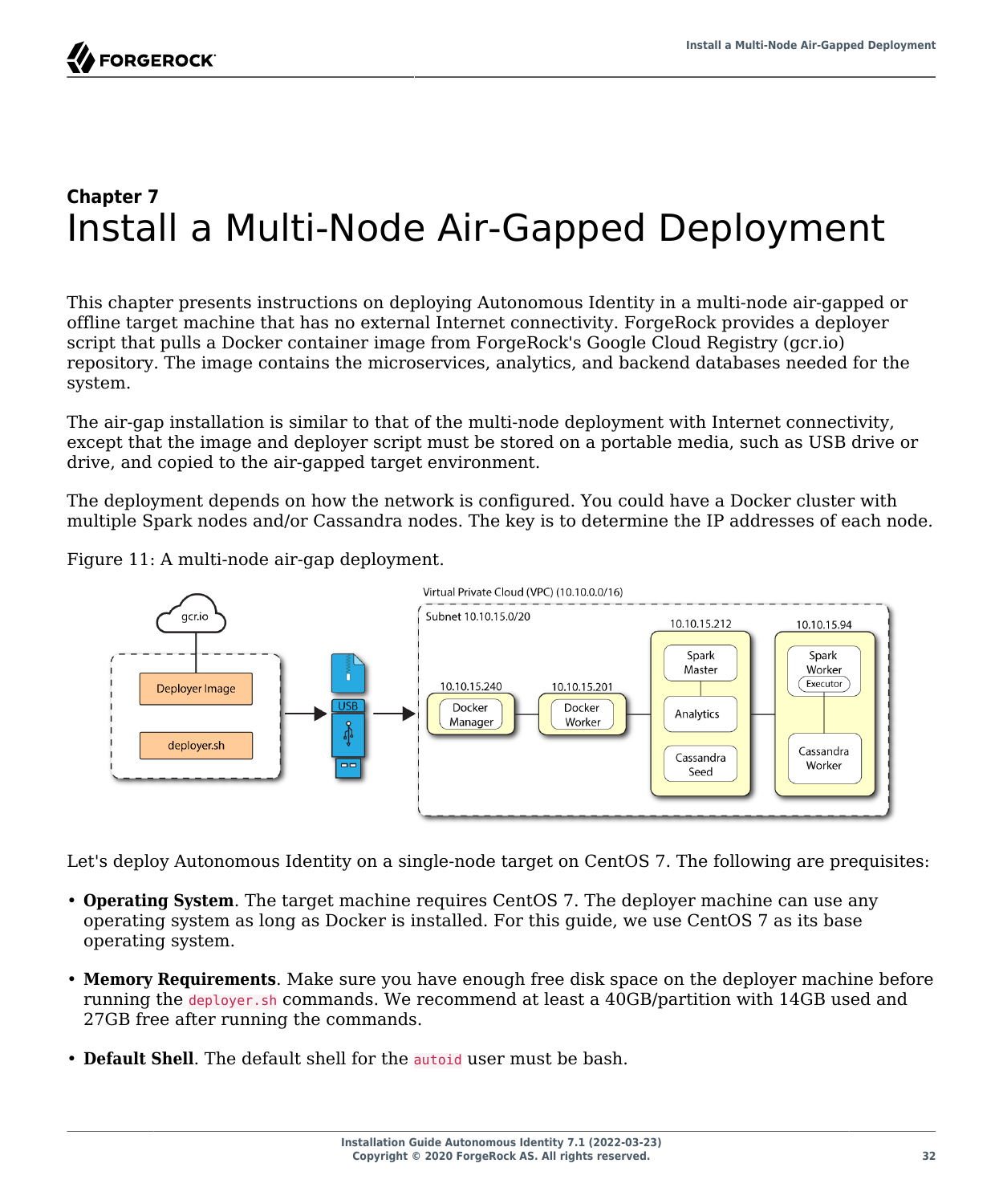# Chapter 7 Install a Multi-Node Air-Gapped Deployment

This chapter presents instructions on deploying Autonomous Identity in a multi-node air-gapped or offline target machine that has no external Internet connectivity. ForgeRock provides a deployer script that pulls a Docker container image from ForgeRock's Google Cloud Registry (gcr.io) repository. The image contains the microservices, analytics, and backend databases needed for the system.

The air-gap installation is similar to that of the multi-node deployment with Internet connectivity, except that the image and deployer script must be stored on a portable media, such as USB drive or drive, and copied to the air-gapped target environment.

The deployment depends on how the network is configured. You could have a Docker cluster with multiple Spark nodes and/or Cassandra nodes. The key is to determine the IP addresses of each node.

Figure 11: A multi-node air-gap deployment.

Let's deploy Autonomous Identity on a single-node target on CentOS 7. The following are prequisites:

- **Operating System**. The target machine requires CentOS 7. The deployer machine can use any operating system as long as Docker is installed. For this guide, we use CentOS 7 as its base operating system.
- **Memory Requirements**. Make sure you have enough free disk space on the deployer machine before running the `deployer.sh` commands. We recommend at least a 40GB/partition with 14GB used and 27GB free after running the commands.
- **Default Shell**. The default shell for the `autoid` user must be bash.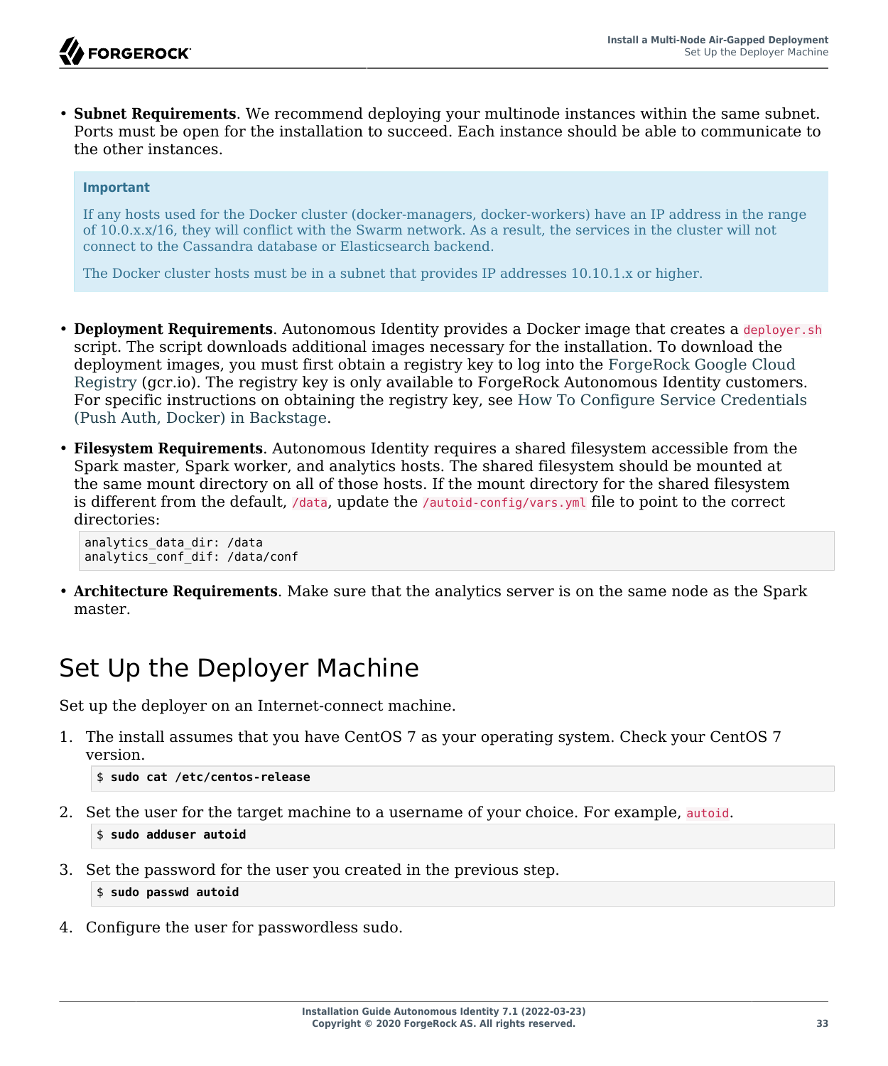- **Subnet Requirements**. We recommend deploying your multinode instances within the same subnet. Ports must be open for the installation to succeed. Each instance should be able to communicate to the other instances.

> **Important**
>
> If any hosts used for the Docker cluster (docker-managers, docker-workers) have an IP address in the range of 10.0.x.x/16, they will conflict with the Swarm network. As a result, the services in the cluster will not connect to the Cassandra database or Elasticsearch backend.
>
> The Docker cluster hosts must be in a subnet that provides IP addresses 10.10.1.x or higher.

- **Deployment Requirements**. Autonomous Identity provides a Docker image that creates a `deployer.sh` script. The script downloads additional images necessary for the installation. To download the deployment images, you must first obtain a registry key to log into the ForgeRock Google Cloud Registry (gcr.io). The registry key is only available to ForgeRock Autonomous Identity customers. For specific instructions on obtaining the registry key, see How To Configure Service Credentials (Push Auth, Docker) in Backstage.

- **Filesystem Requirements**. Autonomous Identity requires a shared filesystem accessible from the Spark master, Spark worker, and analytics hosts. The shared filesystem should be mounted at the same mount directory on all of those hosts. If the mount directory for the shared filesystem is different from the default, `/data`, update the `/autoid-config/vars.yml` file to point to the correct directories:

  ```
  analytics_data_dir: /data
  analytics_conf_dif: /data/conf
  ```

- **Architecture Requirements**. Make sure that the analytics server is on the same node as the Spark master.

# Set Up the Deployer Machine

Set up the deployer on an Internet-connect machine.

1. The install assumes that you have CentOS 7 as your operating system. Check your CentOS 7 version.

   ```
   $ sudo cat /etc/centos-release
   ```

2. Set the user for the target machine to a username of your choice. For example, `autoid`.

   ```
   $ sudo adduser autoid
   ```

3. Set the password for the user you created in the previous step.

   ```
   $ sudo passwd autoid
   ```

4. Configure the user for passwordless sudo.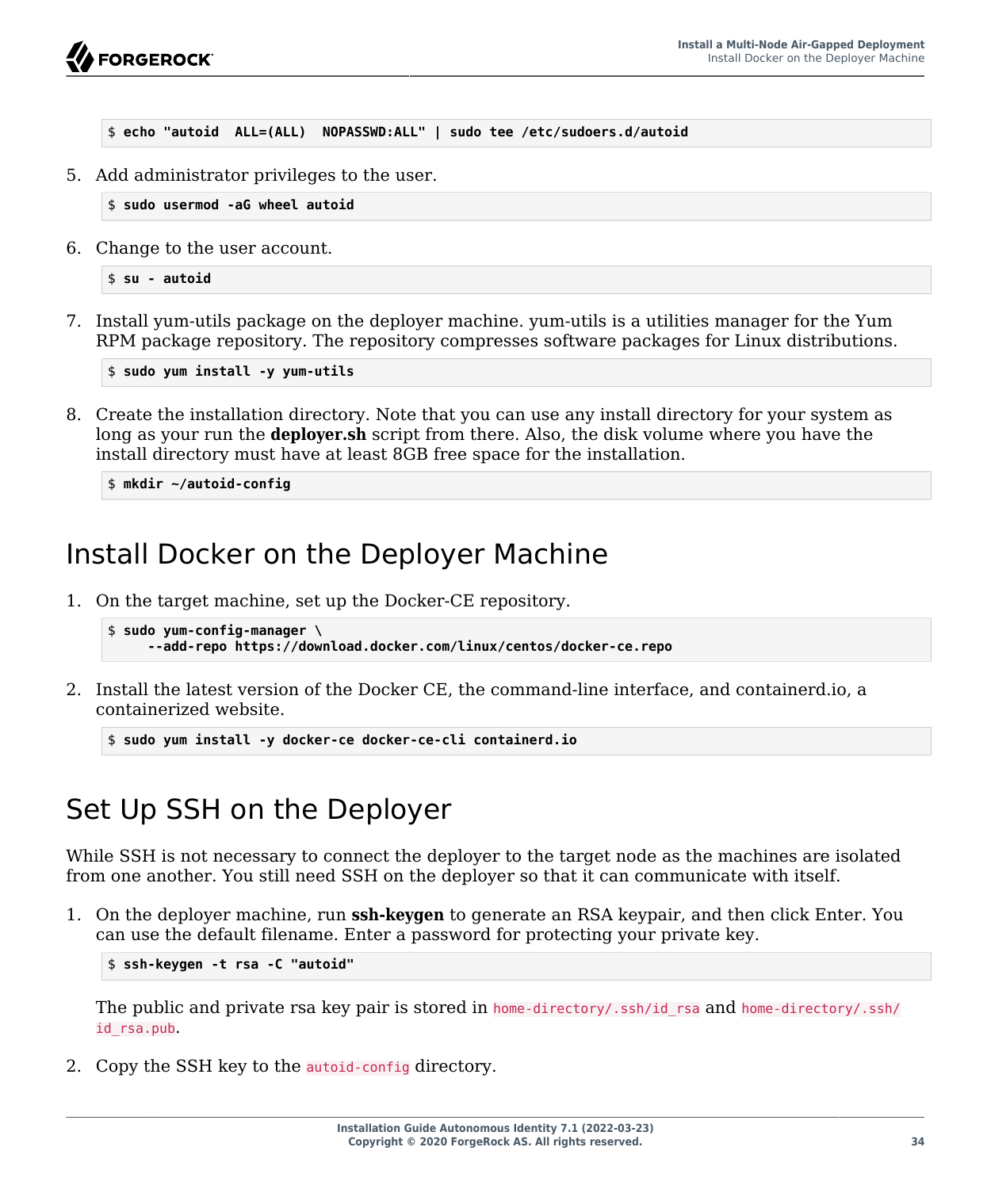```
$ echo "autoid  ALL=(ALL)  NOPASSWD:ALL" | sudo tee /etc/sudoers.d/autoid
```

5. Add administrator privileges to the user.

   ```
   $ sudo usermod -aG wheel autoid
   ```

6. Change to the user account.

   ```
   $ su - autoid
   ```

7. Install yum-utils package on the deployer machine. yum-utils is a utilities manager for the Yum RPM package repository. The repository compresses software packages for Linux distributions.

   ```
   $ sudo yum install -y yum-utils
   ```

8. Create the installation directory. Note that you can use any install directory for your system as long as your run the **deployer.sh** script from there. Also, the disk volume where you have the install directory must have at least 8GB free space for the installation.

   ```
   $ mkdir ~/autoid-config
   ```

## Install Docker on the Deployer Machine

1. On the target machine, set up the Docker-CE repository.

   ```
   $ sudo yum-config-manager \
       --add-repo https://download.docker.com/linux/centos/docker-ce.repo
   ```

2. Install the latest version of the Docker CE, the command-line interface, and containerd.io, a containerized website.

   ```
   $ sudo yum install -y docker-ce docker-ce-cli containerd.io
   ```

## Set Up SSH on the Deployer

While SSH is not necessary to connect the deployer to the target node as the machines are isolated from one another. You still need SSH on the deployer so that it can communicate with itself.

1. On the deployer machine, run **ssh-keygen** to generate an RSA keypair, and then click Enter. You can use the default filename. Enter a password for protecting your private key.

   ```
   $ ssh-keygen -t rsa -C "autoid"
   ```

   The public and private rsa key pair is stored in `home-directory/.ssh/id_rsa` and `home-directory/.ssh/id_rsa.pub`.

2. Copy the SSH key to the `autoid-config` directory.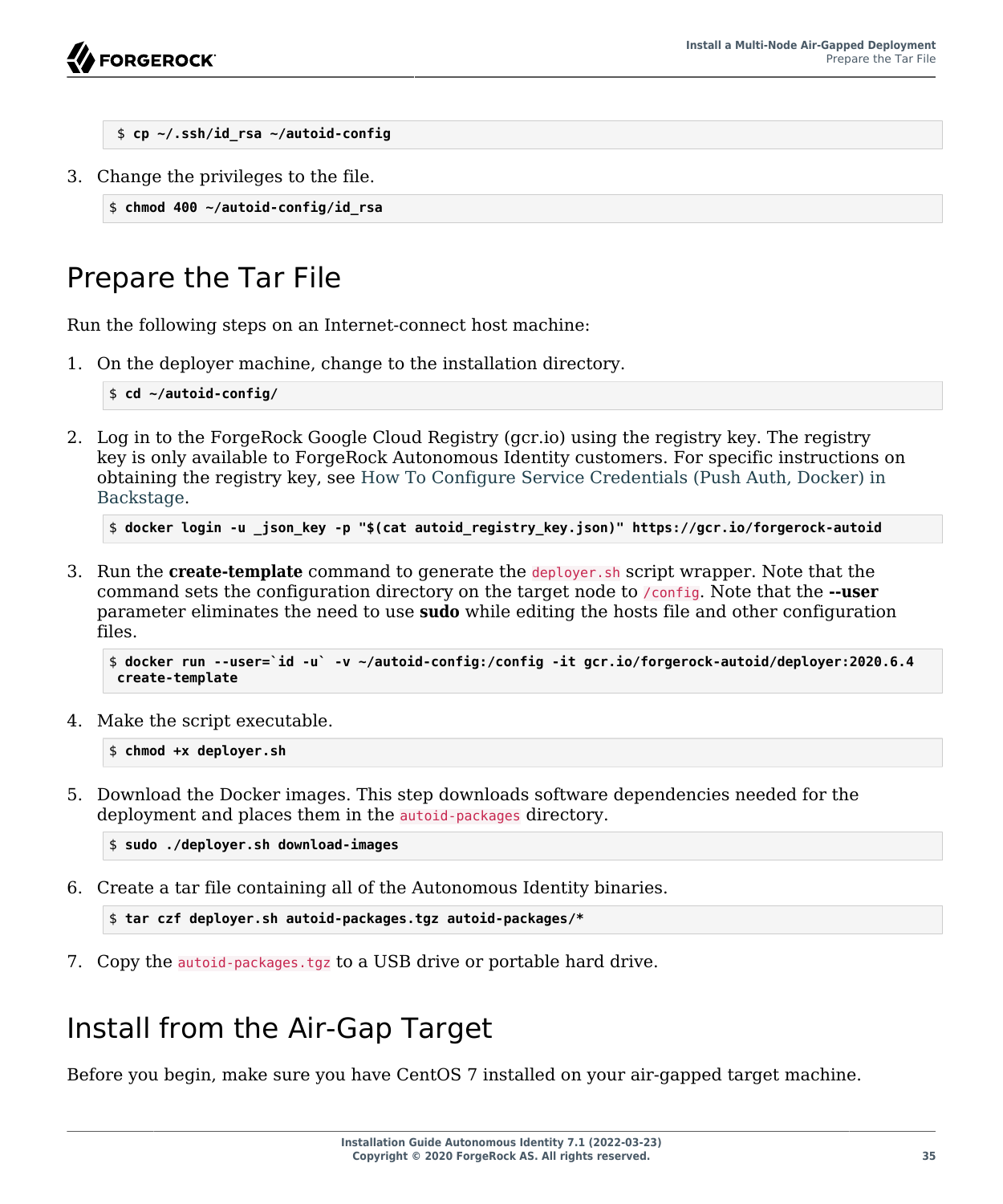```
$ cp ~/.ssh/id_rsa ~/autoid-config
```

3. Change the privileges to the file.

```
$ chmod 400 ~/autoid-config/id_rsa
```

# Prepare the Tar File

Run the following steps on an Internet-connect host machine:

1. On the deployer machine, change to the installation directory.

```
$ cd ~/autoid-config/
```

2. Log in to the ForgeRock Google Cloud Registry (gcr.io) using the registry key. The registry key is only available to ForgeRock Autonomous Identity customers. For specific instructions on obtaining the registry key, see How To Configure Service Credentials (Push Auth, Docker) in Backstage.

```
$ docker login -u _json_key -p "$(cat autoid_registry_key.json)" https://gcr.io/forgerock-autoid
```

3. Run the **create-template** command to generate the `deployer.sh` script wrapper. Note that the command sets the configuration directory on the target node to `/config`. Note that the **--user** parameter eliminates the need to use **sudo** while editing the hosts file and other configuration files.

```
$ docker run --user=`id -u` -v ~/autoid-config:/config -it gcr.io/forgerock-autoid/deployer:2020.6.4
 create-template
```

4. Make the script executable.

```
$ chmod +x deployer.sh
```

5. Download the Docker images. This step downloads software dependencies needed for the deployment and places them in the `autoid-packages` directory.

```
$ sudo ./deployer.sh download-images
```

6. Create a tar file containing all of the Autonomous Identity binaries.

```
$ tar czf deployer.sh autoid-packages.tgz autoid-packages/*
```

7. Copy the `autoid-packages.tgz` to a USB drive or portable hard drive.

# Install from the Air-Gap Target

Before you begin, make sure you have CentOS 7 installed on your air-gapped target machine.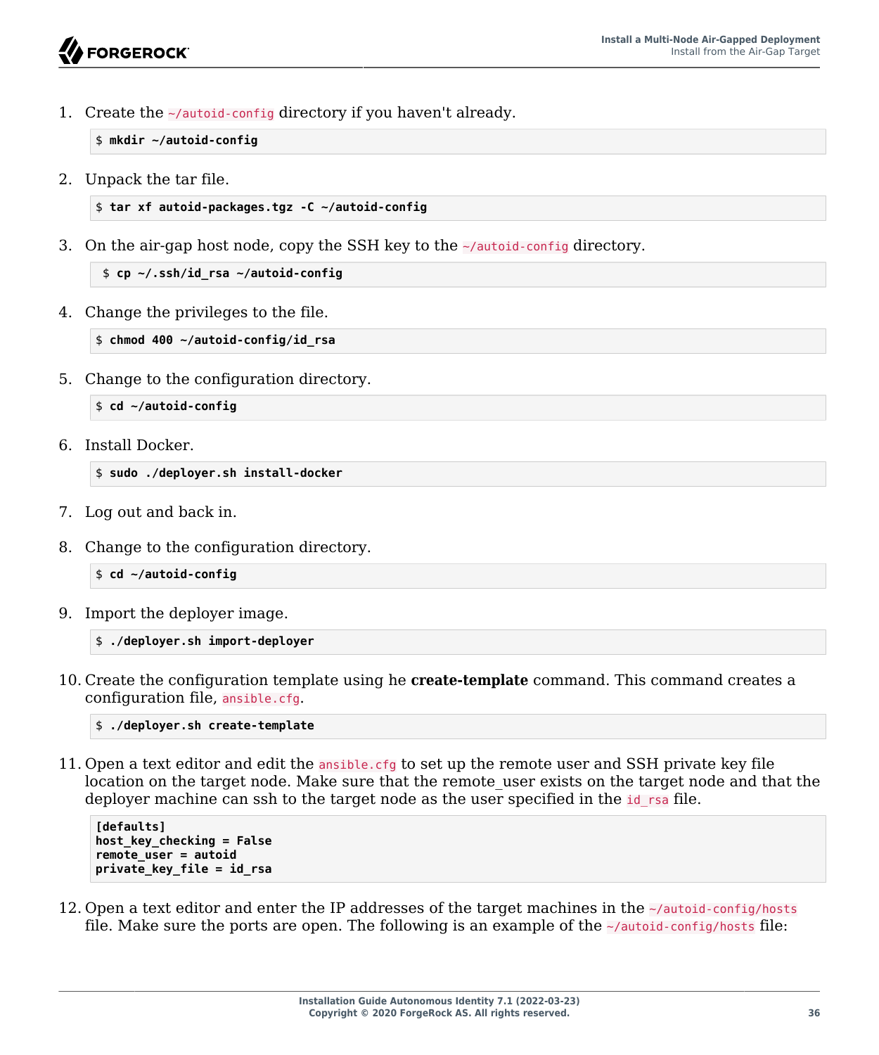1. Create the `~/autoid-config` directory if you haven't already.

   ```
   $ mkdir ~/autoid-config
   ```

2. Unpack the tar file.

   ```
   $ tar xf autoid-packages.tgz -C ~/autoid-config
   ```

3. On the air-gap host node, copy the SSH key to the `~/autoid-config` directory.

   ```
   $ cp ~/.ssh/id_rsa ~/autoid-config
   ```

4. Change the privileges to the file.

   ```
   $ chmod 400 ~/autoid-config/id_rsa
   ```

5. Change to the configuration directory.

   ```
   $ cd ~/autoid-config
   ```

6. Install Docker.

   ```
   $ sudo ./deployer.sh install-docker
   ```

7. Log out and back in.

8. Change to the configuration directory.

   ```
   $ cd ~/autoid-config
   ```

9. Import the deployer image.

   ```
   $ ./deployer.sh import-deployer
   ```

10. Create the configuration template using he **create-template** command. This command creates a configuration file, `ansible.cfg`.

    ```
    $ ./deployer.sh create-template
    ```

11. Open a text editor and edit the `ansible.cfg` to set up the remote user and SSH private key file location on the target node. Make sure that the remote_user exists on the target node and that the deployer machine can ssh to the target node as the user specified in the `id_rsa` file.

    ```
    [defaults]
    host_key_checking = False
    remote_user = autoid
    private_key_file = id_rsa
    ```

12. Open a text editor and enter the IP addresses of the target machines in the `~/autoid-config/hosts` file. Make sure the ports are open. The following is an example of the `~/autoid-config/hosts` file: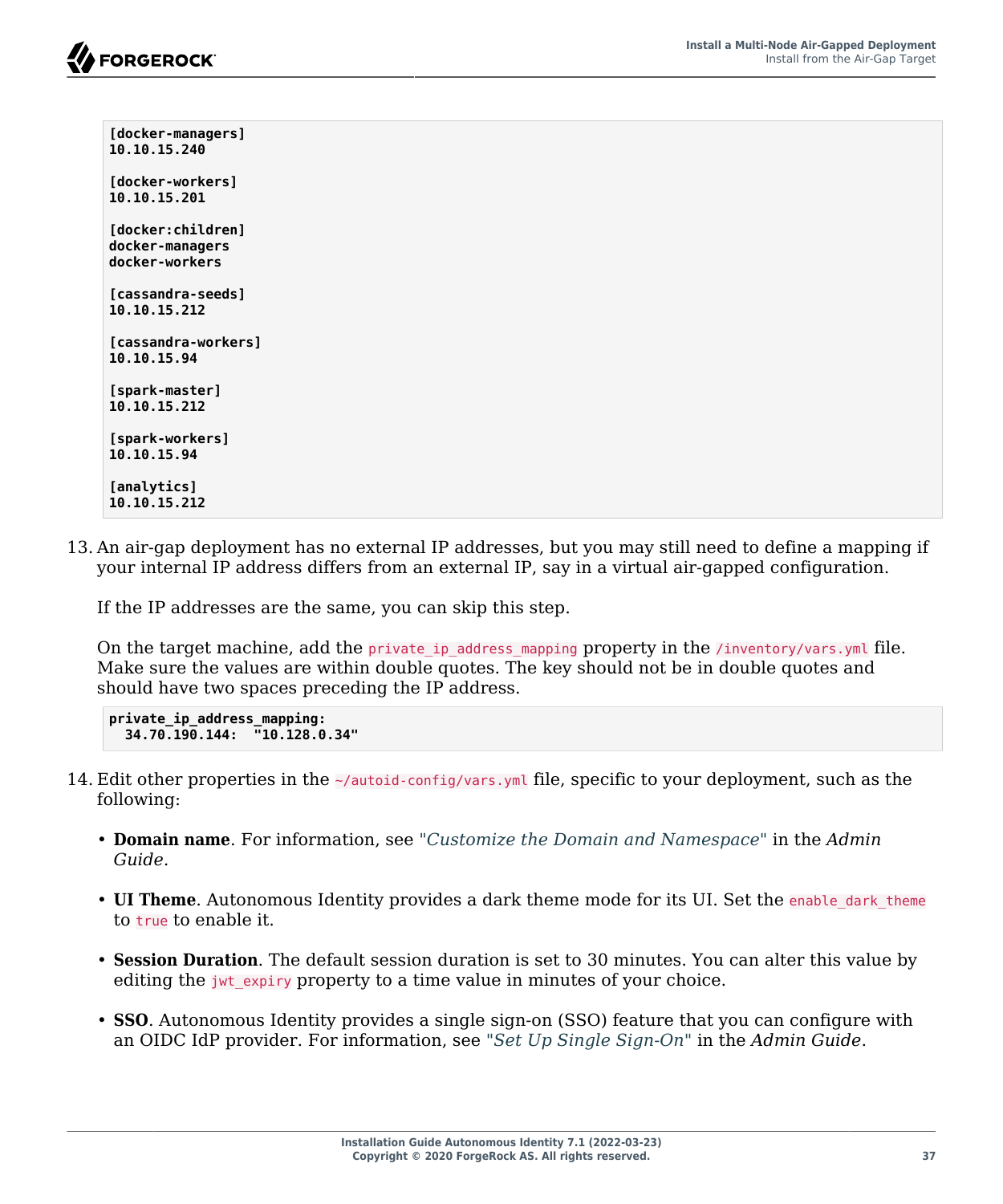```
[docker-managers]
10.10.15.240

[docker-workers]
10.10.15.201

[docker:children]
docker-managers
docker-workers

[cassandra-seeds]
10.10.15.212

[cassandra-workers]
10.10.15.94

[spark-master]
10.10.15.212

[spark-workers]
10.10.15.94

[analytics]
10.10.15.212
```

13. An air-gap deployment has no external IP addresses, but you may still need to define a mapping if your internal IP address differs from an external IP, say in a virtual air-gapped configuration.

    If the IP addresses are the same, you can skip this step.

    On the target machine, add the `private_ip_address_mapping` property in the `/inventory/vars.yml` file. Make sure the values are within double quotes. The key should not be in double quotes and should have two spaces preceding the IP address.

    ```
    private_ip_address_mapping:
      34.70.190.144:  "10.128.0.34"
    ```

14. Edit other properties in the `~/autoid-config/vars.yml` file, specific to your deployment, such as the following:

    - **Domain name**. For information, see "*Customize the Domain and Namespace*" in the *Admin Guide*.
    - **UI Theme**. Autonomous Identity provides a dark theme mode for its UI. Set the `enable_dark_theme` to `true` to enable it.
    - **Session Duration**. The default session duration is set to 30 minutes. You can alter this value by editing the `jwt_expiry` property to a time value in minutes of your choice.
    - **SSO**. Autonomous Identity provides a single sign-on (SSO) feature that you can configure with an OIDC IdP provider. For information, see "*Set Up Single Sign-On*" in the *Admin Guide*.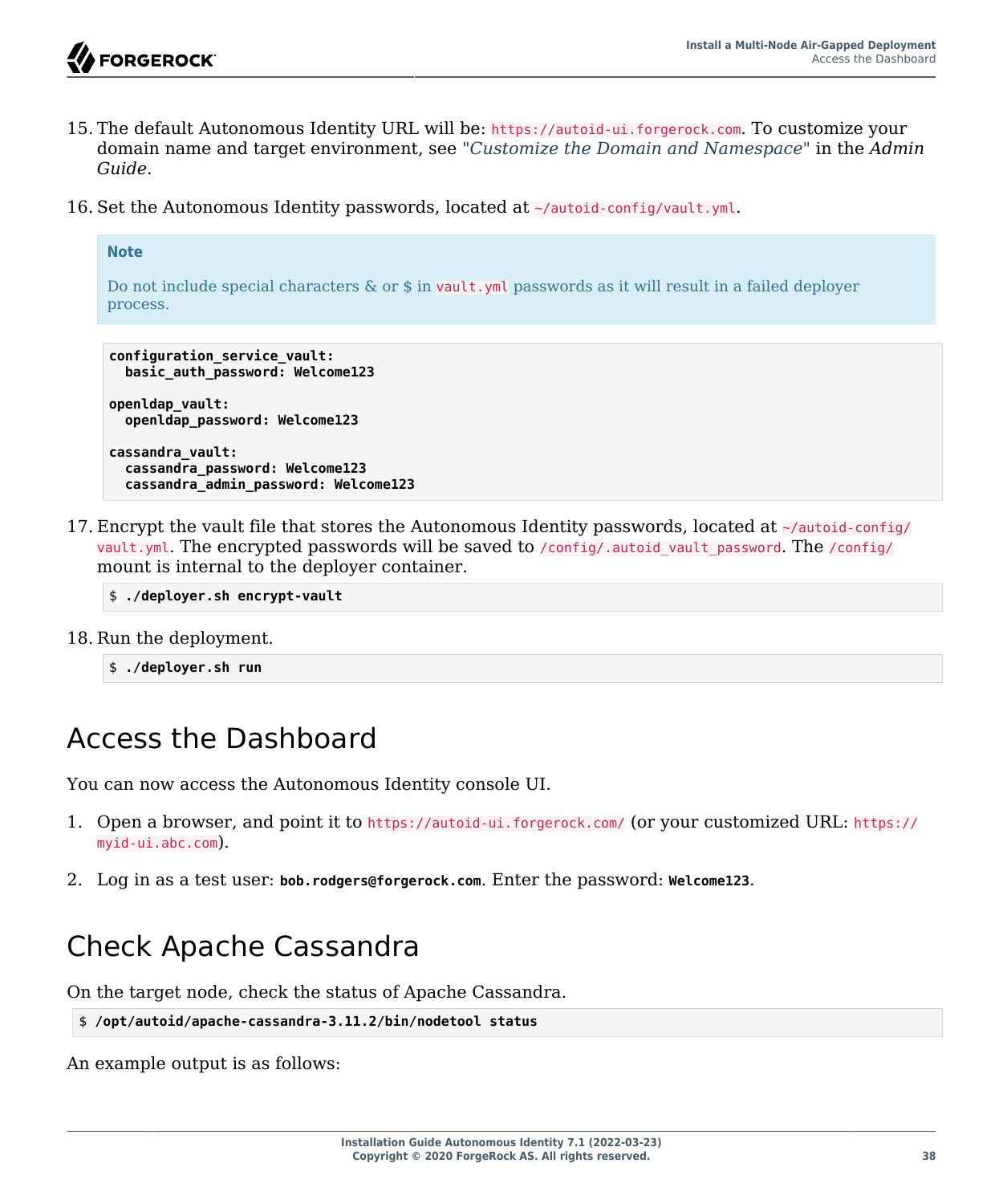15. The default Autonomous Identity URL will be: `https://autoid-ui.forgerock.com`. To customize your domain name and target environment, see "*Customize the Domain and Namespace*" in the *Admin Guide*.

16. Set the Autonomous Identity passwords, located at `~/autoid-config/vault.yml`.

    > **Note**
    >
    > Do not include special characters & or $ in `vault.yml` passwords as it will result in a failed deployer process.

    ```
    configuration_service_vault:
      basic_auth_password: Welcome123

    openldap_vault:
      openldap_password: Welcome123

    cassandra_vault:
      cassandra_password: Welcome123
      cassandra_admin_password: Welcome123
    ```

17. Encrypt the vault file that stores the Autonomous Identity passwords, located at `~/autoid-config/vault.yml`. The encrypted passwords will be saved to `/config/.autoid_vault_password`. The `/config/` mount is internal to the deployer container.

    ```
    $ ./deployer.sh encrypt-vault
    ```

18. Run the deployment.

    ```
    $ ./deployer.sh run
    ```

# Access the Dashboard

You can now access the Autonomous Identity console UI.

1. Open a browser, and point it to `https://autoid-ui.forgerock.com/` (or your customized URL: `https://myid-ui.abc.com`).

2. Log in as a test user: **bob.rodgers@forgerock.com**. Enter the password: **Welcome123**.

# Check Apache Cassandra

On the target node, check the status of Apache Cassandra.

```
$ /opt/autoid/apache-cassandra-3.11.2/bin/nodetool status
```

An example output is as follows: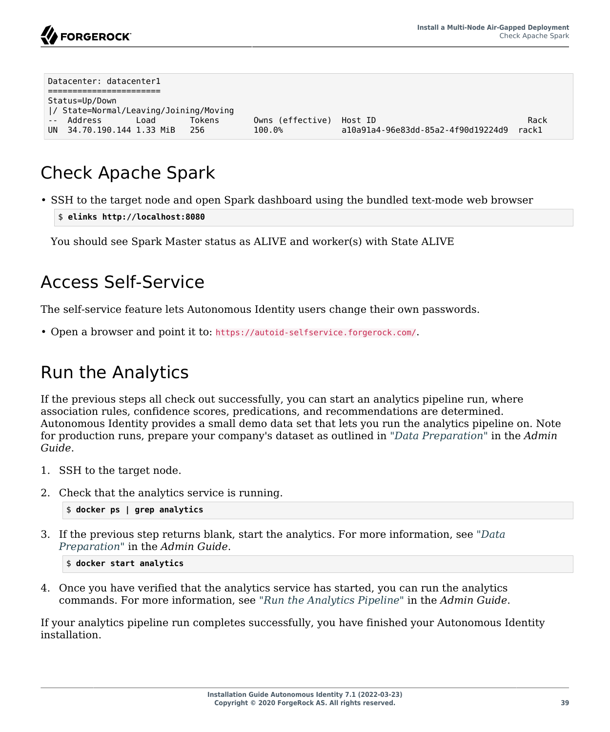```
Datacenter: datacenter1
=======================
Status=Up/Down
|/ State=Normal/Leaving/Joining/Moving
--  Address       Load       Tokens       Owns (effective)  Host ID                               Rack
UN  34.70.190.144 1.33 MiB   256          100.0%            a10a91a4-96e83dd-85a2-4f90d19224d9  rack1
```

## Check Apache Spark

- SSH to the target node and open Spark dashboard using the bundled text-mode web browser

  ```
  $ elinks http://localhost:8080
  ```

  You should see Spark Master status as ALIVE and worker(s) with State ALIVE

## Access Self-Service

The self-service feature lets Autonomous Identity users change their own passwords.

- Open a browser and point it to: `https://autoid-selfservice.forgerock.com/`.

## Run the Analytics

If the previous steps all check out successfully, you can start an analytics pipeline run, where association rules, confidence scores, predications, and recommendations are determined. Autonomous Identity provides a small demo data set that lets you run the analytics pipeline on. Note for production runs, prepare your company's dataset as outlined in "*Data Preparation*" in the *Admin Guide*.

1. SSH to the target node.
2. Check that the analytics service is running.

   ```
   $ docker ps | grep analytics
   ```

3. If the previous step returns blank, start the analytics. For more information, see "*Data Preparation*" in the *Admin Guide*.

   ```
   $ docker start analytics
   ```

4. Once you have verified that the analytics service has started, you can run the analytics commands. For more information, see "*Run the Analytics Pipeline*" in the *Admin Guide*.

If your analytics pipeline run completes successfully, you have finished your Autonomous Identity installation.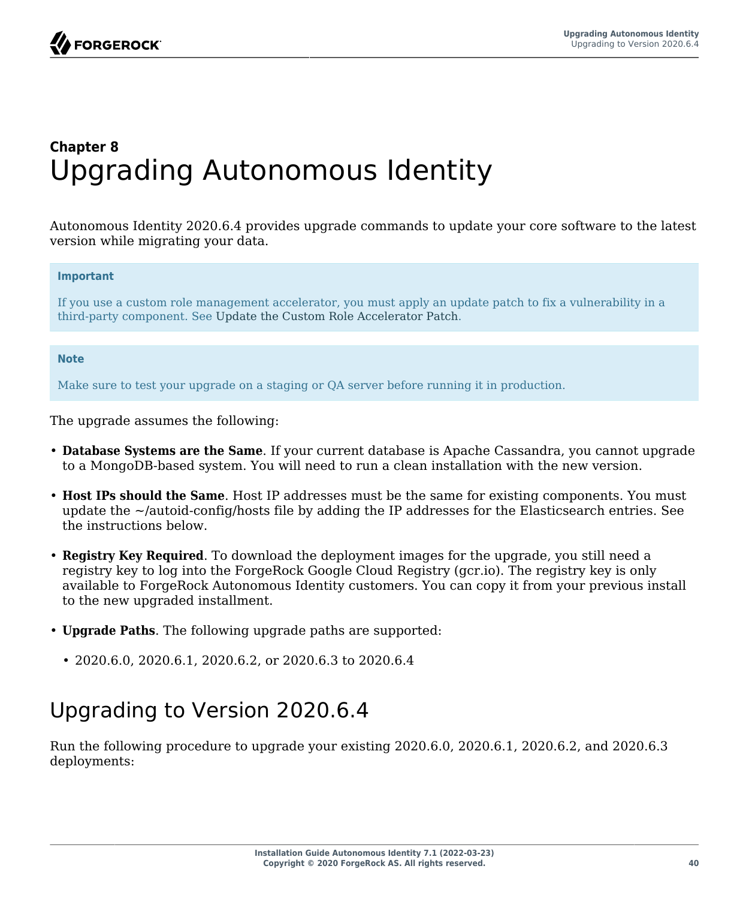# Chapter 8 Upgrading Autonomous Identity

Autonomous Identity 2020.6.4 provides upgrade commands to update your core software to the latest version while migrating your data.

> **Important**
>
> If you use a custom role management accelerator, you must apply an update patch to fix a vulnerability in a third-party component. See Update the Custom Role Accelerator Patch.

> **Note**
>
> Make sure to test your upgrade on a staging or QA server before running it in production.

The upgrade assumes the following:

- **Database Systems are the Same**. If your current database is Apache Cassandra, you cannot upgrade to a MongoDB-based system. You will need to run a clean installation with the new version.
- **Host IPs should the Same**. Host IP addresses must be the same for existing components. You must update the ~/autoid-config/hosts file by adding the IP addresses for the Elasticsearch entries. See the instructions below.
- **Registry Key Required**. To download the deployment images for the upgrade, you still need a registry key to log into the ForgeRock Google Cloud Registry (gcr.io). The registry key is only available to ForgeRock Autonomous Identity customers. You can copy it from your previous install to the new upgraded installment.
- **Upgrade Paths**. The following upgrade paths are supported:
  - 2020.6.0, 2020.6.1, 2020.6.2, or 2020.6.3 to 2020.6.4

## Upgrading to Version 2020.6.4

Run the following procedure to upgrade your existing 2020.6.0, 2020.6.1, 2020.6.2, and 2020.6.3 deployments: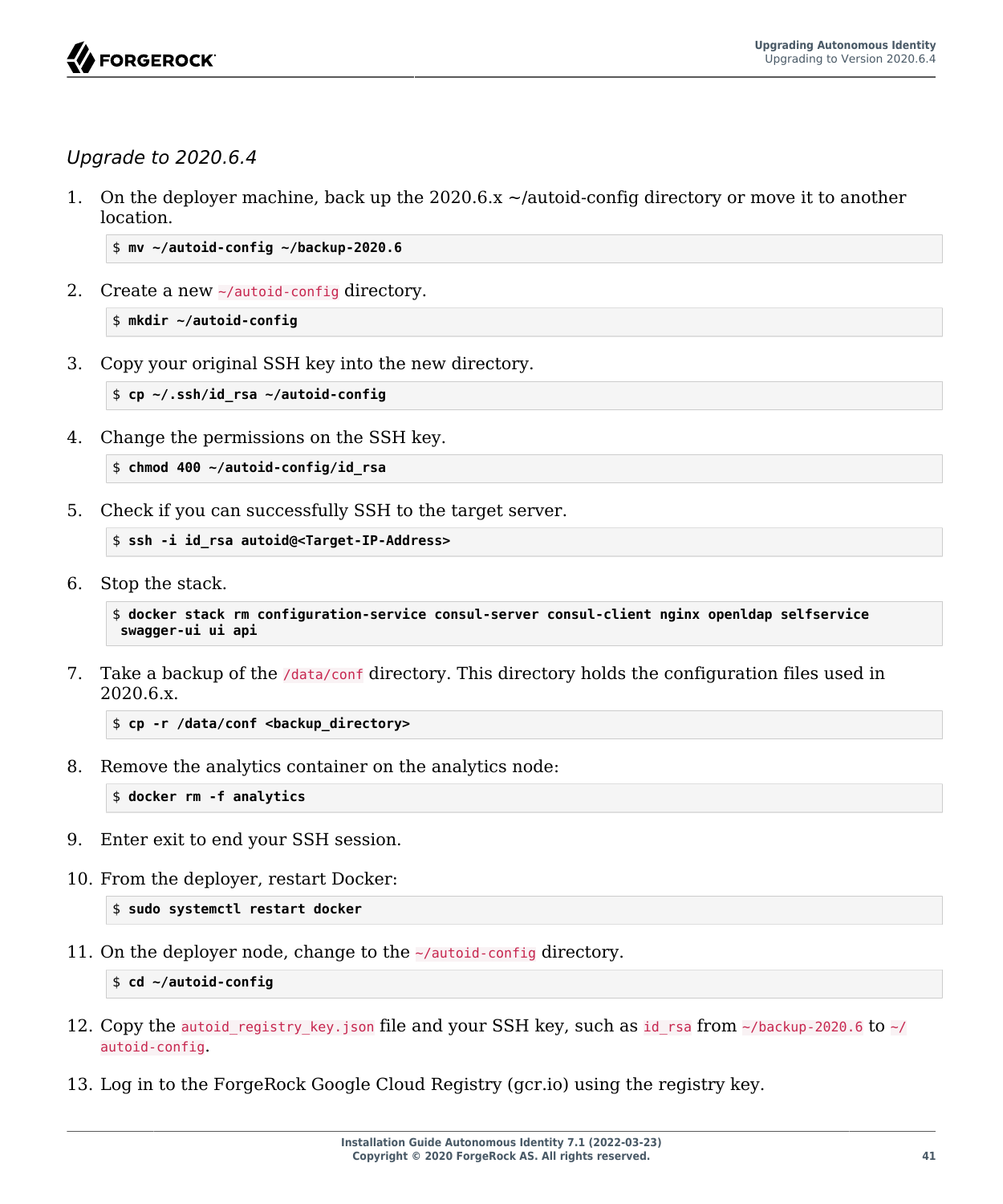### *Upgrade to 2020.6.4*

1. On the deployer machine, back up the 2020.6.x ~/autoid-config directory or move it to another location.

   ```
   $ mv ~/autoid-config ~/backup-2020.6
   ```

2. Create a new `~/autoid-config` directory.

   ```
   $ mkdir ~/autoid-config
   ```

3. Copy your original SSH key into the new directory.

   ```
   $ cp ~/.ssh/id_rsa ~/autoid-config
   ```

4. Change the permissions on the SSH key.

   ```
   $ chmod 400 ~/autoid-config/id_rsa
   ```

5. Check if you can successfully SSH to the target server.

   ```
   $ ssh -i id_rsa autoid@<Target-IP-Address>
   ```

6. Stop the stack.

   ```
   $ docker stack rm configuration-service consul-server consul-client nginx openldap selfservice
    swagger-ui ui api
   ```

7. Take a backup of the `/data/conf` directory. This directory holds the configuration files used in 2020.6.x.

   ```
   $ cp -r /data/conf <backup_directory>
   ```

8. Remove the analytics container on the analytics node:

   ```
   $ docker rm -f analytics
   ```

9. Enter exit to end your SSH session.

10. From the deployer, restart Docker:

    ```
    $ sudo systemctl restart docker
    ```

11. On the deployer node, change to the `~/autoid-config` directory.

    ```
    $ cd ~/autoid-config
    ```

12. Copy the `autoid_registry_key.json` file and your SSH key, such as `id_rsa` from `~/backup-2020.6` to `~/autoid-config`.

13. Log in to the ForgeRock Google Cloud Registry (gcr.io) using the registry key.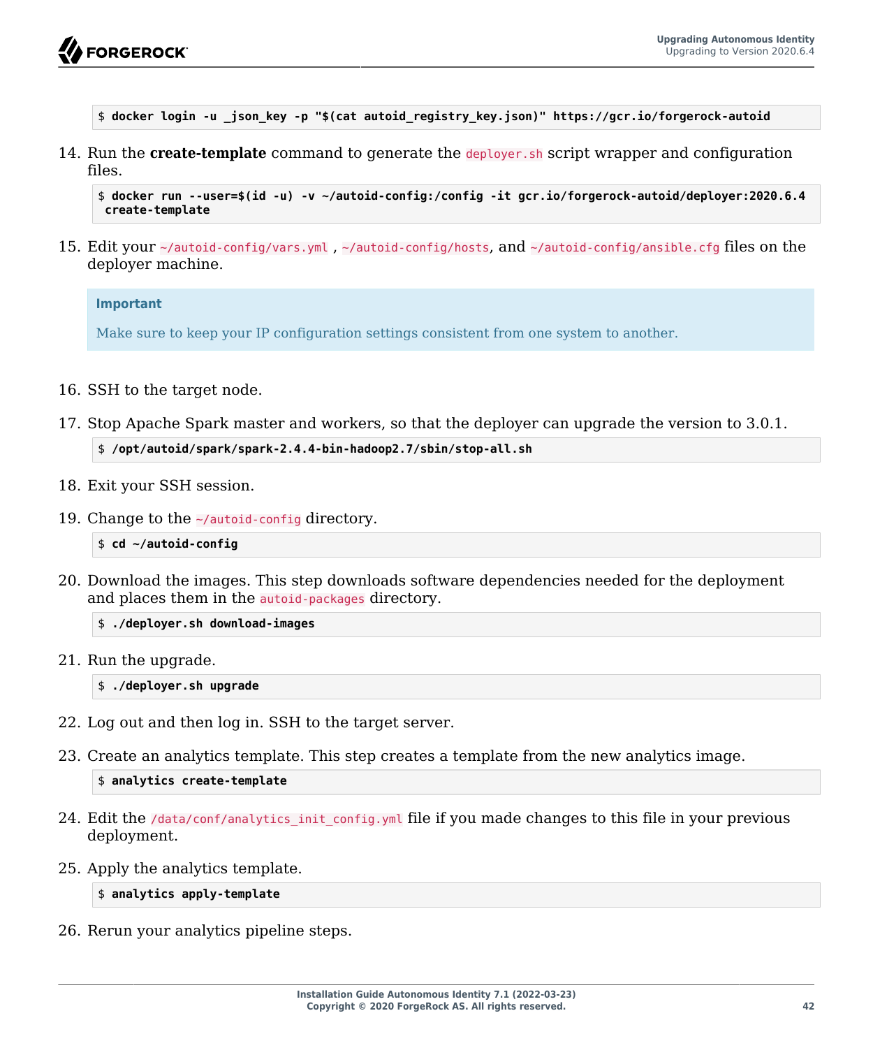```
$ docker login -u _json_key -p "$(cat autoid_registry_key.json)" https://gcr.io/forgerock-autoid
```

14. Run the **create-template** command to generate the `deployer.sh` script wrapper and configuration files.

    ```
    $ docker run --user=$(id -u) -v ~/autoid-config:/config -it gcr.io/forgerock-autoid/deployer:2020.6.4
     create-template
    ```

15. Edit your `~/autoid-config/vars.yml` , `~/autoid-config/hosts`, and `~/autoid-config/ansible.cfg` files on the deployer machine.

    > **Important**
    >
    > Make sure to keep your IP configuration settings consistent from one system to another.

16. SSH to the target node.

17. Stop Apache Spark master and workers, so that the deployer can upgrade the version to 3.0.1.

    ```
    $ /opt/autoid/spark/spark-2.4.4-bin-hadoop2.7/sbin/stop-all.sh
    ```

18. Exit your SSH session.

19. Change to the `~/autoid-config` directory.

    ```
    $ cd ~/autoid-config
    ```

20. Download the images. This step downloads software dependencies needed for the deployment and places them in the `autoid-packages` directory.

    ```
    $ ./deployer.sh download-images
    ```

21. Run the upgrade.

    ```
    $ ./deployer.sh upgrade
    ```

22. Log out and then log in. SSH to the target server.

23. Create an analytics template. This step creates a template from the new analytics image.

    ```
    $ analytics create-template
    ```

24. Edit the `/data/conf/analytics_init_config.yml` file if you made changes to this file in your previous deployment.

25. Apply the analytics template.

    ```
    $ analytics apply-template
    ```

26. Rerun your analytics pipeline steps.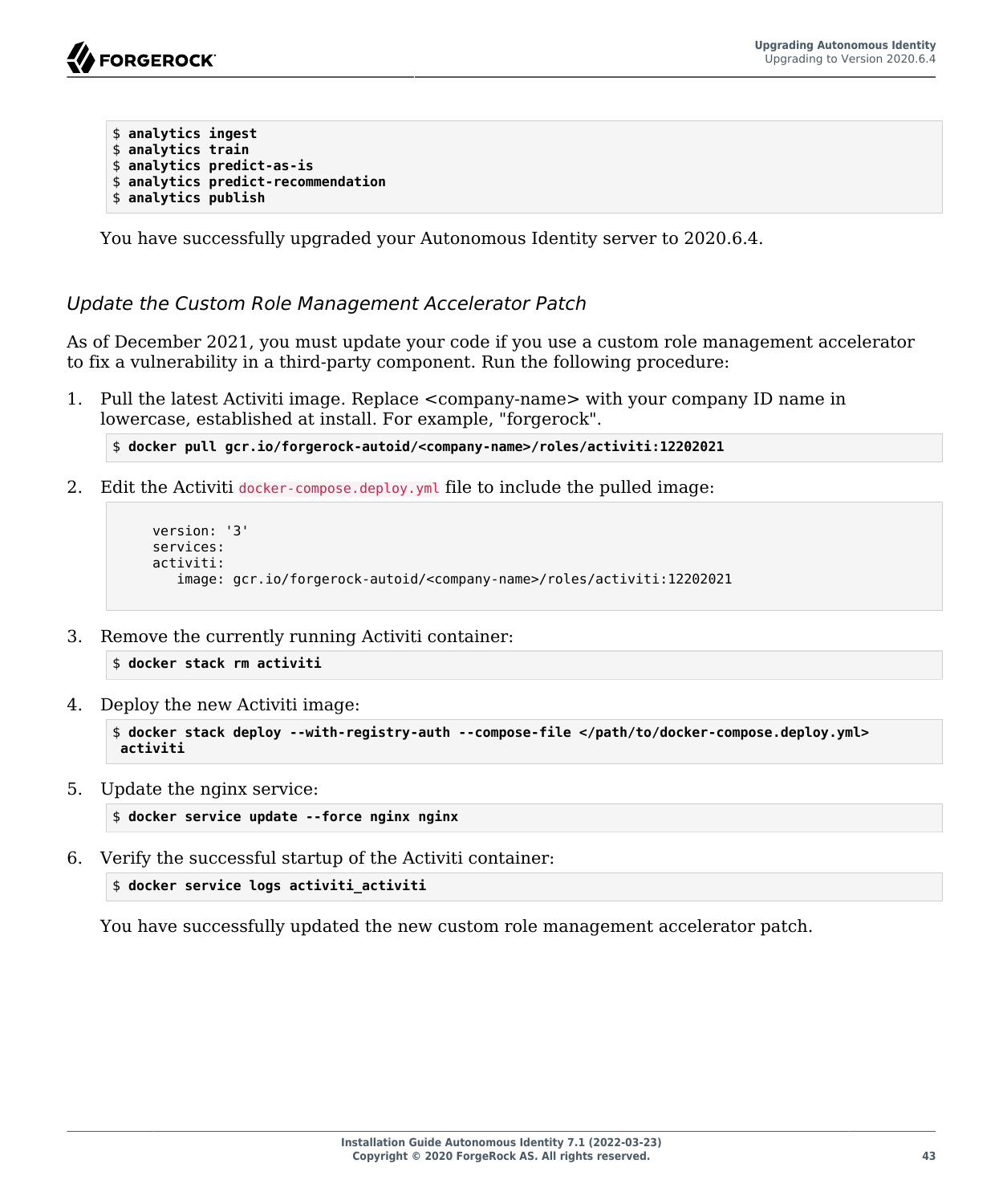```
$ analytics ingest
$ analytics train
$ analytics predict-as-is
$ analytics predict-recommendation
$ analytics publish
```

You have successfully upgraded your Autonomous Identity server to 2020.6.4.

### *Update the Custom Role Management Accelerator Patch*

As of December 2021, you must update your code if you use a custom role management accelerator to fix a vulnerability in a third-party component. Run the following procedure:

1. Pull the latest Activiti image. Replace <company-name> with your company ID name in lowercase, established at install. For example, "forgerock".

   ```
   $ docker pull gcr.io/forgerock-autoid/<company-name>/roles/activiti:12202021
   ```

2. Edit the Activiti `docker-compose.deploy.yml` file to include the pulled image:

   ```
        version: '3'
        services:
        activiti:
           image: gcr.io/forgerock-autoid/<company-name>/roles/activiti:12202021
   ```

3. Remove the currently running Activiti container:

   ```
   $ docker stack rm activiti
   ```

4. Deploy the new Activiti image:

   ```
   $ docker stack deploy --with-registry-auth --compose-file </path/to/docker-compose.deploy.yml>
    activiti
   ```

5. Update the nginx service:

   ```
   $ docker service update --force nginx nginx
   ```

6. Verify the successful startup of the Activiti container:

   ```
   $ docker service logs activiti_activiti
   ```

   You have successfully updated the new custom role management accelerator patch.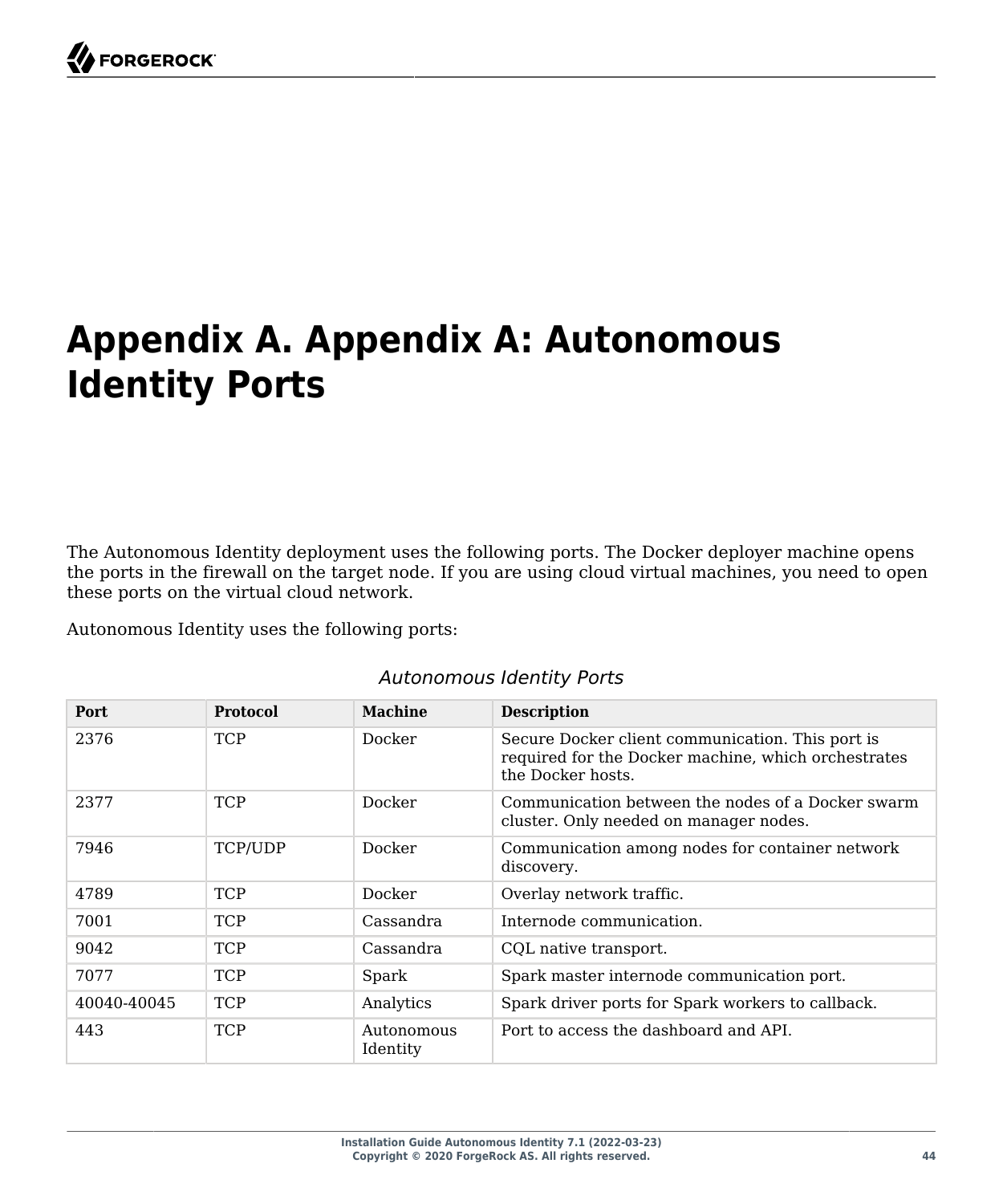# Appendix A. Appendix A: Autonomous Identity Ports

The Autonomous Identity deployment uses the following ports. The Docker deployer machine opens the ports in the firewall on the target node. If you are using cloud virtual machines, you need to open these ports on the virtual cloud network.

Autonomous Identity uses the following ports:

*Autonomous Identity Ports*

| Port | Protocol | Machine | Description |
| --- | --- | --- | --- |
| 2376 | TCP | Docker | Secure Docker client communication. This port is required for the Docker machine, which orchestrates the Docker hosts. |
| 2377 | TCP | Docker | Communication between the nodes of a Docker swarm cluster. Only needed on manager nodes. |
| 7946 | TCP/UDP | Docker | Communication among nodes for container network discovery. |
| 4789 | TCP | Docker | Overlay network traffic. |
| 7001 | TCP | Cassandra | Internode communication. |
| 9042 | TCP | Cassandra | CQL native transport. |
| 7077 | TCP | Spark | Spark master internode communication port. |
| 40040-40045 | TCP | Analytics | Spark driver ports for Spark workers to callback. |
| 443 | TCP | Autonomous Identity | Port to access the dashboard and API. |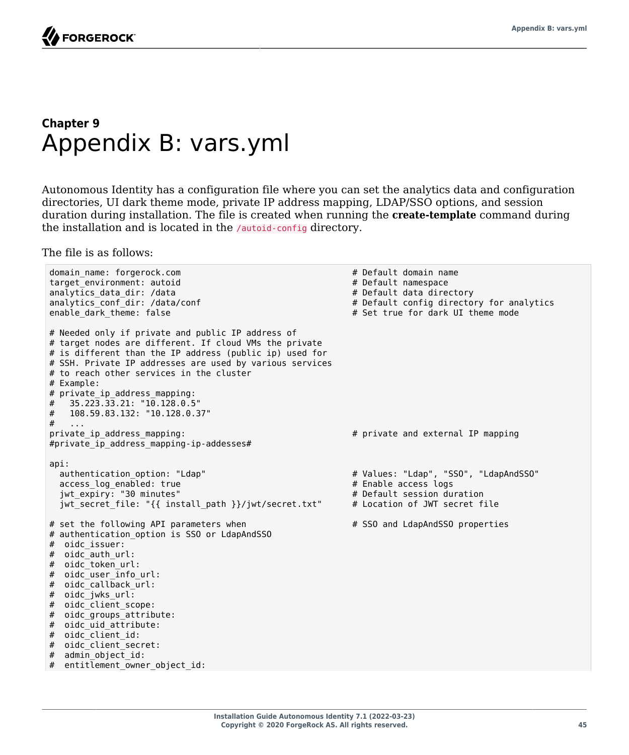## Chapter 9
# Appendix B: vars.yml

Autonomous Identity has a configuration file where you can set the analytics data and configuration directories, UI dark theme mode, private IP address mapping, LDAP/SSO options, and session duration during installation. The file is created when running the **create-template** command during the installation and is located in the `/autoid-config` directory.

The file is as follows:

```
domain_name: forgerock.com                              # Default domain name
target_environment: autoid                              # Default namespace
analytics_data_dir: /data                               # Default data directory
analytics_conf_dir: /data/conf                          # Default config directory for analytics
enable_dark_theme: false                                # Set true for dark UI theme mode

# Needed only if private and public IP address of
# target nodes are different. If cloud VMs the private
# is different than the IP address (public ip) used for
# SSH. Private IP addresses are used by various services
# to reach other services in the cluster
# Example:
# private_ip_address_mapping:
#   35.223.33.21: "10.128.0.5"
#   108.59.83.132: "10.128.0.37"
#   ...
private_ip_address_mapping:                             # private and external IP mapping
#private_ip_address_mapping-ip-addesses#

api:
  authentication_option: "Ldap"                         # Values: "Ldap", "SSO", "LdapAndSSO"
  access_log_enabled: true                              # Enable access logs
  jwt_expiry: "30 minutes"                              # Default session duration
  jwt_secret_file: "{{ install_path }}/jwt/secret.txt"  # Location of JWT secret file

# set the following API parameters when                 # SSO and LdapAndSSO properties
# authentication_option is SSO or LdapAndSSO
#  oidc_issuer:
#  oidc_auth_url:
#  oidc_token_url:
#  oidc_user_info_url:
#  oidc_callback_url:
#  oidc_jwks_url:
#  oidc_client_scope:
#  oidc_groups_attribute:
#  oidc_uid_attribute:
#  oidc_client_id:
#  oidc_client_secret:
#  admin_object_id:
#  entitlement_owner_object_id:
```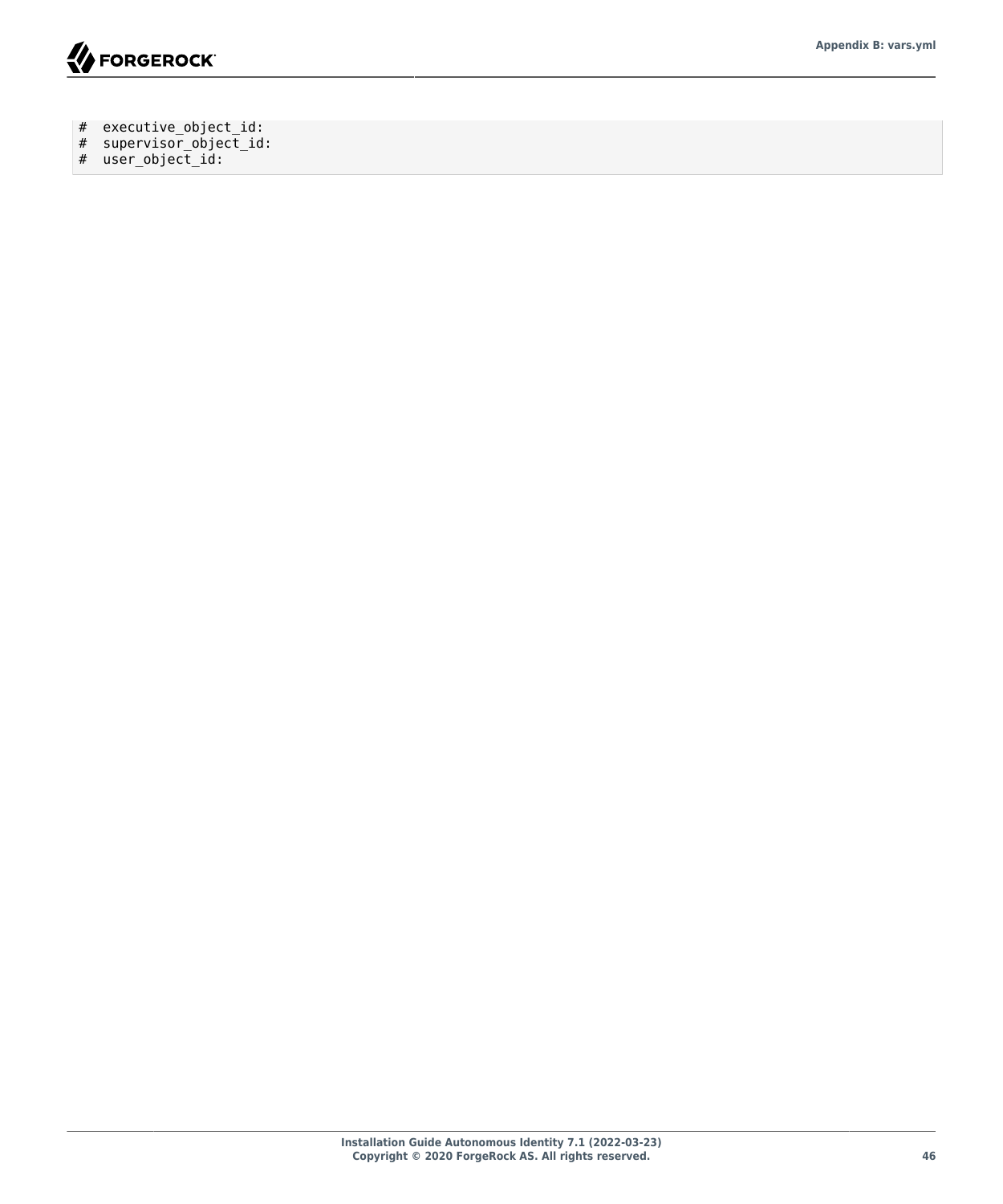```
#  executive_object_id:
#  supervisor_object_id:
#  user_object_id:
```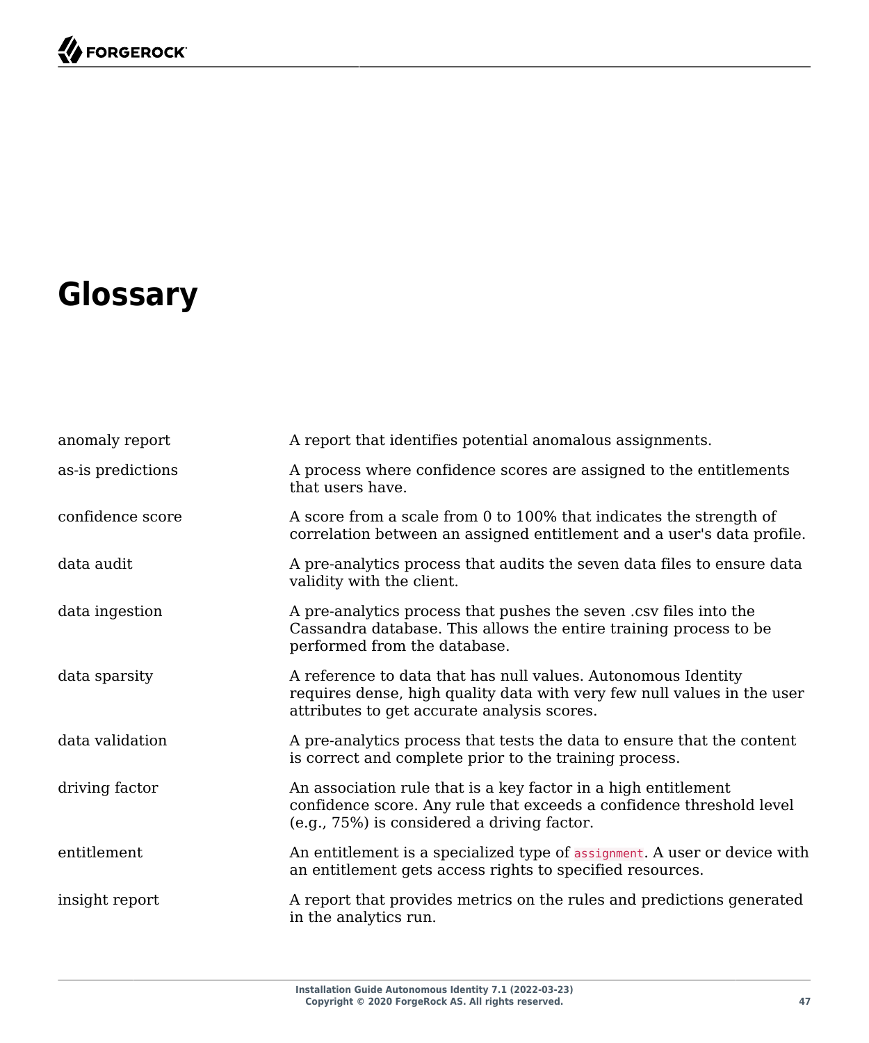# Glossary

| | |
|---|---|
| anomaly report | A report that identifies potential anomalous assignments. |
| as-is predictions | A process where confidence scores are assigned to the entitlements that users have. |
| confidence score | A score from a scale from 0 to 100% that indicates the strength of correlation between an assigned entitlement and a user's data profile. |
| data audit | A pre-analytics process that audits the seven data files to ensure data validity with the client. |
| data ingestion | A pre-analytics process that pushes the seven .csv files into the Cassandra database. This allows the entire training process to be performed from the database. |
| data sparsity | A reference to data that has null values. Autonomous Identity requires dense, high quality data with very few null values in the user attributes to get accurate analysis scores. |
| data validation | A pre-analytics process that tests the data to ensure that the content is correct and complete prior to the training process. |
| driving factor | An association rule that is a key factor in a high entitlement confidence score. Any rule that exceeds a confidence threshold level (e.g., 75%) is considered a driving factor. |
| entitlement | An entitlement is a specialized type of `assignment`. A user or device with an entitlement gets access rights to specified resources. |
| insight report | A report that provides metrics on the rules and predictions generated in the analytics run. |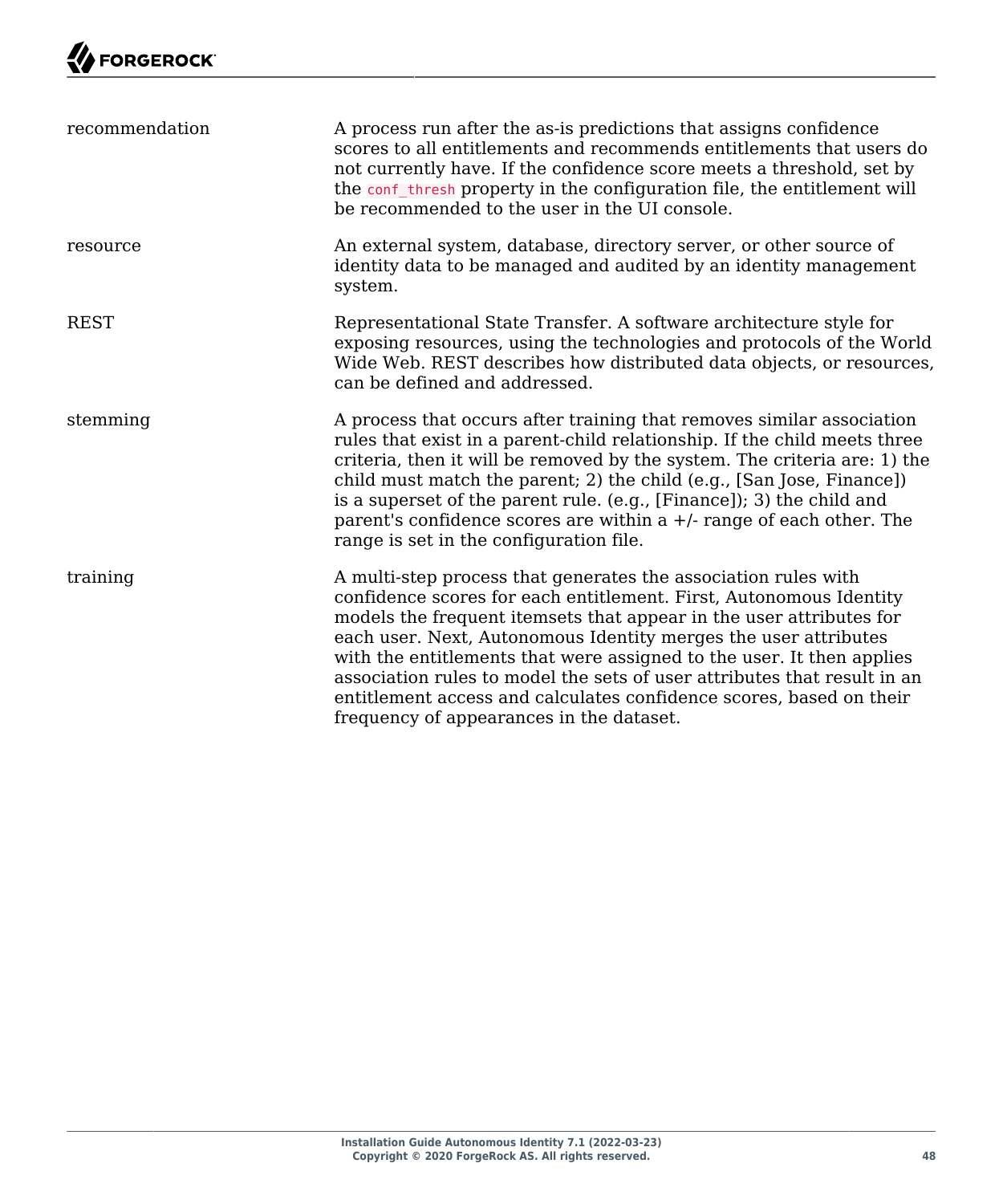| | |
|---|---|
| recommendation | A process run after the as-is predictions that assigns confidence scores to all entitlements and recommends entitlements that users do not currently have. If the confidence score meets a threshold, set by the `conf_thresh` property in the configuration file, the entitlement will be recommended to the user in the UI console. |
| resource | An external system, database, directory server, or other source of identity data to be managed and audited by an identity management system. |
| REST | Representational State Transfer. A software architecture style for exposing resources, using the technologies and protocols of the World Wide Web. REST describes how distributed data objects, or resources, can be defined and addressed. |
| stemming | A process that occurs after training that removes similar association rules that exist in a parent-child relationship. If the child meets three criteria, then it will be removed by the system. The criteria are: 1) the child must match the parent; 2) the child (e.g., [San Jose, Finance]) is a superset of the parent rule. (e.g., [Finance]); 3) the child and parent's confidence scores are within a +/- range of each other. The range is set in the configuration file. |
| training | A multi-step process that generates the association rules with confidence scores for each entitlement. First, Autonomous Identity models the frequent itemsets that appear in the user attributes for each user. Next, Autonomous Identity merges the user attributes with the entitlements that were assigned to the user. It then applies association rules to model the sets of user attributes that result in an entitlement access and calculates confidence scores, based on their frequency of appearances in the dataset. |